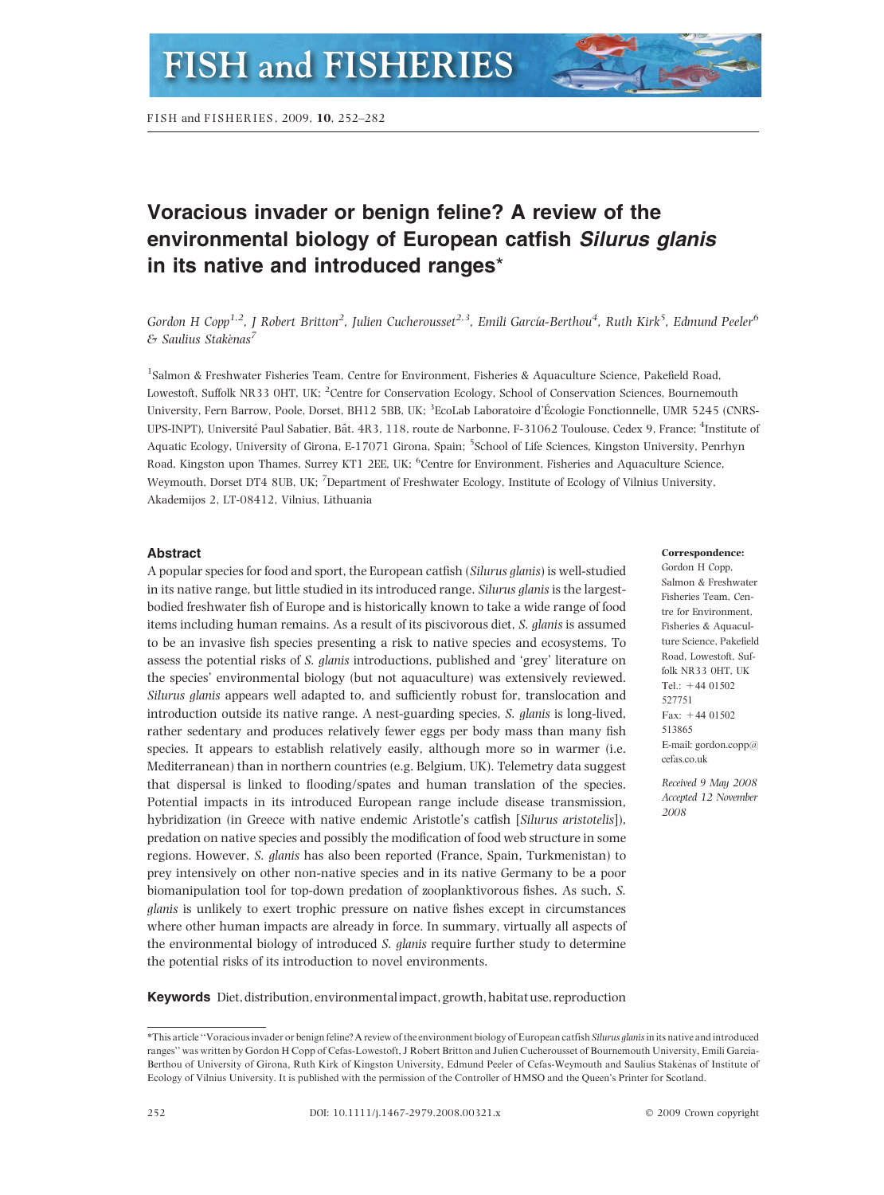# Voracious invader or benign feline? A review of the environmental biology of European catfish *Silurus glanis* in its native and introduced ranges*

*Gordon H Copp[1,2], J Robert Britton[2], Julien Cucherousset[2,3], Emili García-Berthou[4], Ruth Kirk[5], Edmund Peeler[6] & Saulius Stakėnas[7]*

[1]Salmon & Freshwater Fisheries Team, Centre for Environment, Fisheries & Aquaculture Science, Pakefield Road, Lowestoft, Suffolk NR33 0HT, UK; [2]Centre for Conservation Ecology, School of Conservation Sciences, Bournemouth University, Fern Barrow, Poole, Dorset, BH12 5BB, UK; [3]EcoLab Laboratoire d'Écologie Fonctionnelle, UMR 5245 (CNRS-UPS-INPT), Université Paul Sabatier, Bât. 4R3, 118, route de Narbonne, F-31062 Toulouse, Cedex 9, France; [4]Institute of Aquatic Ecology, University of Girona, E-17071 Girona, Spain; [5]School of Life Sciences, Kingston University, Penrhyn Road, Kingston upon Thames, Surrey KT1 2EE, UK; [6]Centre for Environment, Fisheries and Aquaculture Science, Weymouth, Dorset DT4 8UB, UK; [7]Department of Freshwater Ecology, Institute of Ecology of Vilnius University, Akademijos 2, LT-08412, Vilnius, Lithuania

## Abstract

A popular species for food and sport, the European catfish (*Silurus glanis*) is well-studied in its native range, but little studied in its introduced range. *Silurus glanis* is the largest-bodied freshwater fish of Europe and is historically known to take a wide range of food items including human remains. As a result of its piscivorous diet, *S. glanis* is assumed to be an invasive fish species presenting a risk to native species and ecosystems. To assess the potential risks of *S. glanis* introductions, published and 'grey' literature on the species' environmental biology (but not aquaculture) was extensively reviewed. *Silurus glanis* appears well adapted to, and sufficiently robust for, translocation and introduction outside its native range. A nest-guarding species, *S. glanis* is long-lived, rather sedentary and produces relatively fewer eggs per body mass than many fish species. It appears to establish relatively easily, although more so in warmer (i.e. Mediterranean) than in northern countries (e.g. Belgium, UK). Telemetry data suggest that dispersal is linked to flooding/spates and human translation of the species. Potential impacts in its introduced European range include disease transmission, hybridization (in Greece with native endemic Aristotle's catfish [*Silurus aristotelis*]), predation on native species and possibly the modification of food web structure in some regions. However, *S. glanis* has also been reported (France, Spain, Turkmenistan) to prey intensively on other non-native species and in its native Germany to be a poor biomanipulation tool for top-down predation of zooplanktivorous fishes. As such, *S. glanis* is unlikely to exert trophic pressure on native fishes except in circumstances where other human impacts are already in force. In summary, virtually all aspects of the environmental biology of introduced *S. glanis* require further study to determine the potential risks of its introduction to novel environments.

**Keywords** Diet, distribution, environmental impact, growth, habitat use, reproduction

**Correspondence:**
Gordon H Copp, Salmon & Freshwater Fisheries Team, Centre for Environment, Fisheries & Aquaculture Science, Pakefield Road, Lowestoft, Suffolk NR33 0HT, UK
Tel.: +44 01502 527751
Fax: +44 01502 513865
E-mail: gordon.copp@cefas.co.uk

*Received 9 May 2008*
*Accepted 12 November 2008*

*This article "Voracious invader or benign feline? A review of the environment biology of European catfish *Silurus glanis* in its native and introduced ranges" was written by Gordon H Copp of Cefas-Lowestoft, J Robert Britton and Julien Cucherousset of Bournemouth University, Emili García-Berthou of University of Girona, Ruth Kirk of Kingston University, Edmund Peeler of Cefas-Weymouth and Saulius Stakėnas of Institute of Ecology of Vilnius University. It is published with the permission of the Controller of HMSO and the Queen's Printer for Scotland.

DOI: 10.1111/j.1467-2979.2008.00321.x © 2009 Crown copyright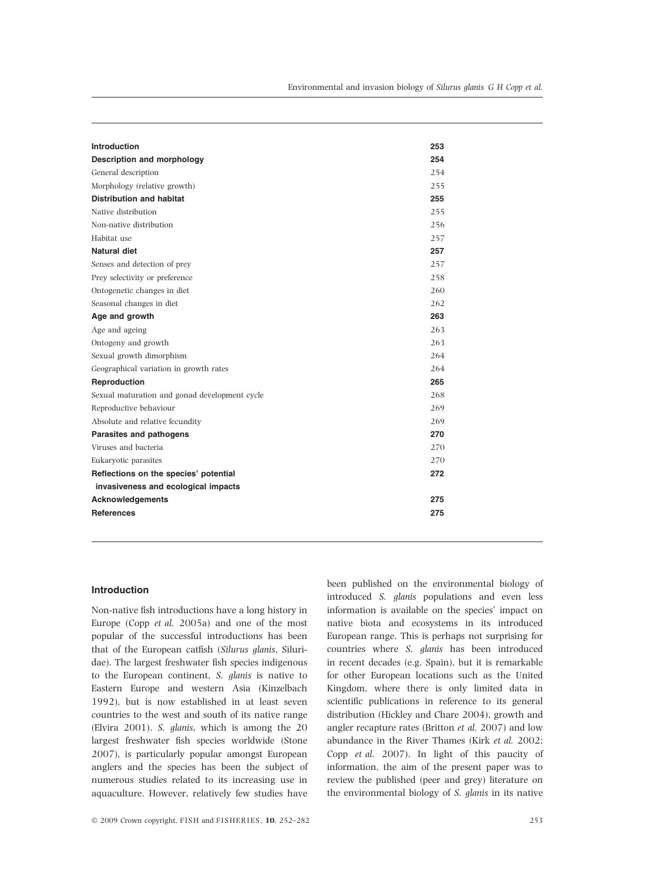| | |
|---|---|
| **Introduction** | **253** |
| **Description and morphology** | **254** |
| General description | 254 |
| Morphology (relative growth) | 255 |
| **Distribution and habitat** | **255** |
| Native distribution | 255 |
| Non-native distribution | 256 |
| Habitat use | 257 |
| **Natural diet** | **257** |
| Senses and detection of prey | 257 |
| Prey selectivity or preference | 258 |
| Ontogenetic changes in diet | 260 |
| Seasonal changes in diet | 262 |
| **Age and growth** | **263** |
| Age and ageing | 263 |
| Ontogeny and growth | 263 |
| Sexual growth dimorphism | 264 |
| Geographical variation in growth rates | 264 |
| **Reproduction** | **265** |
| Sexual maturation and gonad development cycle | 268 |
| Reproductive behaviour | 269 |
| Absolute and relative fecundity | 269 |
| **Parasites and pathogens** | **270** |
| Viruses and bacteria | 270 |
| Eukaryotic parasites | 270 |
| **Reflections on the species' potential invasiveness and ecological impacts** | **272** |
| **Acknowledgements** | **275** |
| **References** | **275** |

## Introduction

Non-native fish introductions have a long history in Europe (Copp *et al.* 2005a) and one of the most popular of the successful introductions has been that of the European catfish (*Silurus glanis*, Siluridae). The largest freshwater fish species indigenous to the European continent, *S. glanis* is native to Eastern Europe and western Asia (Kinzelbach 1992), but is now established in at least seven countries to the west and south of its native range (Elvira 2001). *S. glanis*, which is among the 20 largest freshwater fish species worldwide (Stone 2007), is particularly popular amongst European anglers and the species has been the subject of numerous studies related to its increasing use in aquaculture. However, relatively few studies have been published on the environmental biology of introduced *S. glanis* populations and even less information is available on the species' impact on native biota and ecosystems in its introduced European range. This is perhaps not surprising for countries where *S. glanis* has been introduced in recent decades (e.g. Spain), but it is remarkable for other European locations such as the United Kingdom, where there is only limited data in scientific publications in reference to its general distribution (Hickley and Chare 2004), growth and angler recapture rates (Britton *et al.* 2007) and low abundance in the River Thames (Kirk *et al.* 2002; Copp *et al.* 2007). In light of this paucity of information, the aim of the present paper was to review the published (peer and grey) literature on the environmental biology of *S. glanis* in its native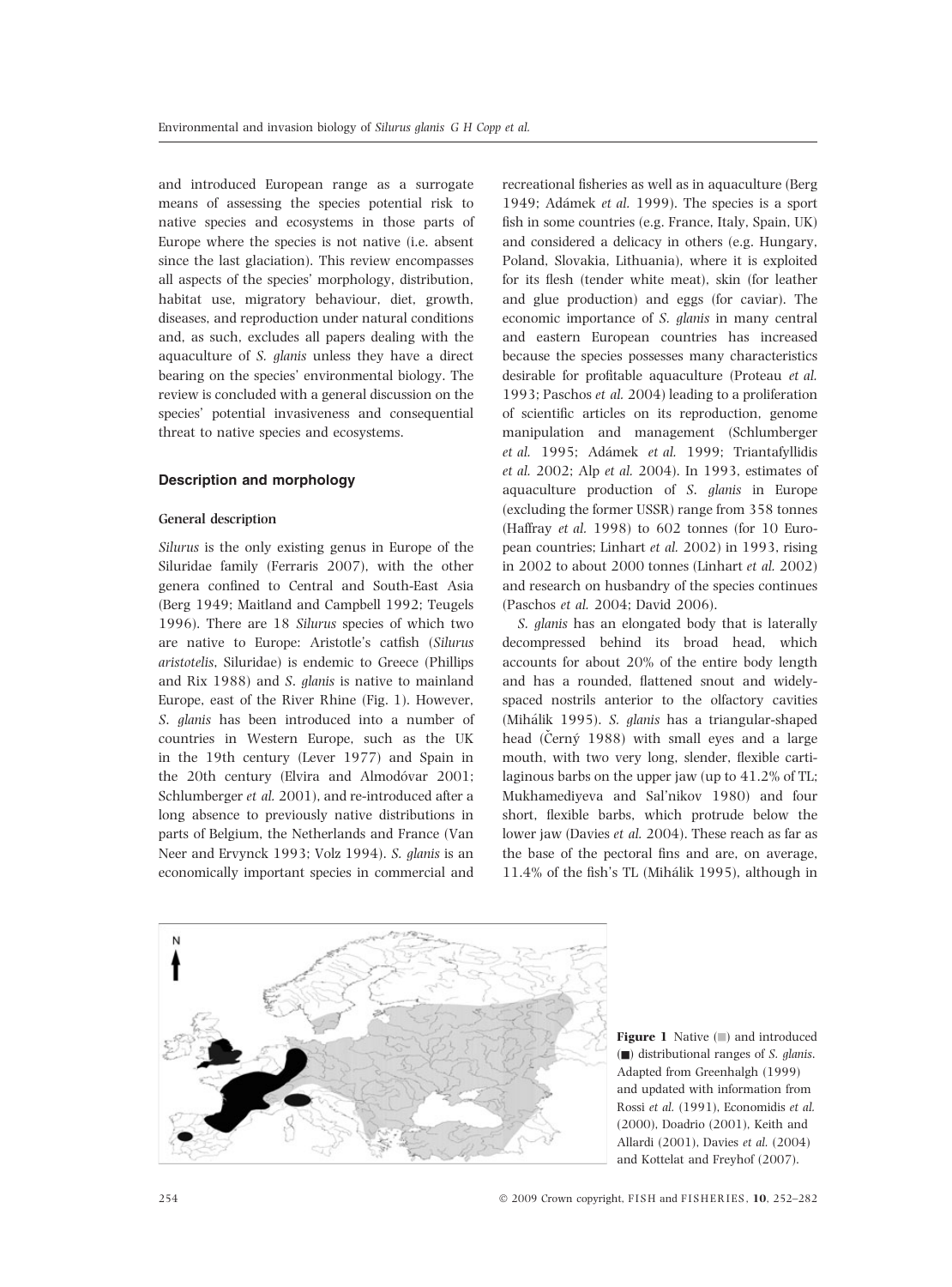and introduced European range as a surrogate means of assessing the species potential risk to native species and ecosystems in those parts of Europe where the species is not native (i.e. absent since the last glaciation). This review encompasses all aspects of the species' morphology, distribution, habitat use, migratory behaviour, diet, growth, diseases, and reproduction under natural conditions and, as such, excludes all papers dealing with the aquaculture of *S. glanis* unless they have a direct bearing on the species' environmental biology. The review is concluded with a general discussion on the species' potential invasiveness and consequential threat to native species and ecosystems.

## Description and morphology

### General description

*Silurus* is the only existing genus in Europe of the Siluridae family (Ferraris 2007), with the other genera confined to Central and South-East Asia (Berg 1949; Maitland and Campbell 1992; Teugels 1996). There are 18 *Silurus* species of which two are native to Europe: Aristotle's catfish (*Silurus aristotelis*, Siluridae) is endemic to Greece (Phillips and Rix 1988) and *S. glanis* is native to mainland Europe, east of the River Rhine (Fig. 1). However, *S. glanis* has been introduced into a number of countries in Western Europe, such as the UK in the 19th century (Lever 1977) and Spain in the 20th century (Elvira and Almodóvar 2001; Schlumberger *et al.* 2001), and re-introduced after a long absence to previously native distributions in parts of Belgium, the Netherlands and France (Van Neer and Ervynck 1993; Volz 1994). *S. glanis* is an economically important species in commercial and recreational fisheries as well as in aquaculture (Berg 1949; Adámek *et al.* 1999). The species is a sport fish in some countries (e.g. France, Italy, Spain, UK) and considered a delicacy in others (e.g. Hungary, Poland, Slovakia, Lithuania), where it is exploited for its flesh (tender white meat), skin (for leather and glue production) and eggs (for caviar). The economic importance of *S. glanis* in many central and eastern European countries has increased because the species possesses many characteristics desirable for profitable aquaculture (Proteau *et al.* 1993; Paschos *et al.* 2004) leading to a proliferation of scientific articles on its reproduction, genome manipulation and management (Schlumberger *et al.* 1995; Adámek *et al.* 1999; Triantafyllidis *et al.* 2002; Alp *et al.* 2004). In 1993, estimates of aquaculture production of *S. glanis* in Europe (excluding the former USSR) range from 358 tonnes (Haffray *et al.* 1998) to 602 tonnes (for 10 European countries; Linhart *et al.* 2002) in 1993, rising in 2002 to about 2000 tonnes (Linhart *et al.* 2002) and research on husbandry of the species continues (Paschos *et al.* 2004; David 2006).

*S. glanis* has an elongated body that is laterally decompressed behind its broad head, which accounts for about 20% of the entire body length and has a rounded, flattened snout and widely-spaced nostrils anterior to the olfactory cavities (Mihálik 1995). *S. glanis* has a triangular-shaped head (Černý 1988) with small eyes and a large mouth, with two very long, slender, flexible cartilaginous barbs on the upper jaw (up to 41.2% of TL; Mukhamediyeva and Sal'nikov 1980) and four short, flexible barbs, which protrude below the lower jaw (Davies *et al.* 2004). These reach as far as the base of the pectoral fins and are, on average, 11.4% of the fish's TL (Mihálik 1995), although in

**Figure 1** Native (■) and introduced (■) distributional ranges of *S. glanis*. Adapted from Greenhalgh (1999) and updated with information from Rossi *et al.* (1991), Economidis *et al.* (2000), Doadrio (2001), Keith and Allardi (2001), Davies *et al.* (2004) and Kottelat and Freyhof (2007).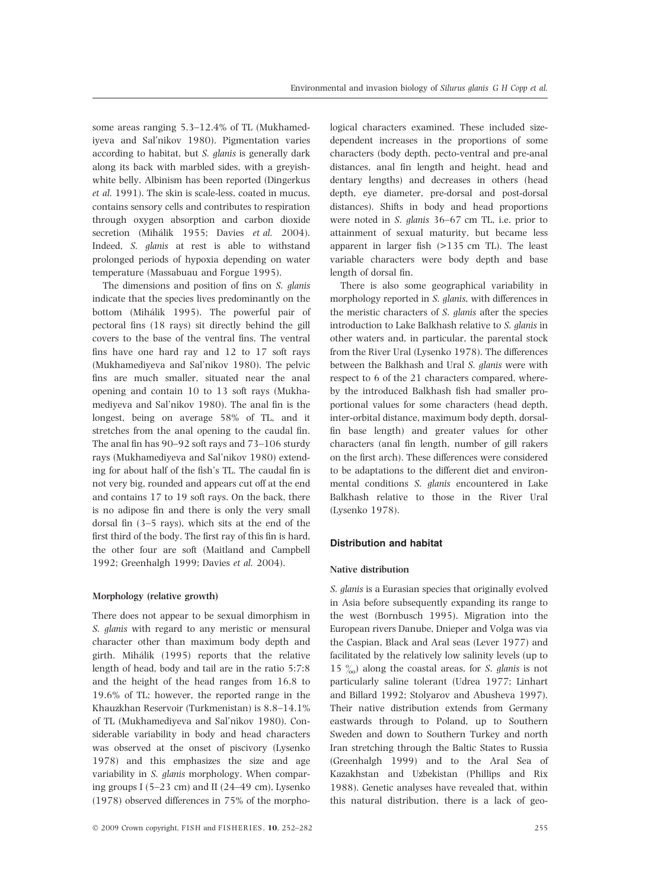some areas ranging 5.3–12.4% of TL (Mukhamediyeva and Sal'nikov 1980). Pigmentation varies according to habitat, but *S. glanis* is generally dark along its back with marbled sides, with a greyish-white belly. Albinism has been reported (Dingerkus *et al.* 1991). The skin is scale-less, coated in mucus, contains sensory cells and contributes to respiration through oxygen absorption and carbon dioxide secretion (Mihálik 1955; Davies *et al.* 2004). Indeed, *S. glanis* at rest is able to withstand prolonged periods of hypoxia depending on water temperature (Massabuau and Forgue 1995).

The dimensions and position of fins on *S. glanis* indicate that the species lives predominantly on the bottom (Mihálik 1995). The powerful pair of pectoral fins (18 rays) sit directly behind the gill covers to the base of the ventral fins. The ventral fins have one hard ray and 12 to 17 soft rays (Mukhamediyeva and Sal'nikov 1980). The pelvic fins are much smaller, situated near the anal opening and contain 10 to 13 soft rays (Mukhamediyeva and Sal'nikov 1980). The anal fin is the longest, being on average 58% of TL, and it stretches from the anal opening to the caudal fin. The anal fin has 90–92 soft rays and 73–106 sturdy rays (Mukhamediyeva and Sal'nikov 1980) extending for about half of the fish's TL. The caudal fin is not very big, rounded and appears cut off at the end and contains 17 to 19 soft rays. On the back, there is no adipose fin and there is only the very small dorsal fin (3–5 rays), which sits at the end of the first third of the body. The first ray of this fin is hard, the other four are soft (Maitland and Campbell 1992; Greenhalgh 1999; Davies *et al.* 2004).

### Morphology (relative growth)

There does not appear to be sexual dimorphism in *S. glanis* with regard to any meristic or mensural character other than maximum body depth and girth. Mihálik (1995) reports that the relative length of head, body and tail are in the ratio 5:7:8 and the height of the head ranges from 16.8 to 19.6% of TL; however, the reported range in the Khauzkhan Reservoir (Turkmenistan) is 8.8–14.1% of TL (Mukhamediyeva and Sal'nikov 1980). Considerable variability in body and head characters was observed at the onset of piscivory (Lysenko 1978) and this emphasizes the size and age variability in *S. glanis* morphology. When comparing groups I (5–23 cm) and II (24–49 cm), Lysenko (1978) observed differences in 75% of the morphological characters examined. These included size-dependent increases in the proportions of some characters (body depth, pecto-ventral and pre-anal distances, anal fin length and height, head and dentary lengths) and decreases in others (head depth, eye diameter, pre-dorsal and post-dorsal distances). Shifts in body and head proportions were noted in *S. glanis* 36–67 cm TL, i.e. prior to attainment of sexual maturity, but became less apparent in larger fish (>135 cm TL). The least variable characters were body depth and base length of dorsal fin.

There is also some geographical variability in morphology reported in *S. glanis*, with differences in the meristic characters of *S. glanis* after the species introduction to Lake Balkhash relative to *S. glanis* in other waters and, in particular, the parental stock from the River Ural (Lysenko 1978). The differences between the Balkhash and Ural *S. glanis* were with respect to 6 of the 21 characters compared, whereby the introduced Balkhash fish had smaller proportional values for some characters (head depth, inter-orbital distance, maximum body depth, dorsal-fin base length) and greater values for other characters (anal fin length, number of gill rakers on the first arch). These differences were considered to be adaptations to the different diet and environmental conditions *S. glanis* encountered in Lake Balkhash relative to those in the River Ural (Lysenko 1978).

## Distribution and habitat

### Native distribution

*S. glanis* is a Eurasian species that originally evolved in Asia before subsequently expanding its range to the west (Bornbusch 1995). Migration into the European rivers Danube, Dnieper and Volga was via the Caspian, Black and Aral seas (Lever 1977) and facilitated by the relatively low salinity levels (up to 15 ‰) along the coastal areas, for *S. glanis* is not particularly saline tolerant (Udrea 1977; Linhart and Billard 1992; Stolyarov and Abusheva 1997). Their native distribution extends from Germany eastwards through to Poland, up to Southern Sweden and down to Southern Turkey and north Iran stretching through the Baltic States to Russia (Greenhalgh 1999) and to the Aral Sea of Kazakhstan and Uzbekistan (Phillips and Rix 1988). Genetic analyses have revealed that, within this natural distribution, there is a lack of geo-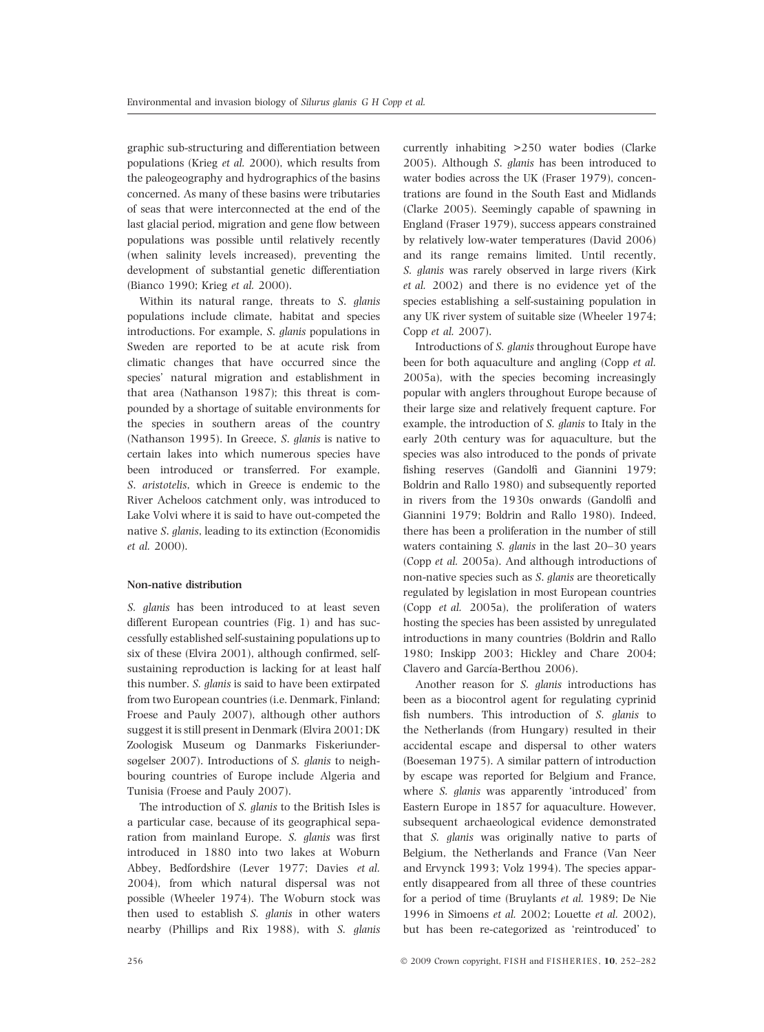graphic sub-structuring and differentiation between populations (Krieg *et al.* 2000), which results from the paleogeography and hydrographics of the basins concerned. As many of these basins were tributaries of seas that were interconnected at the end of the last glacial period, migration and gene flow between populations was possible until relatively recently (when salinity levels increased), preventing the development of substantial genetic differentiation (Bianco 1990; Krieg *et al.* 2000).

Within its natural range, threats to *S. glanis* populations include climate, habitat and species introductions. For example, *S. glanis* populations in Sweden are reported to be at acute risk from climatic changes that have occurred since the species' natural migration and establishment in that area (Nathanson 1987); this threat is compounded by a shortage of suitable environments for the species in southern areas of the country (Nathanson 1995). In Greece, *S. glanis* is native to certain lakes into which numerous species have been introduced or transferred. For example, *S. aristotelis*, which in Greece is endemic to the River Acheloos catchment only, was introduced to Lake Volvi where it is said to have out-competed the native *S. glanis*, leading to its extinction (Economidis *et al.* 2000).

### Non-native distribution

*S. glanis* has been introduced to at least seven different European countries (Fig. 1) and has successfully established self-sustaining populations up to six of these (Elvira 2001), although confirmed, self-sustaining reproduction is lacking for at least half this number. *S. glanis* is said to have been extirpated from two European countries (i.e. Denmark, Finland; Froese and Pauly 2007), although other authors suggest it is still present in Denmark (Elvira 2001; DK Zoologisk Museum og Danmarks Fiskeriundersøgelser 2007). Introductions of *S. glanis* to neighbouring countries of Europe include Algeria and Tunisia (Froese and Pauly 2007).

The introduction of *S. glanis* to the British Isles is a particular case, because of its geographical separation from mainland Europe. *S. glanis* was first introduced in 1880 into two lakes at Woburn Abbey, Bedfordshire (Lever 1977; Davies *et al.* 2004), from which natural dispersal was not possible (Wheeler 1974). The Woburn stock was then used to establish *S. glanis* in other waters nearby (Phillips and Rix 1988), with *S. glanis* currently inhabiting >250 water bodies (Clarke 2005). Although *S. glanis* has been introduced to water bodies across the UK (Fraser 1979), concentrations are found in the South East and Midlands (Clarke 2005). Seemingly capable of spawning in England (Fraser 1979), success appears constrained by relatively low-water temperatures (David 2006) and its range remains limited. Until recently, *S. glanis* was rarely observed in large rivers (Kirk *et al.* 2002) and there is no evidence yet of the species establishing a self-sustaining population in any UK river system of suitable size (Wheeler 1974; Copp *et al.* 2007).

Introductions of *S. glanis* throughout Europe have been for both aquaculture and angling (Copp *et al.* 2005a), with the species becoming increasingly popular with anglers throughout Europe because of their large size and relatively frequent capture. For example, the introduction of *S. glanis* to Italy in the early 20th century was for aquaculture, but the species was also introduced to the ponds of private fishing reserves (Gandolfi and Giannini 1979; Boldrin and Rallo 1980) and subsequently reported in rivers from the 1930s onwards (Gandolfi and Giannini 1979; Boldrin and Rallo 1980). Indeed, there has been a proliferation in the number of still waters containing *S. glanis* in the last 20–30 years (Copp *et al.* 2005a). And although introductions of non-native species such as *S. glanis* are theoretically regulated by legislation in most European countries (Copp *et al.* 2005a), the proliferation of waters hosting the species has been assisted by unregulated introductions in many countries (Boldrin and Rallo 1980; Inskipp 2003; Hickley and Chare 2004; Clavero and García-Berthou 2006).

Another reason for *S. glanis* introductions has been as a biocontrol agent for regulating cyprinid fish numbers. This introduction of *S. glanis* to the Netherlands (from Hungary) resulted in their accidental escape and dispersal to other waters (Boeseman 1975). A similar pattern of introduction by escape was reported for Belgium and France, where *S. glanis* was apparently 'introduced' from Eastern Europe in 1857 for aquaculture. However, subsequent archaeological evidence demonstrated that *S. glanis* was originally native to parts of Belgium, the Netherlands and France (Van Neer and Ervynck 1993; Volz 1994). The species apparently disappeared from all three of these countries for a period of time (Bruylants *et al.* 1989; De Nie 1996 in Simoens *et al.* 2002; Louette *et al.* 2002), but has been re-categorized as 'reintroduced' to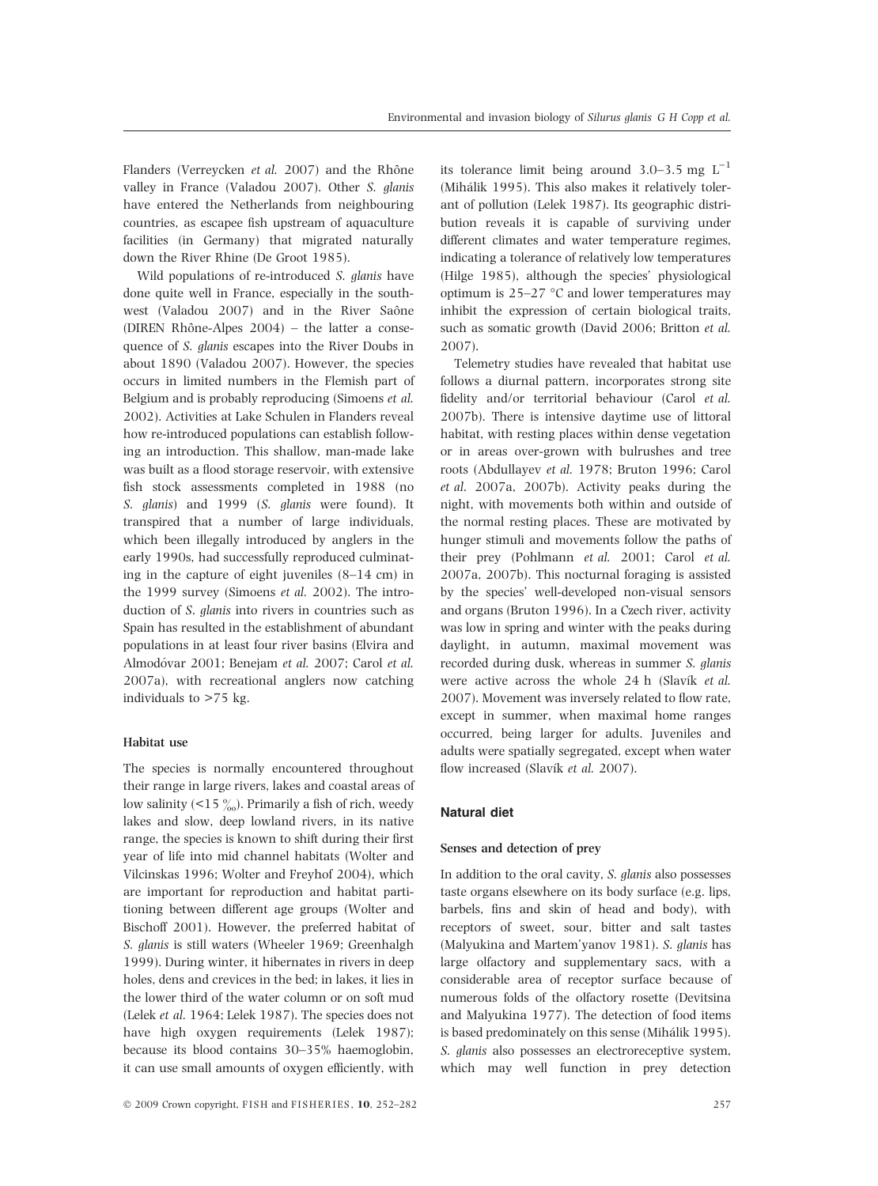Flanders (Verreycken *et al.* 2007) and the Rhône valley in France (Valadou 2007). Other *S. glanis* have entered the Netherlands from neighbouring countries, as escapee fish upstream of aquaculture facilities (in Germany) that migrated naturally down the River Rhine (De Groot 1985).

Wild populations of re-introduced *S. glanis* have done quite well in France, especially in the southwest (Valadou 2007) and in the River Saône (DIREN Rhône-Alpes 2004) – the latter a consequence of *S. glanis* escapes into the River Doubs in about 1890 (Valadou 2007). However, the species occurs in limited numbers in the Flemish part of Belgium and is probably reproducing (Simoens *et al.* 2002). Activities at Lake Schulen in Flanders reveal how re-introduced populations can establish following an introduction. This shallow, man-made lake was built as a flood storage reservoir, with extensive fish stock assessments completed in 1988 (no *S. glanis*) and 1999 (*S. glanis* were found). It transpired that a number of large individuals, which been illegally introduced by anglers in the early 1990s, had successfully reproduced culminating in the capture of eight juveniles (8–14 cm) in the 1999 survey (Simoens *et al.* 2002). The introduction of *S. glanis* into rivers in countries such as Spain has resulted in the establishment of abundant populations in at least four river basins (Elvira and Almodóvar 2001; Benejam *et al.* 2007; Carol *et al.* 2007a), with recreational anglers now catching individuals to >75 kg.

### Habitat use

The species is normally encountered throughout their range in large rivers, lakes and coastal areas of low salinity (<15 ‰). Primarily a fish of rich, weedy lakes and slow, deep lowland rivers, in its native range, the species is known to shift during their first year of life into mid channel habitats (Wolter and Vilcinskas 1996; Wolter and Freyhof 2004), which are important for reproduction and habitat partitioning between different age groups (Wolter and Bischoff 2001). However, the preferred habitat of *S. glanis* is still waters (Wheeler 1969; Greenhalgh 1999). During winter, it hibernates in rivers in deep holes, dens and crevices in the bed; in lakes, it lies in the lower third of the water column or on soft mud (Lelek *et al.* 1964; Lelek 1987). The species does not have high oxygen requirements (Lelek 1987); because its blood contains 30–35% haemoglobin, it can use small amounts of oxygen efficiently, with its tolerance limit being around 3.0–3.5 mg $L^{-1}$ (Mihálik 1995). This also makes it relatively tolerant of pollution (Lelek 1987). Its geographic distribution reveals it is capable of surviving under different climates and water temperature regimes, indicating a tolerance of relatively low temperatures (Hilge 1985), although the species' physiological optimum is 25–27 °C and lower temperatures may inhibit the expression of certain biological traits, such as somatic growth (David 2006; Britton *et al.* 2007).

Telemetry studies have revealed that habitat use follows a diurnal pattern, incorporates strong site fidelity and/or territorial behaviour (Carol *et al.* 2007b). There is intensive daytime use of littoral habitat, with resting places within dense vegetation or in areas over-grown with bulrushes and tree roots (Abdullayev *et al.* 1978; Bruton 1996; Carol *et al.* 2007a, 2007b). Activity peaks during the night, with movements both within and outside of the normal resting places. These are motivated by hunger stimuli and movements follow the paths of their prey (Pohlmann *et al.* 2001; Carol *et al.* 2007a, 2007b). This nocturnal foraging is assisted by the species' well-developed non-visual sensors and organs (Bruton 1996). In a Czech river, activity was low in spring and winter with the peaks during daylight, in autumn, maximal movement was recorded during dusk, whereas in summer *S. glanis* were active across the whole 24 h (Slavík *et al.* 2007). Movement was inversely related to flow rate, except in summer, when maximal home ranges occurred, being larger for adults. Juveniles and adults were spatially segregated, except when water flow increased (Slavík *et al.* 2007).

## Natural diet

### Senses and detection of prey

In addition to the oral cavity, *S. glanis* also possesses taste organs elsewhere on its body surface (e.g. lips, barbels, fins and skin of head and body), with receptors of sweet, sour, bitter and salt tastes (Malyukina and Martem'yanov 1981). *S. glanis* has large olfactory and supplementary sacs, with a considerable area of receptor surface because of numerous folds of the olfactory rosette (Devitsina and Malyukina 1977). The detection of food items is based predominately on this sense (Mihálik 1995). *S. glanis* also possesses an electroreceptive system, which may well function in prey detection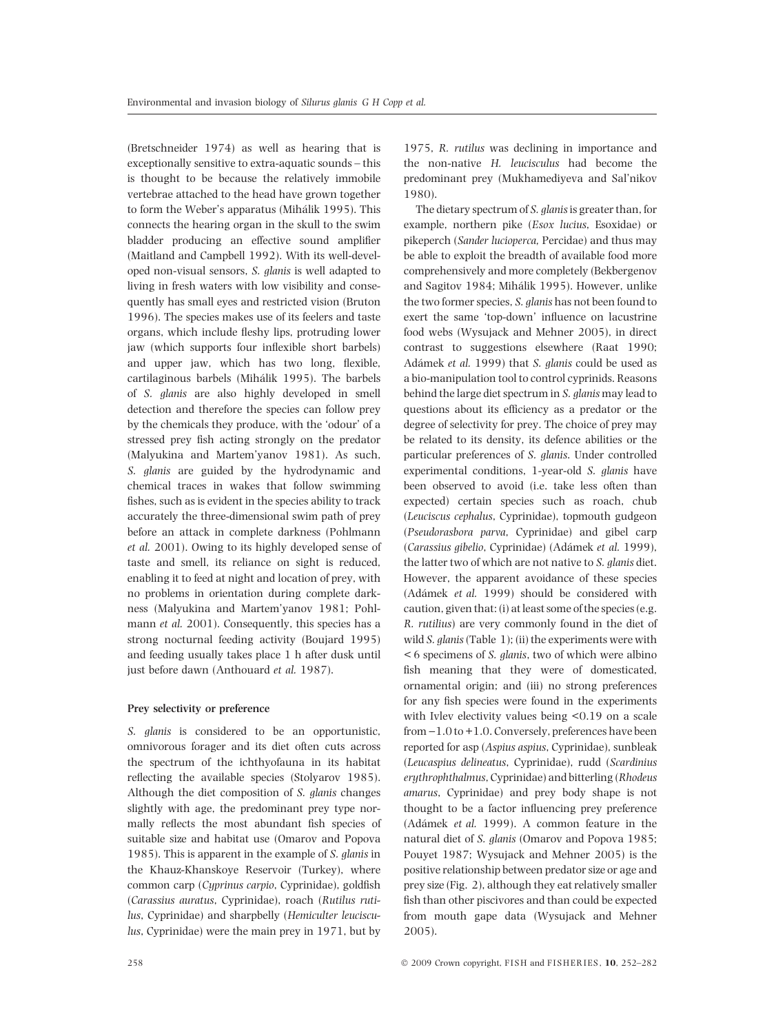(Bretschneider 1974) as well as hearing that is exceptionally sensitive to extra-aquatic sounds – this is thought to be because the relatively immobile vertebrae attached to the head have grown together to form the Weber's apparatus (Mihálik 1995). This connects the hearing organ in the skull to the swim bladder producing an effective sound amplifier (Maitland and Campbell 1992). With its well-developed non-visual sensors, *S. glanis* is well adapted to living in fresh waters with low visibility and consequently has small eyes and restricted vision (Bruton 1996). The species makes use of its feelers and taste organs, which include fleshy lips, protruding lower jaw (which supports four inflexible short barbels) and upper jaw, which has two long, flexible, cartilaginous barbels (Mihálik 1995). The barbels of *S. glanis* are also highly developed in smell detection and therefore the species can follow prey by the chemicals they produce, with the 'odour' of a stressed prey fish acting strongly on the predator (Malyukina and Martem'yanov 1981). As such, *S. glanis* are guided by the hydrodynamic and chemical traces in wakes that follow swimming fishes, such as is evident in the species ability to track accurately the three-dimensional swim path of prey before an attack in complete darkness (Pohlmann *et al.* 2001). Owing to its highly developed sense of taste and smell, its reliance on sight is reduced, enabling it to feed at night and location of prey, with no problems in orientation during complete darkness (Malyukina and Martem'yanov 1981; Pohlmann *et al.* 2001). Consequently, this species has a strong nocturnal feeding activity (Boujard 1995) and feeding usually takes place 1 h after dusk until just before dawn (Anthouard *et al.* 1987).

### Prey selectivity or preference

*S. glanis* is considered to be an opportunistic, omnivorous forager and its diet often cuts across the spectrum of the ichthyofauna in its habitat reflecting the available species (Stolyarov 1985). Although the diet composition of *S. glanis* changes slightly with age, the predominant prey type normally reflects the most abundant fish species of suitable size and habitat use (Omarov and Popova 1985). This is apparent in the example of *S. glanis* in the Khauz-Khanskoye Reservoir (Turkey), where common carp (*Cyprinus carpio*, Cyprinidae), goldfish (*Carassius auratus*, Cyprinidae), roach (*Rutilus rutilus*, Cyprinidae) and sharpbelly (*Hemiculter leucisculus*, Cyprinidae) were the main prey in 1971, but by 1975, *R. rutilus* was declining in importance and the non-native *H. leucisculus* had become the predominant prey (Mukhamediyeva and Sal'nikov 1980).

The dietary spectrum of *S. glanis* is greater than, for example, northern pike (*Esox lucius*, Esoxidae) or pikeperch (*Sander lucioperca*, Percidae) and thus may be able to exploit the breadth of available food more comprehensively and more completely (Bekbergenov and Sagitov 1984; Mihálik 1995). However, unlike the two former species, *S. glanis* has not been found to exert the same 'top-down' influence on lacustrine food webs (Wysujack and Mehner 2005), in direct contrast to suggestions elsewhere (Raat 1990; Adámek *et al.* 1999) that *S. glanis* could be used as a bio-manipulation tool to control cyprinids. Reasons behind the large diet spectrum in *S. glanis* may lead to questions about its efficiency as a predator or the degree of selectivity for prey. The choice of prey may be related to its density, its defence abilities or the particular preferences of *S. glanis*. Under controlled experimental conditions, 1-year-old *S. glanis* have been observed to avoid (i.e. take less often than expected) certain species such as roach, chub (*Leuciscus cephalus*, Cyprinidae), topmouth gudgeon (*Pseudorasbora parva*, Cyprinidae) and gibel carp (*Carassius gibelio*, Cyprinidae) (Adámek *et al.* 1999), the latter two of which are not native to *S. glanis* diet. However, the apparent avoidance of these species (Adámek *et al.* 1999) should be considered with caution, given that: (i) at least some of the species (e.g. *R. rutilus*) are very commonly found in the diet of wild *S. glanis* (Table 1); (ii) the experiments were with < 6 specimens of *S. glanis*, two of which were albino fish meaning that they were of domesticated, ornamental origin; and (iii) no strong preferences for any fish species were found in the experiments with Ivlev electivity values being <0.19 on a scale from −1.0 to +1.0. Conversely, preferences have been reported for asp (*Aspius aspius*, Cyprinidae), sunbleak (*Leucaspius delineatus*, Cyprinidae), rudd (*Scardinius erythrophthalmus*, Cyprinidae) and bitterling (*Rhodeus amarus*, Cyprinidae) and prey body shape is not thought to be a factor influencing prey preference (Adámek *et al.* 1999). A common feature in the natural diet of *S. glanis* (Omarov and Popova 1985; Pouyet 1987; Wysujack and Mehner 2005) is the positive relationship between predator size or age and prey size (Fig. 2), although they eat relatively smaller fish than other piscivores and than could be expected from mouth gape data (Wysujack and Mehner 2005).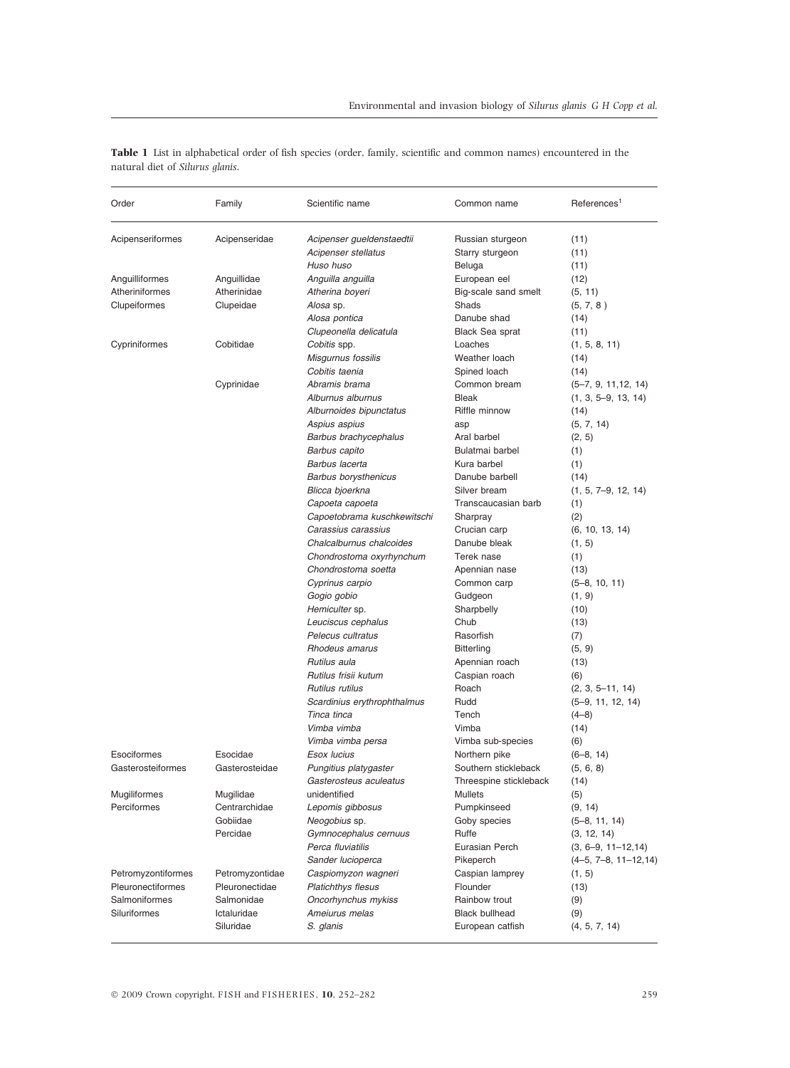**Table 1** List in alphabetical order of fish species (order, family, scientific and common names) encountered in the natural diet of *Silurus glanis*.

| Order | Family | Scientific name | Common name | References[1] |
|---|---|---|---|---|
| Acipenseriformes | Acipenseridae | *Acipenser gueldenstaedtii* | Russian sturgeon | (11) |
| | | *Acipenser stellatus* | Starry sturgeon | (11) |
| | | *Huso huso* | Beluga | (11) |
| Anguilliformes | Anguillidae | *Anguilla anguilla* | European eel | (12) |
| Atheriniformes | Atherinidae | *Atherina boyeri* | Big-scale sand smelt | (5, 11) |
| Clupeiformes | Clupeidae | *Alosa* sp. | Shads | (5, 7, 8 ) |
| | | *Alosa pontica* | Danube shad | (14) |
| | | *Clupeonella delicatula* | Black Sea sprat | (11) |
| Cypriniformes | Cobitidae | *Cobitis* spp. | Loaches | (1, 5, 8, 11) |
| | | *Misgurnus fossilis* | Weather loach | (14) |
| | | *Cobitis taenia* | Spined loach | (14) |
| | Cyprinidae | *Abramis brama* | Common bream | (5–7, 9, 11,12, 14) |
| | | *Alburnus alburnus* | Bleak | (1, 3, 5–9, 13, 14) |
| | | *Alburnoides bipunctatus* | Riffle minnow | (14) |
| | | *Aspius aspius* | asp | (5, 7, 14) |
| | | *Barbus brachycephalus* | Aral barbel | (2, 5) |
| | | *Barbus capito* | Bulatmai barbel | (1) |
| | | *Barbus lacerta* | Kura barbel | (1) |
| | | *Barbus borysthenicus* | Danube barbell | (14) |
| | | *Blicca bjoerkna* | Silver bream | (1, 5, 7–9, 12, 14) |
| | | *Capoeta capoeta* | Transcaucasian barb | (1) |
| | | *Capoetobrama kuschkewitschi* | Sharpray | (2) |
| | | *Carassius carassius* | Crucian carp | (6, 10, 13, 14) |
| | | *Chalcalburnus chalcoides* | Danube bleak | (1, 5) |
| | | *Chondrostoma oxyrhynchum* | Terek nase | (1) |
| | | *Chondrostoma soetta* | Apennian nase | (13) |
| | | *Cyprinus carpio* | Common carp | (5–8, 10, 11) |
| | | *Gogio gobio* | Gudgeon | (1, 9) |
| | | *Hemiculter* sp. | Sharpbelly | (10) |
| | | *Leuciscus cephalus* | Chub | (13) |
| | | *Pelecus cultratus* | Rasorfish | (7) |
| | | *Rhodeus amarus* | Bitterling | (5, 9) |
| | | *Rutilus aula* | Apennian roach | (13) |
| | | *Rutilus frisii kutum* | Caspian roach | (6) |
| | | *Rutilus rutilus* | Roach | (2, 3, 5–11, 14) |
| | | *Scardinius erythrophthalmus* | Rudd | (5–9, 11, 12, 14) |
| | | *Tinca tinca* | Tench | (4–8) |
| | | *Vimba vimba* | Vimba | (14) |
| | | *Vimba vimba persa* | Vimba sub-species | (6) |
| Esociformes | Esocidae | *Esox lucius* | Northern pike | (6–8, 14) |
| Gasterosteiformes | Gasterosteidae | *Pungitius platygaster* | Southern stickleback | (5, 6, 8) |
| | | *Gasterosteus aculeatus* | Threespine stickleback | (14) |
| Mugiliformes | Mugilidae | unidentified | Mullets | (5) |
| Perciformes | Centrarchidae | *Lepomis gibbosus* | Pumpkinseed | (9, 14) |
| | Gobiidae | *Neogobius* sp. | Goby species | (5–8, 11, 14) |
| | Percidae | *Gymnocephalus cernuus* | Ruffe | (3, 12, 14) |
| | | *Perca fluviatilis* | Eurasian Perch | (3, 6–9, 11–12,14) |
| | | *Sander lucioperca* | Pikeperch | (4–5, 7–8, 11–12,14) |
| Petromyzontiformes | Petromyzontidae | *Caspiomyzon wagneri* | Caspian lamprey | (1, 5) |
| Pleuronectiformes | Pleuronectidae | *Platichthys flesus* | Flounder | (13) |
| Salmoniformes | Salmonidae | *Oncorhynchus mykiss* | Rainbow trout | (9) |
| Siluriformes | Ictaluridae | *Ameiurus melas* | Black bullhead | (9) |
| | Siluridae | *S. glanis* | European catfish | (4, 5, 7, 14) |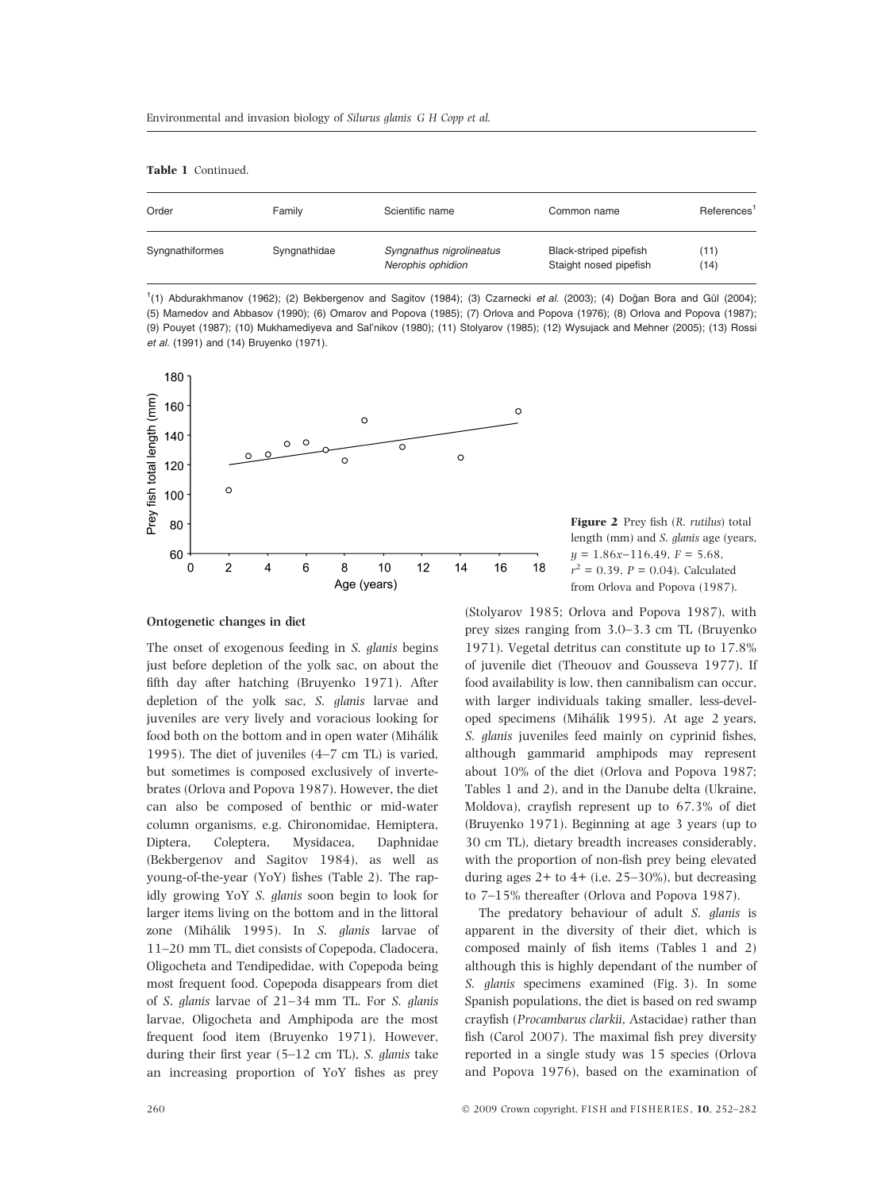**Table 1** Continued.

| Order | Family | Scientific name | Common name | References[1] |
|---|---|---|---|---|
| Syngnathiformes | Syngnathidae | *Syngnathus nigrolineatus* | Black-striped pipefish | (11) |
| | | *Nerophis ophidion* | Staight nosed pipefish | (14) |

[1](1) Abdurakhmanov (1962); (2) Bekbergenov and Sagitov (1984); (3) Czarnecki *et al.* (2003); (4) Doğan Bora and Gül (2004); (5) Mamedov and Abbasov (1990); (6) Omarov and Popova (1985); (7) Orlova and Popova (1976); (8) Orlova and Popova (1987); (9) Pouyet (1987); (10) Mukhamediyeva and Sal'nikov (1980); (11) Stolyarov (1985); (12) Wysujack and Mehner (2005); (13) Rossi *et al.* (1991) and (14) Bruyenko (1971).

**Figure 2** Prey fish (*R. rutilus*) total length (mm) and *S. glanis* age (years, $y = 1.86x - 116.49$, $F = 5.68$, $r^2 = 0.39$, $P = 0.04$). Calculated from Orlova and Popova (1987).

### Ontogenetic changes in diet

The onset of exogenous feeding in *S. glanis* begins just before depletion of the yolk sac, on about the fifth day after hatching (Bruyenko 1971). After depletion of the yolk sac, *S. glanis* larvae and juveniles are very lively and voracious looking for food both on the bottom and in open water (Mihálik 1995). The diet of juveniles (4–7 cm TL) is varied, but sometimes is composed exclusively of invertebrates (Orlova and Popova 1987). However, the diet can also be composed of benthic or mid-water column organisms, e.g. Chironomidae, Hemiptera, Diptera, Coleptera, Mysidacea, Daphnidae (Bekbergenov and Sagitov 1984), as well as young-of-the-year (YoY) fishes (Table 2). The rapidly growing YoY *S. glanis* soon begin to look for larger items living on the bottom and in the littoral zone (Mihálik 1995). In *S. glanis* larvae of 11–20 mm TL, diet consists of Copepoda, Cladocera, Oligocheta and Tendipedidae, with Copepoda being most frequent food. Copepoda disappears from diet of *S. glanis* larvae of 21–34 mm TL. For *S. glanis* larvae, Oligocheta and Amphipoda are the most frequent food item (Bruyenko 1971). However, during their first year (5–12 cm TL), *S. glanis* take an increasing proportion of YoY fishes as prey (Stolyarov 1985; Orlova and Popova 1987), with prey sizes ranging from 3.0–3.3 cm TL (Bruyenko 1971). Vegetal detritus can constitute up to 17.8% of juvenile diet (Theouov and Gousseva 1977). If food availability is low, then cannibalism can occur, with larger individuals taking smaller, less-developed specimens (Mihálik 1995). At age 2 years, *S. glanis* juveniles feed mainly on cyprinid fishes, although gammarid amphipods may represent about 10% of the diet (Orlova and Popova 1987; Tables 1 and 2), and in the Danube delta (Ukraine, Moldova), crayfish represent up to 67.3% of diet (Bruyenko 1971). Beginning at age 3 years (up to 30 cm TL), dietary breadth increases considerably, with the proportion of non-fish prey being elevated during ages 2+ to 4+ (i.e. 25–30%), but decreasing to 7–15% thereafter (Orlova and Popova 1987).

The predatory behaviour of adult *S. glanis* is apparent in the diversity of their diet, which is composed mainly of fish items (Tables 1 and 2) although this is highly dependant of the number of *S. glanis* specimens examined (Fig. 3). In some Spanish populations, the diet is based on red swamp crayfish (*Procambarus clarkii*, Astacidae) rather than fish (Carol 2007). The maximal fish prey diversity reported in a single study was 15 species (Orlova and Popova 1976), based on the examination of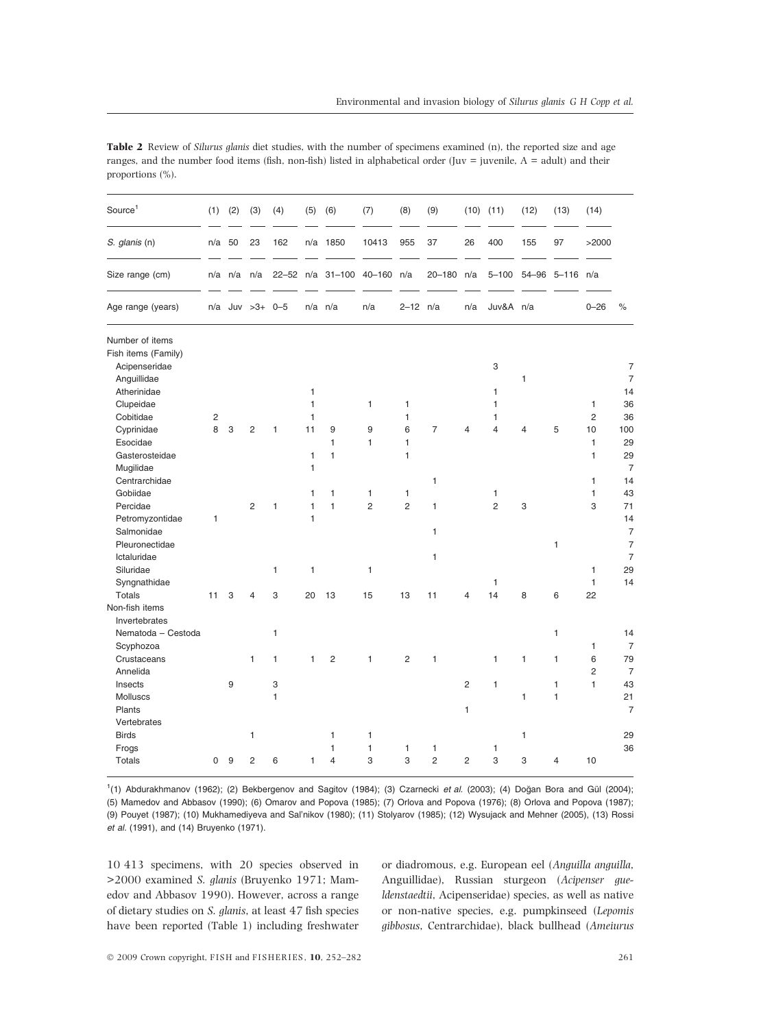**Table 2** Review of *Silurus glanis* diet studies, with the number of specimens examined (n), the reported size and age ranges, and the number food items (fish, non-fish) listed in alphabetical order (Juv = juvenile, A = adult) and their proportions (%).

| Source[1] | (1) | (2) | (3) | (4) | (5) | (6) | (7) | (8) | (9) | (10) | (11) | (12) | (13) | (14) | |
|---|---|---|---|---|---|---|---|---|---|---|---|---|---|---|---|
| *S. glanis* (n) | n/a | 50 | 23 | 162 | n/a | 1850 | 10413 | 955 | 37 | 26 | 400 | 155 | 97 | >2000 | |
| Size range (cm) | n/a | n/a | n/a | 22–52 | n/a | 31–100 | 40–160 | n/a | 20–180 | n/a | 5–100 | 54–96 | 5–116 | n/a | |
| Age range (years) | n/a | Juv | >3+ | 0–5 | n/a | n/a | n/a | 2–12 | n/a | n/a | Juv&A | n/a | | 0–26 | % |
| Number of items | | | | | | | | | | | | | | | |
| Fish items (Family) | | | | | | | | | | | | | | | |
| Acipenseridae | | | | | | | | | | | 3 | | | | 7 |
| Anguillidae | | | | | | | | | | | | 1 | | | 7 |
| Atherinidae | | | | | 1 | | | | | | 1 | | | | 14 |
| Clupeidae | | | | | 1 | | 1 | 1 | | | 1 | | | 1 | 36 |
| Cobitidae | 2 | | | | 1 | | | 1 | | | 1 | | | 2 | 36 |
| Cyprinidae | 8 | 3 | 2 | 1 | 11 | 9 | 9 | 6 | 7 | 4 | 4 | 4 | 5 | 10 | 100 |
| Esocidae | | | | | | 1 | 1 | 1 | | | | | | 1 | 29 |
| Gasterosteidae | | | | | 1 | 1 | | 1 | | | | | | 1 | 29 |
| Mugilidae | | | | | 1 | | | | | | | | | | 7 |
| Centrarchidae | | | | | | | | | 1 | | | | | 1 | 14 |
| Gobiidae | | | | | 1 | 1 | 1 | 1 | | | 1 | | | 1 | 43 |
| Percidae | | | 2 | 1 | 1 | 1 | 2 | 2 | 1 | | 2 | 3 | | 3 | 71 |
| Petromyzontidae | 1 | | | | 1 | | | | | | | | | | 14 |
| Salmonidae | | | | | | | | | 1 | | | | | | 7 |
| Pleuronectidae | | | | | | | | | | | | | 1 | | 7 |
| Ictaluridae | | | | | | | | | 1 | | | | | | 7 |
| Siluridae | | | | 1 | 1 | | 1 | | | | | | | 1 | 29 |
| Syngnathidae | | | | | | | | | | | 1 | | | 1 | 14 |
| Totals | 11 | 3 | 4 | 3 | 20 | 13 | 15 | 13 | 11 | 4 | 14 | 8 | 6 | 22 | |
| Non-fish items | | | | | | | | | | | | | | | |
| Invertebrates | | | | | | | | | | | | | | | |
| Nematoda – Cestoda | | | | 1 | | | | | | | | | 1 | | 14 |
| Scyphozoa | | | | | | | | | | | | | | 1 | 7 |
| Crustaceans | | | 1 | 1 | 1 | 2 | 1 | 2 | 1 | | 1 | 1 | 1 | 6 | 79 |
| Annelida | | | | | | | | | | | | | | 2 | 7 |
| Insects | | 9 | | 3 | | | | | | 2 | 1 | | 1 | 1 | 43 |
| Molluscs | | | | 1 | | | | | | | | 1 | 1 | | 21 |
| Plants | | | | | | | | | | 1 | | | | | 7 |
| Vertebrates | | | | | | | | | | | | | | | |
| Birds | | | 1 | | | 1 | 1 | | | | | 1 | | | 29 |
| Frogs | | | | | | 1 | 1 | 1 | 1 | | 1 | | | | 36 |
| Totals | 0 | 9 | 2 | 6 | 1 | 4 | 3 | 3 | 2 | 2 | 3 | 3 | 4 | 10 | |

[1](1) Abdurakhmanov (1962); (2) Bekbergenov and Sagitov (1984); (3) Czarnecki *et al.* (2003); (4) Doğan Bora and Gül (2004); (5) Mamedov and Abbasov (1990); (6) Omarov and Popova (1985); (7) Orlova and Popova (1976); (8) Orlova and Popova (1987); (9) Pouyet (1987); (10) Mukhamediyeva and Sal'nikov (1980); (11) Stolyarov (1985); (12) Wysujack and Mehner (2005), (13) Rossi *et al.* (1991), and (14) Bruyenko (1971).

10 413 specimens, with 20 species observed in >2000 examined *S. glanis* (Bruyenko 1971; Mamedov and Abbasov 1990). However, across a range of dietary studies on *S. glanis*, at least 47 fish species have been reported (Table 1) including freshwater or diadromous, e.g. European eel (*Anguilla anguilla*, Anguillidae), Russian sturgeon (*Acipenser gueldenstaedtii*, Acipenseridae) species, as well as native or non-native species, e.g. pumpkinseed (*Lepomis gibbosus*, Centrarchidae), black bullhead (*Ameiurus*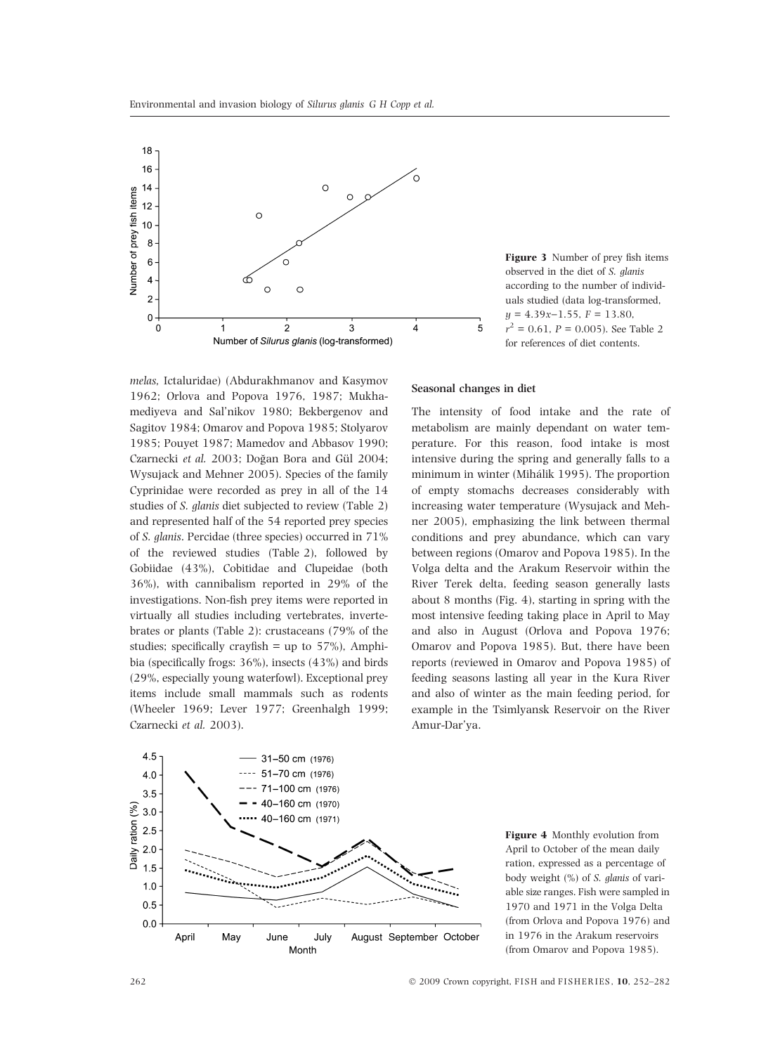Figure 3 Number of prey fish items observed in the diet of *S. glanis* according to the number of individuals studied (data log-transformed, $y = 4.39x - 1.55$, $F = 13.80$, $r^2 = 0.61$, $P = 0.005$). See Table 2 for references of diet contents.

*melas*, Ictaluridae) (Abdurakhmanov and Kasymov 1962; Orlova and Popova 1976, 1987; Mukhamediyeva and Sal'nikov 1980; Bekbergenov and Sagitov 1984; Omarov and Popova 1985; Stolyarov 1985; Pouyet 1987; Mamedov and Abbasov 1990; Czarnecki *et al.* 2003; Doğan Bora and Gül 2004; Wysujack and Mehner 2005). Species of the family Cyprinidae were recorded as prey in all of the 14 studies of *S. glanis* diet subjected to review (Table 2) and represented half of the 54 reported prey species of *S. glanis*. Percidae (three species) occurred in 71% of the reviewed studies (Table 2), followed by Gobiidae (43%), Cobitidae and Clupeidae (both 36%), with cannibalism reported in 29% of the investigations. Non-fish prey items were reported in virtually all studies including vertebrates, invertebrates or plants (Table 2): crustaceans (79% of the studies; specifically crayfish = up to 57%), Amphibia (specifically frogs: 36%), insects (43%) and birds (29%, especially young waterfowl). Exceptional prey items include small mammals such as rodents (Wheeler 1969; Lever 1977; Greenhalgh 1999; Czarnecki *et al.* 2003).

### Seasonal changes in diet

The intensity of food intake and the rate of metabolism are mainly dependant on water temperature. For this reason, food intake is most intensive during the spring and generally falls to a minimum in winter (Mihálik 1995). The proportion of empty stomachs decreases considerably with increasing water temperature (Wysujack and Mehner 2005), emphasizing the link between thermal conditions and prey abundance, which can vary between regions (Omarov and Popova 1985). In the Volga delta and the Arakum Reservoir within the River Terek delta, feeding season generally lasts about 8 months (Fig. 4), starting in spring with the most intensive feeding taking place in April to May and also in August (Orlova and Popova 1976; Omarov and Popova 1985). But, there have been reports (reviewed in Omarov and Popova 1985) of feeding seasons lasting all year in the Kura River and also of winter as the main feeding period, for example in the Tsimlyansk Reservoir on the River Amur-Dar'ya.

Figure 4 Monthly evolution from April to October of the mean daily ration, expressed as a percentage of body weight (%) of *S. glanis* of variable size ranges. Fish were sampled in 1970 and 1971 in the Volga Delta (from Orlova and Popova 1976) and in 1976 in the Arakum reservoirs (from Omarov and Popova 1985).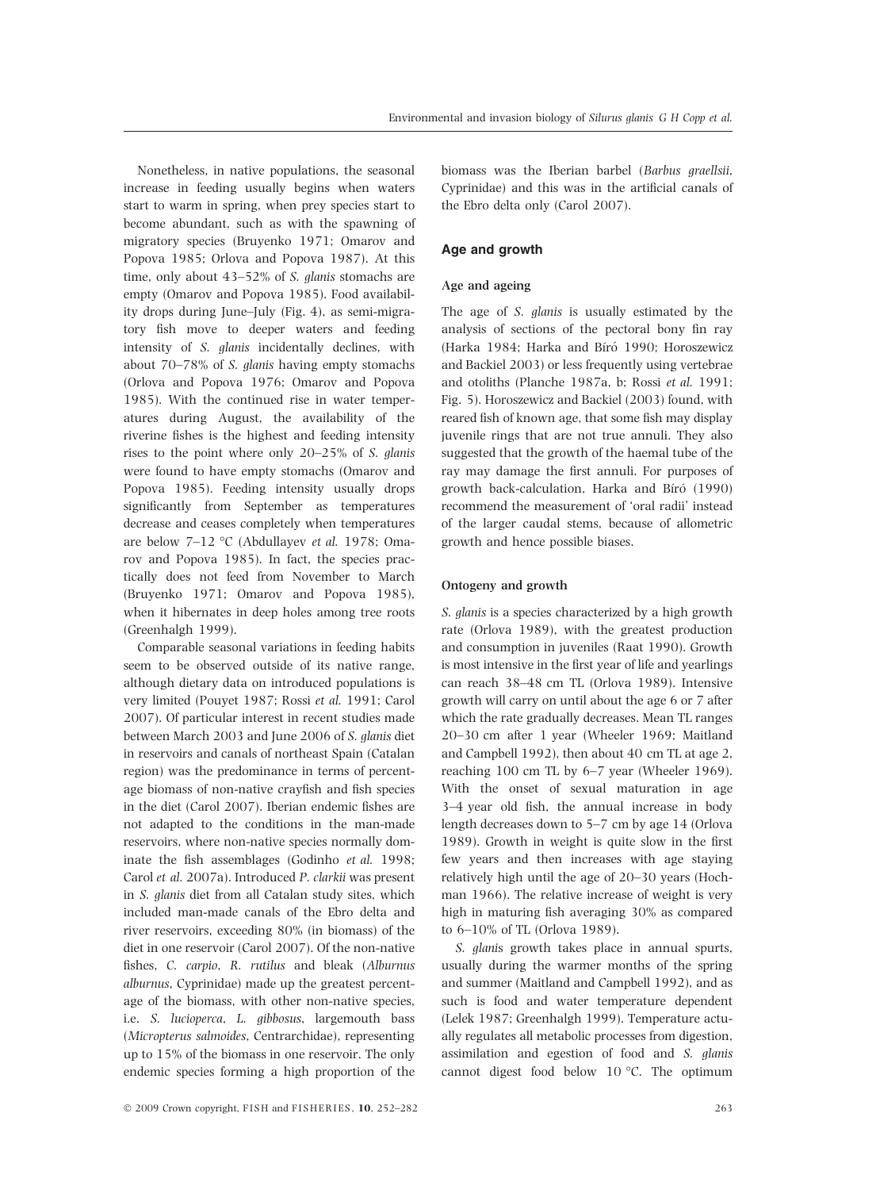Nonetheless, in native populations, the seasonal increase in feeding usually begins when waters start to warm in spring, when prey species start to become abundant, such as with the spawning of migratory species (Bruyenko 1971; Omarov and Popova 1985; Orlova and Popova 1987). At this time, only about 43–52% of *S. glanis* stomachs are empty (Omarov and Popova 1985). Food availability drops during June–July (Fig. 4), as semi-migratory fish move to deeper waters and feeding intensity of *S. glanis* incidentally declines, with about 70–78% of *S. glanis* having empty stomachs (Orlova and Popova 1976; Omarov and Popova 1985). With the continued rise in water temperatures during August, the availability of the riverine fishes is the highest and feeding intensity rises to the point where only 20–25% of *S. glanis* were found to have empty stomachs (Omarov and Popova 1985). Feeding intensity usually drops significantly from September as temperatures decrease and ceases completely when temperatures are below 7–12 °C (Abdullayev *et al.* 1978; Omarov and Popova 1985). In fact, the species practically does not feed from November to March (Bruyenko 1971; Omarov and Popova 1985), when it hibernates in deep holes among tree roots (Greenhalgh 1999).

Comparable seasonal variations in feeding habits seem to be observed outside of its native range, although dietary data on introduced populations is very limited (Pouyet 1987; Rossi *et al.* 1991; Carol 2007). Of particular interest in recent studies made between March 2003 and June 2006 of *S. glanis* diet in reservoirs and canals of northeast Spain (Catalan region) was the predominance in terms of percentage biomass of non-native crayfish and fish species in the diet (Carol 2007). Iberian endemic fishes are not adapted to the conditions in the man-made reservoirs, where non-native species normally dominate the fish assemblages (Godinho *et al.* 1998; Carol *et al.* 2007a). Introduced *P. clarkii* was present in *S. glanis* diet from all Catalan study sites, which included man-made canals of the Ebro delta and river reservoirs, exceeding 80% (in biomass) of the diet in one reservoir (Carol 2007). Of the non-native fishes, *C. carpio*, *R. rutilus* and bleak (*Alburnus alburnus*, Cyprinidae) made up the greatest percentage of the biomass, with other non-native species, i.e. *S. lucioperca*, *L. gibbosus*, largemouth bass (*Micropterus salmoides*, Centrarchidae), representing up to 15% of the biomass in one reservoir. The only endemic species forming a high proportion of the biomass was the Iberian barbel (*Barbus graellsii*, Cyprinidae) and this was in the artificial canals of the Ebro delta only (Carol 2007).

## Age and growth

### Age and ageing

The age of *S. glanis* is usually estimated by the analysis of sections of the pectoral bony fin ray (Harka 1984; Harka and Bíró 1990; Horoszewicz and Backiel 2003) or less frequently using vertebrae and otoliths (Planche 1987a, b; Rossi *et al.* 1991; Fig. 5). Horoszewicz and Backiel (2003) found, with reared fish of known age, that some fish may display juvenile rings that are not true annuli. They also suggested that the growth of the haemal tube of the ray may damage the first annuli. For purposes of growth back-calculation, Harka and Bíró (1990) recommend the measurement of 'oral radii' instead of the larger caudal stems, because of allometric growth and hence possible biases.

### Ontogeny and growth

*S. glanis* is a species characterized by a high growth rate (Orlova 1989), with the greatest production and consumption in juveniles (Raat 1990). Growth is most intensive in the first year of life and yearlings can reach 38–48 cm TL (Orlova 1989). Intensive growth will carry on until about the age 6 or 7 after which the rate gradually decreases. Mean TL ranges 20–30 cm after 1 year (Wheeler 1969; Maitland and Campbell 1992), then about 40 cm TL at age 2, reaching 100 cm TL by 6–7 year (Wheeler 1969). With the onset of sexual maturation in age 3–4 year old fish, the annual increase in body length decreases down to 5–7 cm by age 14 (Orlova 1989). Growth in weight is quite slow in the first few years and then increases with age staying relatively high until the age of 20–30 years (Hochman 1966). The relative increase of weight is very high in maturing fish averaging 30% as compared to 6–10% of TL (Orlova 1989).

*S. glanis* growth takes place in annual spurts, usually during the warmer months of the spring and summer (Maitland and Campbell 1992), and as such is food and water temperature dependent (Lelek 1987; Greenhalgh 1999). Temperature actually regulates all metabolic processes from digestion, assimilation and egestion of food and *S. glanis* cannot digest food below 10 °C. The optimum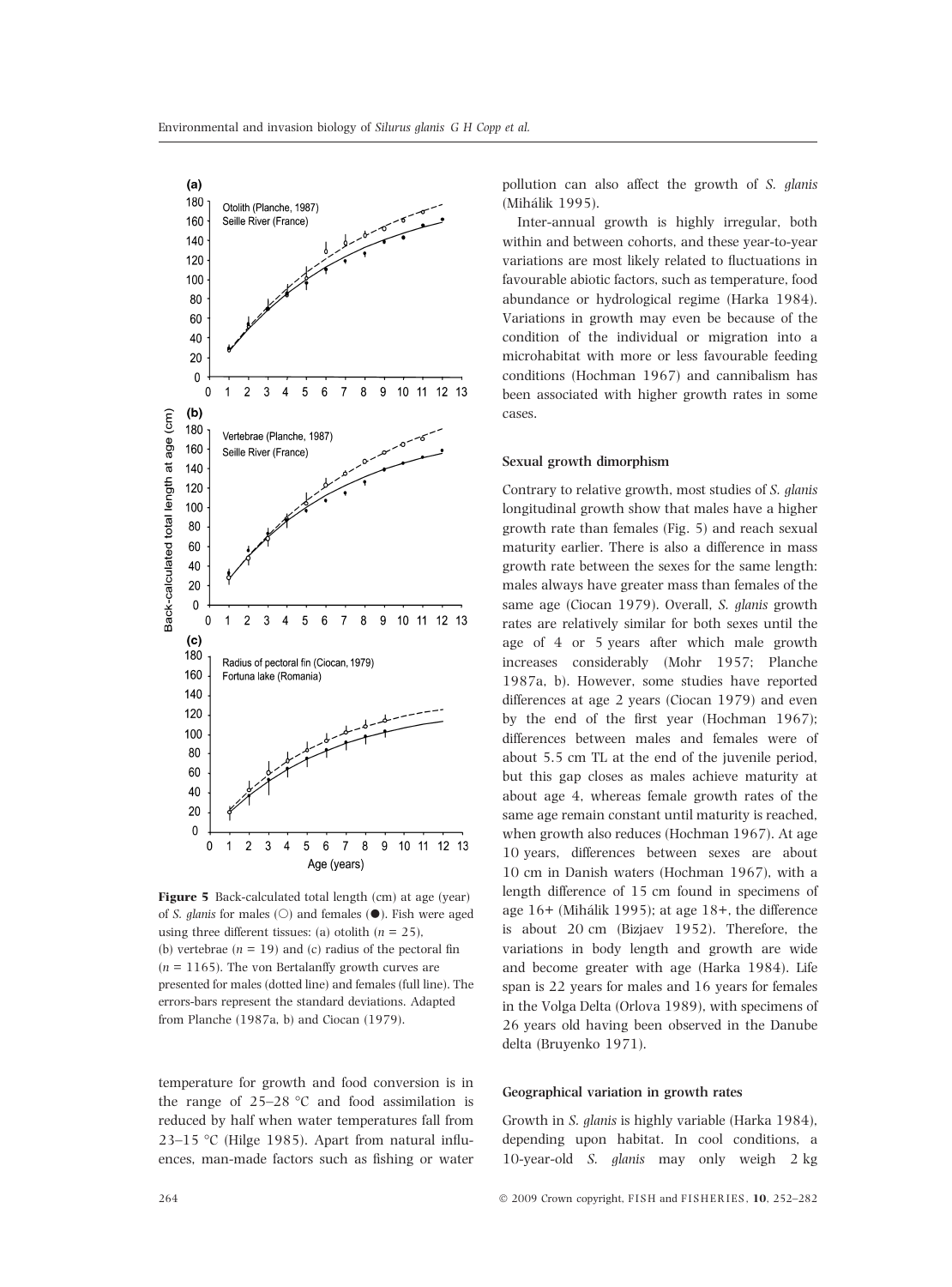Figure 5 Back-calculated total length (cm) at age (year) of *S. glanis* for males (○) and females (●). Fish were aged using three different tissues: (a) otolith ($n$ = 25), (b) vertebrae ($n$ = 19) and (c) radius of the pectoral fin ($n$ = 1165). The von Bertalanffy growth curves are presented for males (dotted line) and females (full line). The errors-bars represent the standard deviations. Adapted from Planche (1987a, b) and Ciocan (1979).

temperature for growth and food conversion is in the range of 25–28 °C and food assimilation is reduced by half when water temperatures fall from 23–15 °C (Hilge 1985). Apart from natural influences, man-made factors such as fishing or water pollution can also affect the growth of *S. glanis* (Mihálik 1995).

Inter-annual growth is highly irregular, both within and between cohorts, and these year-to-year variations are most likely related to fluctuations in favourable abiotic factors, such as temperature, food abundance or hydrological regime (Harka 1984). Variations in growth may even be because of the condition of the individual or migration into a microhabitat with more or less favourable feeding conditions (Hochman 1967) and cannibalism has been associated with higher growth rates in some cases.

### Sexual growth dimorphism

Contrary to relative growth, most studies of *S. glanis* longitudinal growth show that males have a higher growth rate than females (Fig. 5) and reach sexual maturity earlier. There is also a difference in mass growth rate between the sexes for the same length: males always have greater mass than females of the same age (Ciocan 1979). Overall, *S. glanis* growth rates are relatively similar for both sexes until the age of 4 or 5 years after which male growth increases considerably (Mohr 1957; Planche 1987a, b). However, some studies have reported differences at age 2 years (Ciocan 1979) and even by the end of the first year (Hochman 1967); differences between males and females were of about 5.5 cm TL at the end of the juvenile period, but this gap closes as males achieve maturity at about age 4, whereas female growth rates of the same age remain constant until maturity is reached, when growth also reduces (Hochman 1967). At age 10 years, differences between sexes are about 10 cm in Danish waters (Hochman 1967), with a length difference of 15 cm found in specimens of age 16+ (Mihálik 1995); at age 18+, the difference is about 20 cm (Bizjaev 1952). Therefore, the variations in body length and growth are wide and become greater with age (Harka 1984). Life span is 22 years for males and 16 years for females in the Volga Delta (Orlova 1989), with specimens of 26 years old having been observed in the Danube delta (Bruyenko 1971).

### Geographical variation in growth rates

Growth in *S. glanis* is highly variable (Harka 1984), depending upon habitat. In cool conditions, a 10-year-old *S. glanis* may only weigh 2 kg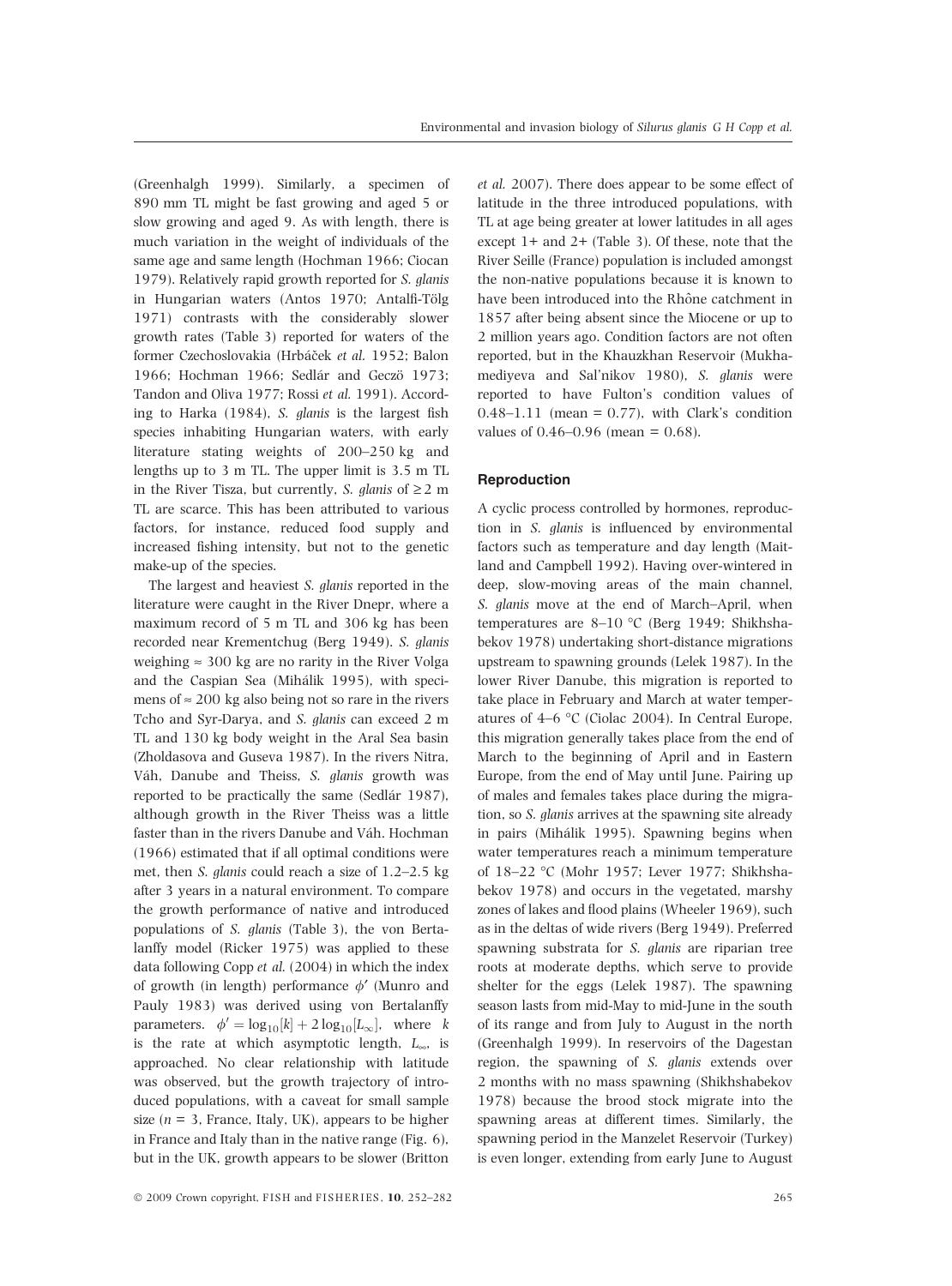(Greenhalgh 1999). Similarly, a specimen of 890 mm TL might be fast growing and aged 5 or slow growing and aged 9. As with length, there is much variation in the weight of individuals of the same age and same length (Hochman 1966; Ciocan 1979). Relatively rapid growth reported for *S. glanis* in Hungarian waters (Antos 1970; Antalfi-Tölg 1971) contrasts with the considerably slower growth rates (Table 3) reported for waters of the former Czechoslovakia (Hrbáček *et al.* 1952; Balon 1966; Hochman 1966; Sedlár and Geczö 1973; Tandon and Oliva 1977; Rossi *et al.* 1991). According to Harka (1984), *S. glanis* is the largest fish species inhabiting Hungarian waters, with early literature stating weights of 200–250 kg and lengths up to 3 m TL. The upper limit is 3.5 m TL in the River Tisza, but currently, *S. glanis* of ≥2 m TL are scarce. This has been attributed to various factors, for instance, reduced food supply and increased fishing intensity, but not to the genetic make-up of the species.

The largest and heaviest *S. glanis* reported in the literature were caught in the River Dnepr, where a maximum record of 5 m TL and 306 kg has been recorded near Krementchug (Berg 1949). *S. glanis* weighing ≈ 300 kg are no rarity in the River Volga and the Caspian Sea (Mihálik 1995), with specimens of ≈ 200 kg also being not so rare in the rivers Tcho and Syr-Darya, and *S. glanis* can exceed 2 m TL and 130 kg body weight in the Aral Sea basin (Zholdasova and Guseva 1987). In the rivers Nitra, Váh, Danube and Theiss, *S. glanis* growth was reported to be practically the same (Sedlár 1987), although growth in the River Theiss was a little faster than in the rivers Danube and Váh. Hochman (1966) estimated that if all optimal conditions were met, then *S. glanis* could reach a size of 1.2–2.5 kg after 3 years in a natural environment. To compare the growth performance of native and introduced populations of *S. glanis* (Table 3), the von Bertalanffy model (Ricker 1975) was applied to these data following Copp *et al.* (2004) in which the index of growth (in length) performance $\phi'$ (Munro and Pauly 1983) was derived using von Bertalanffy parameters. $\phi' = \log_{10}[k] + 2\log_{10}[L_\infty]$, where $k$ is the rate at which asymptotic length, $L_\infty$, is approached. No clear relationship with latitude was observed, but the growth trajectory of introduced populations, with a caveat for small sample size ($n$ = 3, France, Italy, UK), appears to be higher in France and Italy than in the native range (Fig. 6), but in the UK, growth appears to be slower (Britton *et al.* 2007). There does appear to be some effect of latitude in the three introduced populations, with TL at age being greater at lower latitudes in all ages except 1+ and 2+ (Table 3). Of these, note that the River Seille (France) population is included amongst the non-native populations because it is known to have been introduced into the Rhône catchment in 1857 after being absent since the Miocene or up to 2 million years ago. Condition factors are not often reported, but in the Khauzkhan Reservoir (Mukhamediyeva and Sal'nikov 1980), *S. glanis* were reported to have Fulton's condition values of 0.48–1.11 (mean = 0.77), with Clark's condition values of 0.46–0.96 (mean = 0.68).

## Reproduction

A cyclic process controlled by hormones, reproduction in *S. glanis* is influenced by environmental factors such as temperature and day length (Maitland and Campbell 1992). Having over-wintered in deep, slow-moving areas of the main channel, *S. glanis* move at the end of March–April, when temperatures are 8–10 °C (Berg 1949; Shikhshabekov 1978) undertaking short-distance migrations upstream to spawning grounds (Lelek 1987). In the lower River Danube, this migration is reported to take place in February and March at water temperatures of 4–6 °C (Ciolac 2004). In Central Europe, this migration generally takes place from the end of March to the beginning of April and in Eastern Europe, from the end of May until June. Pairing up of males and females takes place during the migration, so *S. glanis* arrives at the spawning site already in pairs (Mihálik 1995). Spawning begins when water temperatures reach a minimum temperature of 18–22 °C (Mohr 1957; Lever 1977; Shikhshabekov 1978) and occurs in the vegetated, marshy zones of lakes and flood plains (Wheeler 1969), such as in the deltas of wide rivers (Berg 1949). Preferred spawning substrata for *S. glanis* are riparian tree roots at moderate depths, which serve to provide shelter for the eggs (Lelek 1987). The spawning season lasts from mid-May to mid-June in the south of its range and from July to August in the north (Greenhalgh 1999). In reservoirs of the Dagestan region, the spawning of *S. glanis* extends over 2 months with no mass spawning (Shikhshabekov 1978) because the brood stock migrate into the spawning areas at different times. Similarly, the spawning period in the Manzelet Reservoir (Turkey) is even longer, extending from early June to August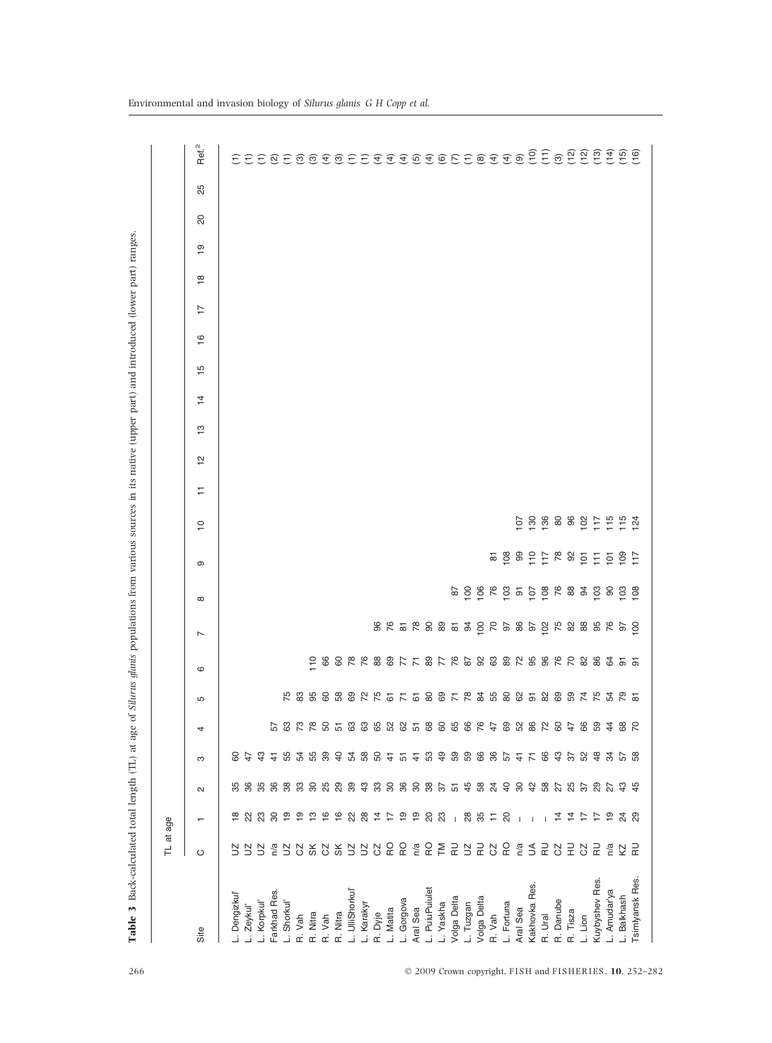**Table 3** Back-calculated total length (TL) at age of *Silurus glanis* populations from various sources in its native (upper part) and introduced (lower part) ranges.

| Site | C | TL at age 1 | 2 | 3 | 4 | 5 | 6 | 7 | 8 | 9 | 10 | 11 | 12 | 13 | 14 | 15 | 16 | 17 | 18 | 19 | 20 | 25 | Ref.[2] |
|---|---|---|---|---|---|---|---|---|---|---|---|---|---|---|---|---|---|---|---|---|---|---|---|
| L. Dengizkul' | UZ | 18 | 35 | 60 | | | | | | | | | | | | | | | | | | | (1) |
| L. Zeykul' | UZ | 22 | 36 | 47 | | | | | | | | | | | | | | | | | | | (1) |
| L. Korpkul' | UZ | 23 | 35 | 43 | | | | | | | | | | | | | | | | | | | (1) |
| Farkhad Res. | n/a | 30 | 36 | 41 | 57 | | | | | | | | | | | | | | | | | | (2) |
| L. Shorkul' | UZ | 19 | 38 | 55 | 63 | 75 | | | | | | | | | | | | | | | | | (1) |
| R. Vah | CZ | 19 | 33 | 54 | 73 | 83 | | | | | | | | | | | | | | | | | (3) |
| R. Nitra | SK | 13 | 30 | 55 | 78 | 95 | 110 | | | | | | | | | | | | | | | | (3) |
| R. Vah | CZ | 16 | 25 | 39 | 50 | 60 | 66 | | | | | | | | | | | | | | | | (4) |
| R. Nitra | SK | 16 | 29 | 40 | 51 | 58 | 60 | | | | | | | | | | | | | | | | (3) |
| L. UlliShorkul' | UZ | 22 | 39 | 54 | 63 | 69 | 78 | | | | | | | | | | | | | | | | (1) |
| L. Karakyr | UZ | 28 | 43 | 58 | 63 | 72 | 76 | | | | | | | | | | | | | | | | (1) |
| R. Dyje | CZ | 14 | 33 | 50 | 65 | 75 | 88 | 96 | | | | | | | | | | | | | | | (4) |
| L. Matita | RO | 17 | 30 | 41 | 52 | 61 | 69 | 76 | | | | | | | | | | | | | | | (4) |
| L. Gorgova | RO | 19 | 36 | 51 | 62 | 71 | 77 | 81 | | | | | | | | | | | | | | | (4) |
| Aral Sea | n/a | 19 | 30 | 41 | 51 | 61 | 71 | 78 | | | | | | | | | | | | | | | (5) |
| L. PuiuPuiulet | RO | 20 | 38 | 53 | 68 | 80 | 89 | 90 | | | | | | | | | | | | | | | (4) |
| L. Yaskha | TM | 23 | 37 | 49 | 60 | 69 | 77 | 89 | | | | | | | | | | | | | | | (6) |
| Volga Delta | RU | – | 51 | 59 | 65 | 71 | 76 | 81 | 87 | | | | | | | | | | | | | | (7) |
| L. Tuzgan | UZ | 28 | 45 | 59 | 66 | 78 | 87 | 94 | 100 | | | | | | | | | | | | | | (1) |
| Volga Delta | RU | 35 | 58 | 66 | 76 | 84 | 92 | 100 | 106 | | | | | | | | | | | | | | (8) |
| R. Vah | CZ | 11 | 24 | 36 | 47 | 55 | 63 | 70 | 76 | 81 | | | | | | | | | | | | | (4) |
| L. Fortuna | RO | 20 | 40 | 57 | 69 | 80 | 89 | 97 | 103 | 108 | | | | | | | | | | | | | (4) |
| Aral Sea | n/a | – | 30 | 41 | 52 | 62 | 72 | 86 | 91 | 99 | 107 | | | | | | | | | | | | (9) |
| Kakhovka Res. | UA | – | 42 | 71 | 86 | 91 | 95 | 97 | 107 | 110 | 130 | | | | | | | | | | | | (10) |
| R. Ural | RU | – | 58 | 66 | 72 | 82 | 96 | 102 | 108 | 117 | 136 | | | | | | | | | | | | (11) |
| R. Danube | CZ | 14 | 27 | 43 | 60 | 69 | 76 | 75 | 76 | 78 | 80 | | | | | | | | | | | | (3) |
| R. Tisza | HU | 14 | 25 | 37 | 47 | 59 | 70 | 82 | 88 | 92 | 96 | | | | | | | | | | | | (12) |
| L. Lion | CZ | 17 | 37 | 52 | 66 | 74 | 82 | 88 | 94 | 101 | 102 | | | | | | | | | | | | (12) |
| Kuybyshev Res. | RU | 17 | 29 | 48 | 59 | 75 | 86 | 95 | 103 | 111 | 117 | | | | | | | | | | | | (13) |
| L. Amudar'ya | n/a | 19 | 27 | 34 | 44 | 54 | 64 | 76 | 90 | 101 | 115 | | | | | | | | | | | | (14) |
| L. Balkhash | KZ | 24 | 43 | 57 | 68 | 79 | 91 | 97 | 103 | 109 | 115 | | | | | | | | | | | | (15) |
| Tsimlyansk Res. | RU | 29 | 45 | 58 | 70 | 81 | 91 | 100 | 108 | 117 | 124 | | | | | | | | | | | | (16) |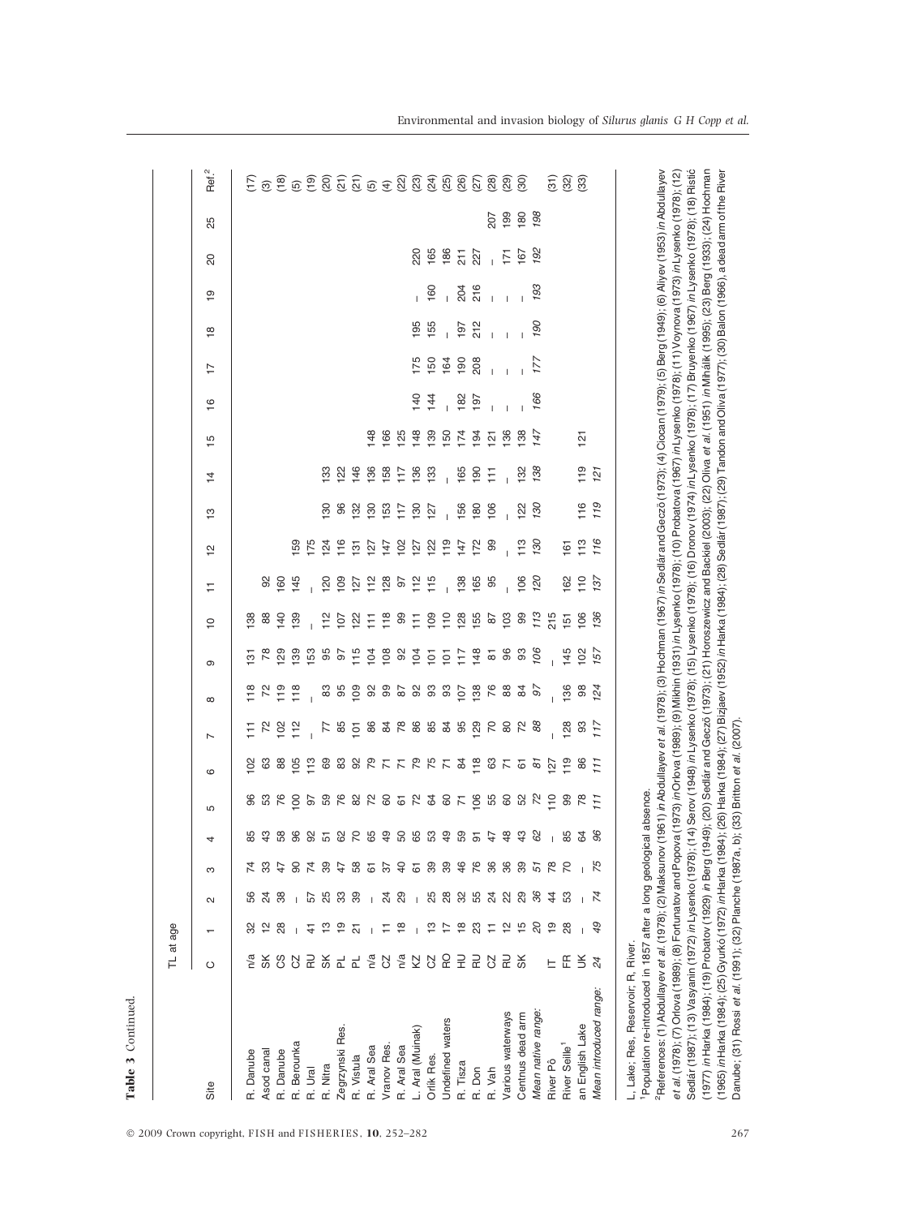**Table 3** Continued.

| Site | TL at age | | | | | | | | | | | | | | | | | | | | | | Ref.[2] |
|---|---|---|---|---|---|---|---|---|---|---|---|---|---|---|---|---|---|---|---|---|---|---|---|
| | C | 1 | 2 | 3 | 4 | 5 | 6 | 7 | 8 | 9 | 10 | 11 | 12 | 13 | 14 | 15 | 16 | 17 | 18 | 19 | 20 | 25 | |
| R. Danube | n/a | 32 | 56 | 74 | 85 | 96 | 102 | 111 | 118 | 131 | 138 | | | | | | | | | | | | (17) |
| Asod canal | SK | 12 | 24 | 33 | 43 | 53 | 63 | 72 | 72 | 78 | 88 | 92 | | | | | | | | | | | (3) |
| R. Danube | CS | 28 | 38 | 47 | 58 | 76 | 88 | 102 | 119 | 129 | 140 | 160 | | | | | | | | | | | (18) |
| R. Berounka | CZ | – | – | 90 | 96 | 100 | 105 | 112 | 118 | 139 | 139 | 145 | 159 | | | | | | | | | | (5) |
| R. Ural | RU | 41 | 57 | 74 | 92 | 97 | 113 | – | – | 153 | – | – | 175 | | | | | | | | | | (19) |
| R. Nitra | SK | 13 | 25 | 39 | 51 | 59 | 69 | 77 | 83 | 95 | 112 | 120 | 124 | 130 | 133 | | | | | | | | (20) |
| Zegrzynski Res. | PL | 19 | 33 | 47 | 62 | 76 | 83 | 85 | 95 | 97 | 107 | 109 | 116 | 96 | 122 | | | | | | | | (21) |
| R. Vistula | PL | 21 | 39 | 58 | 70 | 82 | 92 | 101 | 109 | 115 | 122 | 127 | 131 | 132 | 146 | | | | | | | | (21) |
| R. Aral Sea | n/a | – | – | 61 | 65 | 72 | 79 | 86 | 92 | 104 | 111 | 112 | 127 | 130 | 136 | 148 | | | | | | | (5) |
| Vranov Res. | CZ | 11 | 24 | 37 | 49 | 60 | 71 | 84 | 99 | 108 | 118 | 128 | 147 | 153 | 158 | 166 | | | | | | | (4) |
| R. Aral Sea | n/a | 18 | 29 | 40 | 50 | 61 | 71 | 78 | 87 | 92 | 99 | 97 | 102 | 117 | 117 | 125 | | | | | | | (22) |
| L. Aral (Muinak) | KZ | – | – | 61 | 65 | 72 | 79 | 86 | 92 | 104 | 111 | 112 | 127 | 130 | 136 | 148 | 140 | 175 | 195 | – | 220 | | (23) |
| Orlik Res. | CZ | 13 | 25 | 39 | 53 | 64 | 75 | 85 | 93 | 101 | 109 | 115 | 122 | 127 | 133 | 139 | 144 | 150 | 155 | 160 | 165 | | (24) |
| Undefined waters | RO | 17 | 28 | 39 | 49 | 60 | 71 | 84 | 93 | 101 | 110 | – | 119 | – | – | 150 | – | 164 | – | – | 186 | | (25) |
| R. Tisza | HU | 18 | 32 | 46 | 59 | 71 | 84 | 95 | 107 | 117 | 128 | 138 | 147 | 156 | 165 | 174 | 182 | 190 | 197 | 204 | 211 | | (26) |
| R. Don | RU | 23 | 55 | 76 | 91 | 106 | 118 | 129 | 138 | 148 | 155 | 165 | 172 | 180 | 190 | 194 | 197 | 208 | 212 | 216 | 227 | | (27) |
| R. Vah | CZ | 11 | 24 | 36 | 47 | 55 | 63 | 70 | 76 | 81 | 87 | 95 | 99 | 106 | 111 | 121 | – | – | – | – | – | 207 | (28) |
| Various waterways | RU | 12 | 22 | 36 | 48 | 60 | 71 | 80 | 88 | 96 | 103 | – | – | – | – | 136 | – | – | – | – | 171 | 199 | (29) |
| Centrus dead arm | SK | 15 | 29 | 39 | 43 | 52 | 61 | 72 | 84 | 93 | 99 | 106 | 113 | 122 | 132 | 138 | – | – | – | – | 167 | 180 | (30) |
| *Mean native range:* | *24* | *20* | *36* | *51* | *62* | *72* | *81* | *88* | *97* | *106* | *113* | *120* | *130* | *130* | *138* | *147* | *166* | *177* | *190* | *193* | *192* | *198* | |
| River Pô | IT | 19 | 44 | 78 | – | 110 | 127 | – | – | – | 215 | | | | | | | | | | | | (31) |
| River Seille[1] | FR | 28 | 53 | 70 | 85 | 99 | 119 | 128 | 136 | 145 | 151 | 162 | 161 | | | | | | | | | | (32) |
| an English Lake | UK | – | – | – | 64 | 78 | 86 | 93 | 98 | 102 | 106 | 110 | 113 | 116 | 119 | 121 | | | | | | | (33) |
| *Mean introduced range:* | *24* | *49* | *74* | *75* | *96* | *111* | *111* | *117* | *124* | *157* | *136* | *137* | *116* | *119* | *121* | | | | | | | | |

L, Lake; Res, Reservoir; R, River.

[1]Population re-introduced in 1857 after a long geological absence.

[2]References: (1) Abdullayev *et al.* (1978); (2) Maksunov (1961) *in* Abdullayev *et al.* (1978); (3) Hochman (1967) *in* Sedlár and Geczö (1973); (4) Ciocan (1979); (5) Berg (1949); (6) Aliyev (1953) *in* Abdullayev *et al.* (1978); (7) Orlova (1989); (8) Fortunatov and Popova (1973) *in* Orlova (1989); (9) Mikhin (1931) *in* Lysenko (1978); (10) Probatova (1967) *in* Lysenko (1978); (11) Voynova (1973) *in* Lysenko (1978); (12) Sedlár (1987); (13) Vasyanin (1972) *in* Lysenko (1978); (14) Serov (1948) *in* Lysenko (1978); (15) Lysenko (1978); (16) Dronov (1974) *in* Lysenko (1978); (17) Bruyenko (1967) *in* Lysenko (1978); (18) Ristić (1977) *in* Harka (1984); (19) Probatov (1929) *in* Berg (1949); (20) Sedlár and Geczö (1973); (21) Horoszewicz and Backiel (2003); (22) Oliva *et al.* (1951) *in* Mihálik (1995); (23) Berg (1933); (24) Hochman (1965) *in* Harka (1984); (25) Gyurkó (1972) *in* Harka (1984); (26) Harka (1984); (27) Bizjaev (1952) *in* Harka (1984); (28) Sedlár (1987); (29) Tandon and Oliva (1977); (30) Balon (1966), a dead arm of the River Danube; (31) Rossi *et al.* (1991); (32) Planche (1987a, b); (33) Britton *et al.* (2007).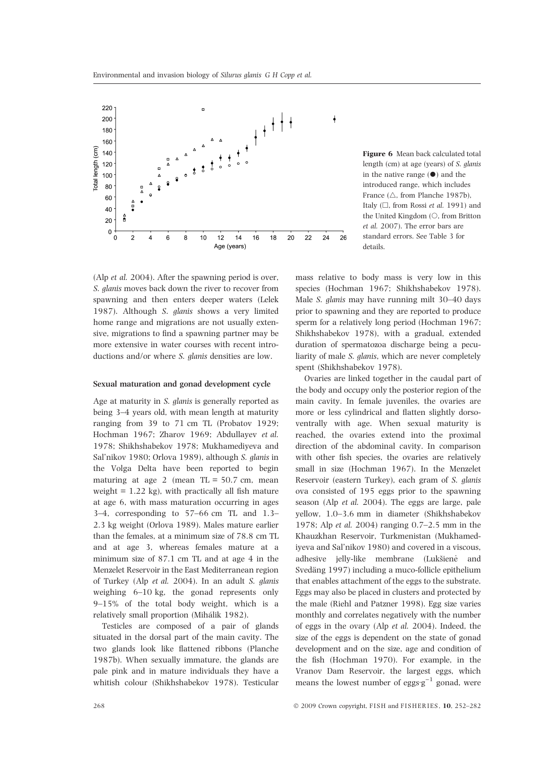Figure 6 Mean back calculated total length (cm) at age (years) of *S. glanis* in the native range (●) and the introduced range, which includes France (△, from Planche 1987b), Italy (□, from Rossi *et al.* 1991) and the United Kingdom (○, from Britton *et al.* 2007). The error bars are standard errors. See Table 3 for details.

(Alp *et al.* 2004). After the spawning period is over, *S. glanis* moves back down the river to recover from spawning and then enters deeper waters (Lelek 1987). Although *S. glanis* shows a very limited home range and migrations are not usually extensive, migrations to find a spawning partner may be more extensive in water courses with recent introductions and/or where *S. glanis* densities are low.

### Sexual maturation and gonad development cycle

Age at maturity in *S. glanis* is generally reported as being 3–4 years old, with mean length at maturity ranging from 39 to 71 cm TL (Probatov 1929; Hochman 1967; Zharov 1969; Abdullayev *et al.* 1978; Shikhshabekov 1978; Mukhamediyeva and Sal'nikov 1980; Orlova 1989), although *S. glanis* in the Volga Delta have been reported to begin maturing at age 2 (mean TL = 50.7 cm, mean weight = 1.22 kg), with practically all fish mature at age 6, with mass maturation occurring in ages 3–4, corresponding to 57–66 cm TL and 1.3–2.3 kg weight (Orlova 1989). Males mature earlier than the females, at a minimum size of 78.8 cm TL and at age 3, whereas females mature at a minimum size of 87.1 cm TL and at age 4 in the Menzelet Reservoir in the East Mediterranean region of Turkey (Alp *et al.* 2004). In an adult *S. glanis* weighing 6–10 kg, the gonad represents only 9–15% of the total body weight, which is a relatively small proportion (Mihálik 1982).

Testicles are composed of a pair of glands situated in the dorsal part of the main cavity. The two glands look like flattened ribbons (Planche 1987b). When sexually immature, the glands are pale pink and in mature individuals they have a whitish colour (Shikhshabekov 1978). Testicular mass relative to body mass is very low in this species (Hochman 1967; Shikhshabekov 1978). Male *S. glanis* may have running milt 30–40 days prior to spawning and they are reported to produce sperm for a relatively long period (Hochman 1967; Shikhshabekov 1978), with a gradual, extended duration of spermatozoa discharge being a peculiarity of male *S. glanis*, which are never completely spent (Shikhshabekov 1978).

Ovaries are linked together in the caudal part of the body and occupy only the posterior region of the main cavity. In female juveniles, the ovaries are more or less cylindrical and flatten slightly dorso-ventrally with age. When sexual maturity is reached, the ovaries extend into the proximal direction of the abdominal cavity. In comparison with other fish species, the ovaries are relatively small in size (Hochman 1967). In the Menzelet Reservoir (eastern Turkey), each gram of *S. glanis* ova consisted of 195 eggs prior to the spawning season (Alp *et al.* 2004). The eggs are large, pale yellow, 1.0–3.6 mm in diameter (Shikhshabekov 1978; Alp *et al.* 2004) ranging 0.7–2.5 mm in the Khauzkhan Reservoir, Turkmenistan (Mukhamediyeva and Sal'nikov 1980) and covered in a viscous, adhesive jelly-like membrane (Lukšienė and Svedäng 1997) including a muco-follicle epithelium that enables attachment of the eggs to the substrate. Eggs may also be placed in clusters and protected by the male (Riehl and Patzner 1998). Egg size varies monthly and correlates negatively with the number of eggs in the ovary (Alp *et al.* 2004). Indeed, the size of the eggs is dependent on the state of gonad development and on the size, age and condition of the fish (Hochman 1970). For example, in the Vranov Dam Reservoir, the largest eggs, which means the lowest number of eggs·g$^{-1}$ gonad, were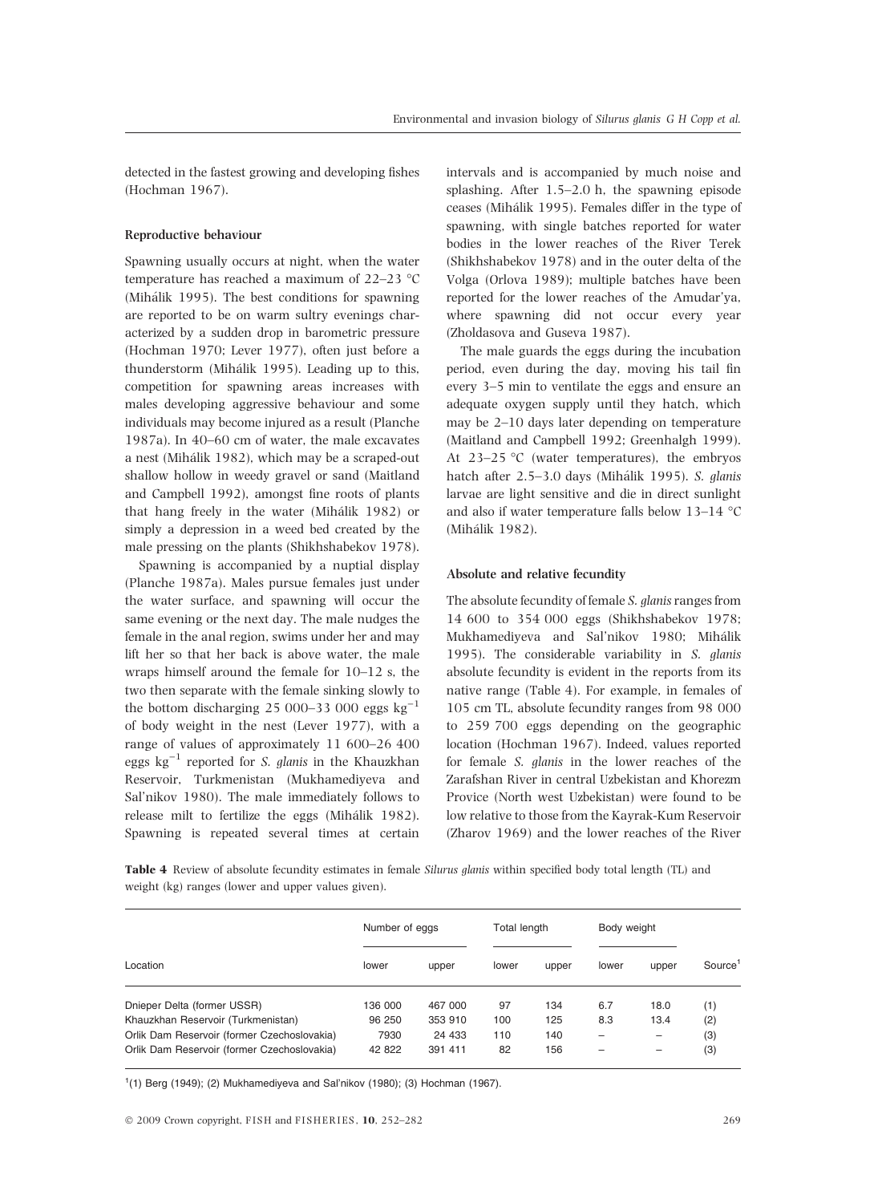detected in the fastest growing and developing fishes (Hochman 1967).

### Reproductive behaviour

Spawning usually occurs at night, when the water temperature has reached a maximum of 22–23 °C (Mihálik 1995). The best conditions for spawning are reported to be on warm sultry evenings characterized by a sudden drop in barometric pressure (Hochman 1970; Lever 1977), often just before a thunderstorm (Mihálik 1995). Leading up to this, competition for spawning areas increases with males developing aggressive behaviour and some individuals may become injured as a result (Planche 1987a). In 40–60 cm of water, the male excavates a nest (Mihálik 1982), which may be a scraped-out shallow hollow in weedy gravel or sand (Maitland and Campbell 1992), amongst fine roots of plants that hang freely in the water (Mihálik 1982) or simply a depression in a weed bed created by the male pressing on the plants (Shikhshabekov 1978).

Spawning is accompanied by a nuptial display (Planche 1987a). Males pursue females just under the water surface, and spawning will occur the same evening or the next day. The male nudges the female in the anal region, swims under her and may lift her so that her back is above water, the male wraps himself around the female for 10–12 s, the two then separate with the female sinking slowly to the bottom discharging 25 000–33 000 eggs $kg^{-1}$ of body weight in the nest (Lever 1977), with a range of values of approximately 11 600–26 400 eggs $kg^{-1}$ reported for *S. glanis* in the Khauzkhan Reservoir, Turkmenistan (Mukhamediyeva and Sal'nikov 1980). The male immediately follows to release milt to fertilize the eggs (Mihálik 1982). Spawning is repeated several times at certain intervals and is accompanied by much noise and splashing. After 1.5–2.0 h, the spawning episode ceases (Mihálik 1995). Females differ in the type of spawning, with single batches reported for water bodies in the lower reaches of the River Terek (Shikhshabekov 1978) and in the outer delta of the Volga (Orlova 1989); multiple batches have been reported for the lower reaches of the Amudar'ya, where spawning did not occur every year (Zholdasova and Guseva 1987).

The male guards the eggs during the incubation period, even during the day, moving his tail fin every 3–5 min to ventilate the eggs and ensure an adequate oxygen supply until they hatch, which may be 2–10 days later depending on temperature (Maitland and Campbell 1992; Greenhalgh 1999). At 23–25 °C (water temperatures), the embryos hatch after 2.5–3.0 days (Mihálik 1995). *S. glanis* larvae are light sensitive and die in direct sunlight and also if water temperature falls below 13–14 °C (Mihálik 1982).

### Absolute and relative fecundity

The absolute fecundity of female *S. glanis* ranges from 14 600 to 354 000 eggs (Shikhshabekov 1978; Mukhamediyeva and Sal'nikov 1980; Mihálik 1995). The considerable variability in *S. glanis* absolute fecundity is evident in the reports from its native range (Table 4). For example, in females of 105 cm TL, absolute fecundity ranges from 98 000 to 259 700 eggs depending on the geographic location (Hochman 1967). Indeed, values reported for female *S. glanis* in the lower reaches of the Zarafshan River in central Uzbekistan and Khorezm Provice (North west Uzbekistan) were found to be low relative to those from the Kayrak-Kum Reservoir (Zharov 1969) and the lower reaches of the River

**Table 4** Review of absolute fecundity estimates in female *Silurus glanis* within specified body total length (TL) and weight (kg) ranges (lower and upper values given).

| Location | Number of eggs | | Total length | | Body weight | | Source[1] |
|---|---|---|---|---|---|---|---|
| | lower | upper | lower | upper | lower | upper | |
| Dnieper Delta (former USSR) | 136 000 | 467 000 | 97 | 134 | 6.7 | 18.0 | (1) |
| Khauzkhan Reservoir (Turkmenistan) | 96 250 | 353 910 | 100 | 125 | 8.3 | 13.4 | (2) |
| Orlik Dam Reservoir (former Czechoslovakia) | 7930 | 24 433 | 110 | 140 | – | – | (3) |
| Orlik Dam Reservoir (former Czechoslovakia) | 42 822 | 391 411 | 82 | 156 | – | – | (3) |

[1](1) Berg (1949); (2) Mukhamediyeva and Sal'nikov (1980); (3) Hochman (1967).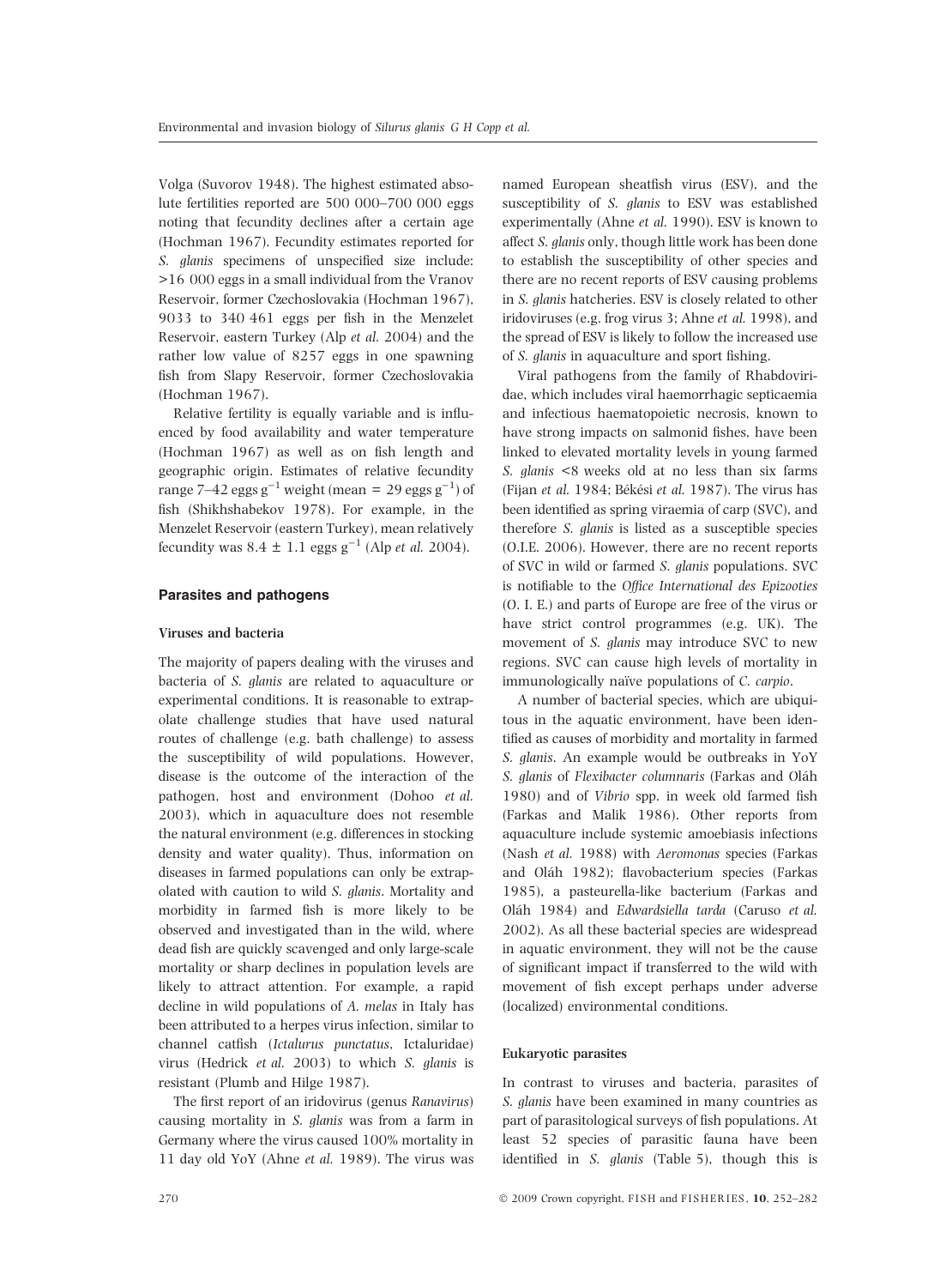Volga (Suvorov 1948). The highest estimated absolute fertilities reported are 500 000–700 000 eggs noting that fecundity declines after a certain age (Hochman 1967). Fecundity estimates reported for *S. glanis* specimens of unspecified size include: >16 000 eggs in a small individual from the Vranov Reservoir, former Czechoslovakia (Hochman 1967), 9033 to 340 461 eggs per fish in the Menzelet Reservoir, eastern Turkey (Alp *et al.* 2004) and the rather low value of 8257 eggs in one spawning fish from Slapy Reservoir, former Czechoslovakia (Hochman 1967).

Relative fertility is equally variable and is influenced by food availability and water temperature (Hochman 1967) as well as on fish length and geographic origin. Estimates of relative fecundity range 7–42 eggs $g^{-1}$ weight (mean = 29 eggs $g^{-1}$) of fish (Shikhshabekov 1978). For example, in the Menzelet Reservoir (eastern Turkey), mean relatively fecundity was $8.4 \pm 1.1$ eggs $g^{-1}$ (Alp *et al.* 2004).

## Parasites and pathogens

### Viruses and bacteria

The majority of papers dealing with the viruses and bacteria of *S. glanis* are related to aquaculture or experimental conditions. It is reasonable to extrapolate challenge studies that have used natural routes of challenge (e.g. bath challenge) to assess the susceptibility of wild populations. However, disease is the outcome of the interaction of the pathogen, host and environment (Dohoo *et al.* 2003), which in aquaculture does not resemble the natural environment (e.g. differences in stocking density and water quality). Thus, information on diseases in farmed populations can only be extrapolated with caution to wild *S. glanis*. Mortality and morbidity in farmed fish is more likely to be observed and investigated than in the wild, where dead fish are quickly scavenged and only large-scale mortality or sharp declines in population levels are likely to attract attention. For example, a rapid decline in wild populations of *A. melas* in Italy has been attributed to a herpes virus infection, similar to channel catfish (*Ictalurus punctatus*, Ictaluridae) virus (Hedrick *et al.* 2003) to which *S. glanis* is resistant (Plumb and Hilge 1987).

The first report of an iridovirus (genus *Ranavirus*) causing mortality in *S. glanis* was from a farm in Germany where the virus caused 100% mortality in 11 day old YoY (Ahne *et al.* 1989). The virus was named European sheatfish virus (ESV), and the susceptibility of *S. glanis* to ESV was established experimentally (Ahne *et al.* 1990). ESV is known to affect *S. glanis* only, though little work has been done to establish the susceptibility of other species and there are no recent reports of ESV causing problems in *S. glanis* hatcheries. ESV is closely related to other iridoviruses (e.g. frog virus 3; Ahne *et al.* 1998), and the spread of ESV is likely to follow the increased use of *S. glanis* in aquaculture and sport fishing.

Viral pathogens from the family of Rhabdoviridae, which includes viral haemorrhagic septicaemia and infectious haematopoietic necrosis, known to have strong impacts on salmonid fishes, have been linked to elevated mortality levels in young farmed *S. glanis* <8 weeks old at no less than six farms (Fijan *et al.* 1984; Békési *et al.* 1987). The virus has been identified as spring viraemia of carp (SVC), and therefore *S. glanis* is listed as a susceptible species (O.I.E. 2006). However, there are no recent reports of SVC in wild or farmed *S. glanis* populations. SVC is notifiable to the *Office International des Epizooties* (O. I. E.) and parts of Europe are free of the virus or have strict control programmes (e.g. UK). The movement of *S. glanis* may introduce SVC to new regions. SVC can cause high levels of mortality in immunologically naïve populations of *C. carpio*.

A number of bacterial species, which are ubiquitous in the aquatic environment, have been identified as causes of morbidity and mortality in farmed *S. glanis*. An example would be outbreaks in YoY *S. glanis* of *Flexibacter columnaris* (Farkas and Oláh 1980) and of *Vibrio* spp. in week old farmed fish (Farkas and Malik 1986). Other reports from aquaculture include systemic amoebiasis infections (Nash *et al.* 1988) with *Aeromonas* species (Farkas and Oláh 1982); flavobacterium species (Farkas 1985), a pasteurella-like bacterium (Farkas and Oláh 1984) and *Edwardsiella tarda* (Caruso *et al.* 2002). As all these bacterial species are widespread in aquatic environment, they will not be the cause of significant impact if transferred to the wild with movement of fish except perhaps under adverse (localized) environmental conditions.

### Eukaryotic parasites

In contrast to viruses and bacteria, parasites of *S. glanis* have been examined in many countries as part of parasitological surveys of fish populations. At least 52 species of parasitic fauna have been identified in *S. glanis* (Table 5), though this is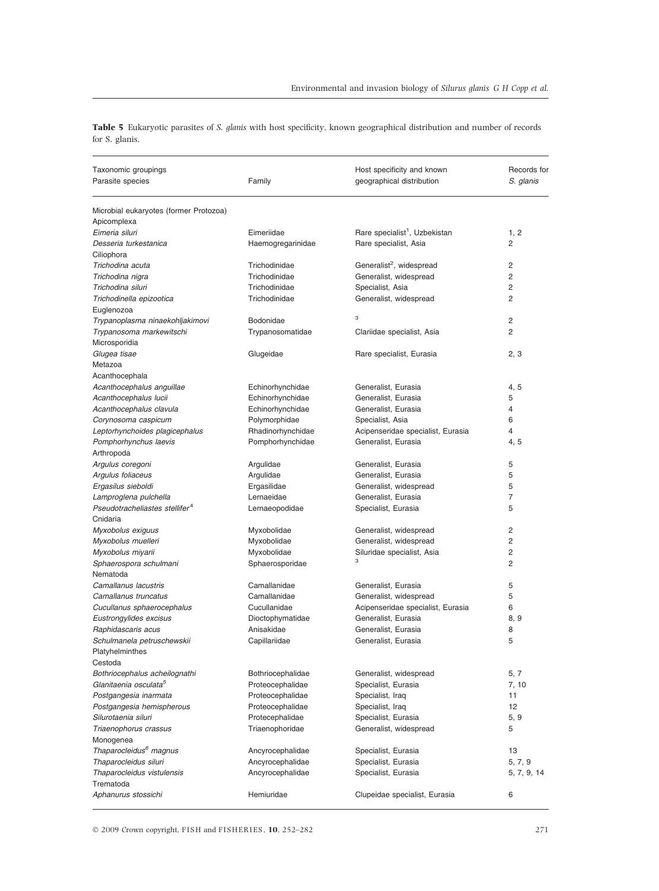**Table 5** Eukaryotic parasites of *S. glanis* with host specificity, known geographical distribution and number of records for S. glanis.

| Taxonomic groupings Parasite species | Family | Host specificity and known geographical distribution | Records for *S. glanis* |
|---|---|---|---|
| Microbial eukaryotes (former Protozoa) | | | |
| Apicomplexa | | | |
| *Eimeria siluri* | Eimeriidae | Rare specialist[1], Uzbekistan | 1, 2 |
| *Desseria turkestanica* | Haemogregarinidae | Rare specialist, Asia | 2 |
| Ciliophora | | | |
| *Trichodina acuta* | Trichodinidae | Generalist[2], widespread | 2 |
| *Trichodina nigra* | Trichodinidae | Generalist, widespread | 2 |
| *Trichodina siluri* | Trichodinidae | Specialist, Asia | 2 |
| *Trichodinella epizootica* | Trichodinidae | Generalist, widespread | 2 |
| Euglenozoa | | | |
| *Trypanoplasma ninaekohljakimovi* | Bodonidae | [3] | 2 |
| *Trypanosoma markewitschi* | Trypanosomatidae | Clariidae specialist, Asia | 2 |
| Microsporidia | | | |
| *Glugea tisae* | Glugeidae | Rare specialist, Eurasia | 2, 3 |
| Metazoa | | | |
| Acanthocephala | | | |
| *Acanthocephalus anguillae* | Echinorhynchidae | Generalist, Eurasia | 4, 5 |
| *Acanthocephalus lucii* | Echinorhynchidae | Generalist, Eurasia | 5 |
| *Acanthocephalus clavula* | Echinorhynchidae | Generalist, Eurasia | 4 |
| *Corynosoma caspicum* | Polymorphidae | Specialist, Asia | 6 |
| *Leptorhynchoides plagicephalus* | Rhadinorhynchidae | Acipenseridae specialist, Eurasia | 4 |
| *Pomphorhynchus laevis* | Pomphorhynchidae | Generalist, Eurasia | 4, 5 |
| Arthropoda | | | |
| *Argulus coregoni* | Argulidae | Generalist, Eurasia | 5 |
| *Argulus foliaceus* | Argulidae | Generalist, Eurasia | 5 |
| *Ergasilus sieboldi* | Ergasilidae | Generalist, widespread | 5 |
| *Lamproglena pulchella* | Lernaeidae | Generalist, Eurasia | 7 |
| *Pseudotracheliastes stellifer*[4] | Lernaeopodidae | Specialist, Eurasia | 5 |
| Cnidaria | | | |
| *Myxobolus exiguus* | Myxobolidae | Generalist, widespread | 2 |
| *Myxobolus muelleri* | Myxobolidae | Generalist, widespread | 2 |
| *Myxobolus miyarii* | Myxobolidae | Siluridae specialist, Asia | 2 |
| *Sphaerospora schulmani* | Sphaerosporidae | [3] | 2 |
| Nematoda | | | |
| *Camallanus lacustris* | Camallanidae | Generalist, Eurasia | 5 |
| *Camallanus truncatus* | Camallanidae | Generalist, widespread | 5 |
| *Cucullanus sphaerocephalus* | Cucullanidae | Acipenseridae specialist, Eurasia | 6 |
| *Eustrongylides excisus* | Dioctophymatidae | Generalist, Eurasia | 8, 9 |
| *Raphidascaris acus* | Anisakidae | Generalist, Eurasia | 8 |
| *Schulmanela petruschewskii* | Capillariidae | Generalist, Eurasia | 5 |
| Platyhelminthes | | | |
| Cestoda | | | |
| *Bothriocephalus acheilognathi* | Bothriocephalidae | Generalist, widespread | 5, 7 |
| *Glanitaenia osculata*[5] | Proteocephalidae | Specialist, Eurasia | 7, 10 |
| *Postgangesia inarmata* | Proteocephalidae | Specialist, Iraq | 11 |
| *Postgangesia hemispherous* | Proteocephalidae | Specialist, Iraq | 12 |
| *Silurotaenia siluri* | Protecephalidae | Specialist, Eurasia | 5, 9 |
| *Triaenophorus crassus* | Triaenophoridae | Generalist, widespread | 5 |
| Monogenea | | | |
| *Thaparocleidus*[6] *magnus* | Ancyrocephalidae | Specialist, Eurasia | 13 |
| *Thaparocleidus siluri* | Ancyrocephalidae | Specialist, Eurasia | 5, 7, 9 |
| *Thaparocleidus vistulensis* | Ancyrocephalidae | Specialist, Eurasia | 5, 7, 9, 14 |
| Trematoda | | | |
| *Aphanurus stossichi* | Hemiuridae | Clupeidae specialist, Eurasia | 6 |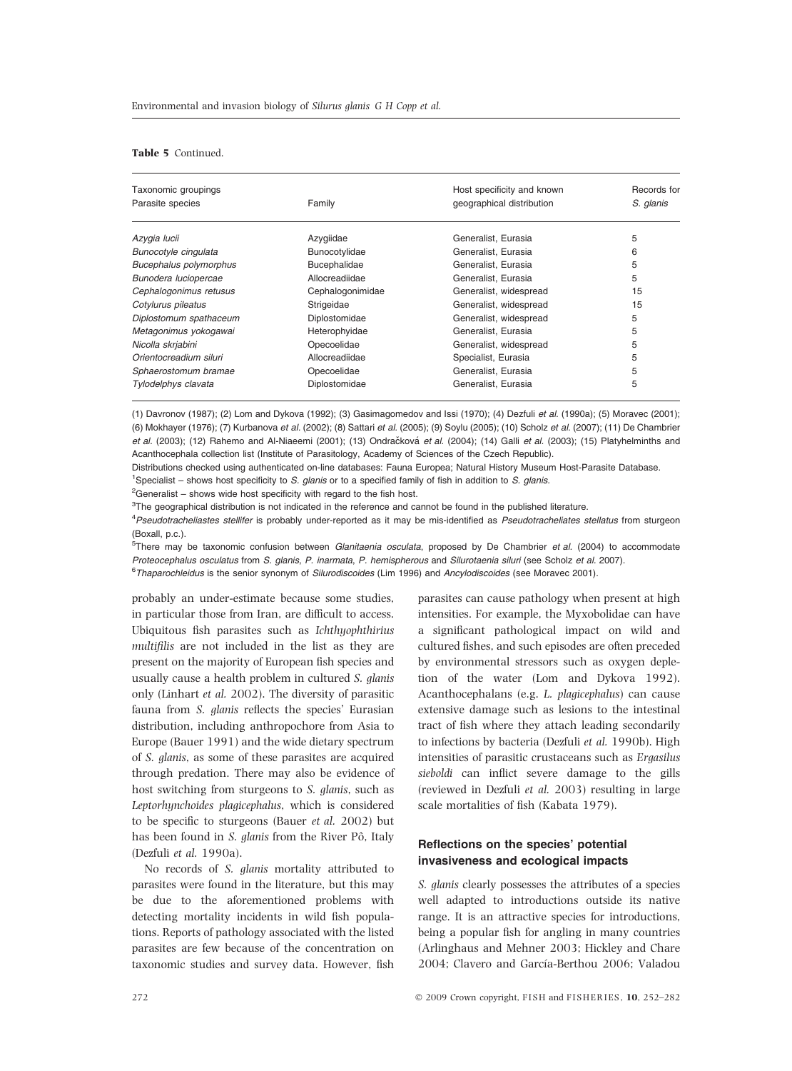**Table 5** Continued.

| Taxonomic groupings<br>Parasite species | Family | Host specificity and known geographical distribution | Records for *S. glanis* |
|---|---|---|---|
| *Azygia lucii* | Azygiidae | Generalist, Eurasia | 5 |
| *Bunocotyle cingulata* | Bunocotylidae | Generalist, Eurasia | 6 |
| *Bucephalus polymorphus* | Bucephalidae | Generalist, Eurasia | 5 |
| *Bunodera luciopercae* | Allocreadiidae | Generalist, Eurasia | 5 |
| *Cephalogonimus retusus* | Cephalogonimidae | Generalist, widespread | 15 |
| *Cotylurus pileatus* | Strigeidae | Generalist, widespread | 15 |
| *Diplostomum spathaceum* | Diplostomidae | Generalist, widespread | 5 |
| *Metagonimus yokogawai* | Heterophyidae | Generalist, Eurasia | 5 |
| *Nicolla skrjabini* | Opecoelidae | Generalist, widespread | 5 |
| *Orientocreadium siluri* | Allocreadiidae | Specialist, Eurasia | 5 |
| *Sphaerostomum bramae* | Opecoelidae | Generalist, Eurasia | 5 |
| *Tylodelphys clavata* | Diplostomidae | Generalist, Eurasia | 5 |

(1) Davronov (1987); (2) Lom and Dykova (1992); (3) Gasimagomedov and Issi (1970); (4) Dezfuli *et al.* (1990a); (5) Moravec (2001); (6) Mokhayer (1976); (7) Kurbanova *et al.* (2002); (8) Sattari *et al.* (2005); (9) Soylu (2005); (10) Scholz *et al.* (2007); (11) De Chambrier *et al.* (2003); (12) Rahemo and Al-Niaeemi (2001); (13) Ondračková *et al.* (2004); (14) Galli *et al.* (2003); (15) Platyhelminths and Acanthocephala collection list (Institute of Parasitology, Academy of Sciences of the Czech Republic).

Distributions checked using authenticated on-line databases: Fauna Europea; Natural History Museum Host-Parasite Database.

[1]Specialist – shows host specificity to *S. glanis* or to a specified family of fish in addition to *S. glanis*.

[2]Generalist – shows wide host specificity with regard to the fish host.

[3]The geographical distribution is not indicated in the reference and cannot be found in the published literature.

[4]*Pseudotracheliastes stellifer* is probably under-reported as it may be mis-identified as *Pseudotracheliates stellatus* from sturgeon (Boxall, p.c.).

[5]There may be taxonomic confusion between *Glanitaenia osculata*, proposed by De Chambrier *et al.* (2004) to accommodate *Proteocephalus osculatus* from *S. glanis*, *P. inarmata*, *P. hemispherous* and *Silurotaenia siluri* (see Scholz *et al.* 2007).

[6]*Thaparochleidus* is the senior synonym of *Silurodiscoides* (Lim 1996) and *Ancylodiscoides* (see Moravec 2001).

probably an under-estimate because some studies, in particular those from Iran, are difficult to access. Ubiquitous fish parasites such as *Ichthyophthirius multifilis* are not included in the list as they are present on the majority of European fish species and usually cause a health problem in cultured *S. glanis* only (Linhart *et al.* 2002). The diversity of parasitic fauna from *S. glanis* reflects the species' Eurasian distribution, including anthropochore from Asia to Europe (Bauer 1991) and the wide dietary spectrum of *S. glanis*, as some of these parasites are acquired through predation. There may also be evidence of host switching from sturgeons to *S. glanis*, such as *Leptorhynchoides plagicephalus*, which is considered to be specific to sturgeons (Bauer *et al.* 2002) but has been found in *S. glanis* from the River Pô, Italy (Dezfuli *et al.* 1990a).

No records of *S. glanis* mortality attributed to parasites were found in the literature, but this may be due to the aforementioned problems with detecting mortality incidents in wild fish populations. Reports of pathology associated with the listed parasites are few because of the concentration on taxonomic studies and survey data. However, fish parasites can cause pathology when present at high intensities. For example, the Myxobolidae can have a significant pathological impact on wild and cultured fishes, and such episodes are often preceded by environmental stressors such as oxygen depletion of the water (Lom and Dykova 1992). Acanthocephalans (e.g. *L. plagicephalus*) can cause extensive damage such as lesions to the intestinal tract of fish where they attach leading secondarily to infections by bacteria (Dezfuli *et al.* 1990b). High intensities of parasitic crustaceans such as *Ergasilus sieboldi* can inflict severe damage to the gills (reviewed in Dezfuli *et al.* 2003) resulting in large scale mortalities of fish (Kabata 1979).

## Reflections on the species' potential invasiveness and ecological impacts

*S. glanis* clearly possesses the attributes of a species well adapted to introductions outside its native range. It is an attractive species for introductions, being a popular fish for angling in many countries (Arlinghaus and Mehner 2003; Hickley and Chare 2004; Clavero and García-Berthou 2006; Valadou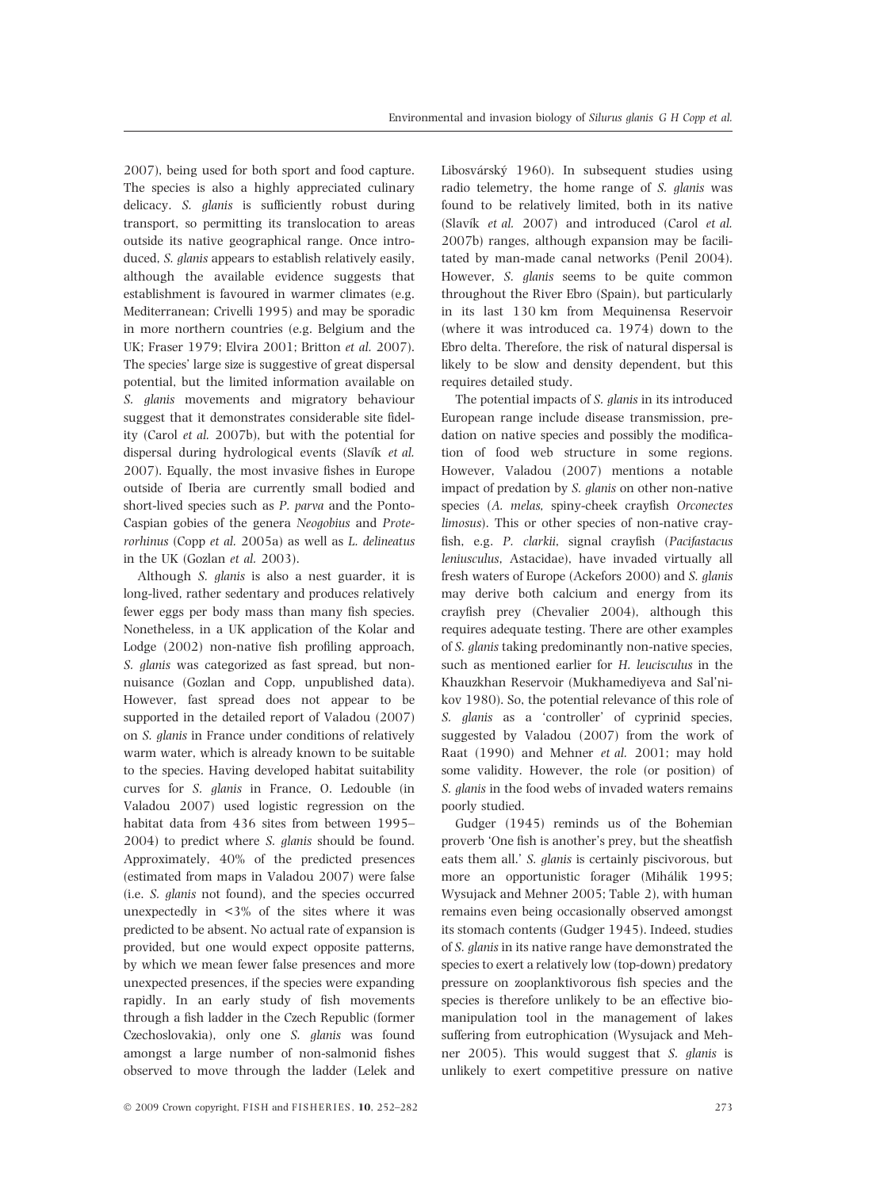2007), being used for both sport and food capture. The species is also a highly appreciated culinary delicacy. *S. glanis* is sufficiently robust during transport, so permitting its translocation to areas outside its native geographical range. Once introduced, *S. glanis* appears to establish relatively easily, although the available evidence suggests that establishment is favoured in warmer climates (e.g. Mediterranean; Crivelli 1995) and may be sporadic in more northern countries (e.g. Belgium and the UK; Fraser 1979; Elvira 2001; Britton *et al.* 2007). The species' large size is suggestive of great dispersal potential, but the limited information available on *S. glanis* movements and migratory behaviour suggest that it demonstrates considerable site fidelity (Carol *et al.* 2007b), but with the potential for dispersal during hydrological events (Slavík *et al.* 2007). Equally, the most invasive fishes in Europe outside of Iberia are currently small bodied and short-lived species such as *P. parva* and the Ponto-Caspian gobies of the genera *Neogobius* and *Proterorhinus* (Copp *et al.* 2005a) as well as *L. delineatus* in the UK (Gozlan *et al.* 2003).

Although *S. glanis* is also a nest guarder, it is long-lived, rather sedentary and produces relatively fewer eggs per body mass than many fish species. Nonetheless, in a UK application of the Kolar and Lodge (2002) non-native fish profiling approach, *S. glanis* was categorized as fast spread, but non-nuisance (Gozlan and Copp, unpublished data). However, fast spread does not appear to be supported in the detailed report of Valadou (2007) on *S. glanis* in France under conditions of relatively warm water, which is already known to be suitable to the species. Having developed habitat suitability curves for *S. glanis* in France, O. Ledouble (in Valadou 2007) used logistic regression on the habitat data from 436 sites from between 1995–2004) to predict where *S. glanis* should be found. Approximately, 40% of the predicted presences (estimated from maps in Valadou 2007) were false (i.e. *S. glanis* not found), and the species occurred unexpectedly in <3% of the sites where it was predicted to be absent. No actual rate of expansion is provided, but one would expect opposite patterns, by which we mean fewer false presences and more unexpected presences, if the species were expanding rapidly. In an early study of fish movements through a fish ladder in the Czech Republic (former Czechoslovakia), only one *S. glanis* was found amongst a large number of non-salmonid fishes observed to move through the ladder (Lelek and Libosvárský 1960). In subsequent studies using radio telemetry, the home range of *S. glanis* was found to be relatively limited, both in its native (Slavík *et al.* 2007) and introduced (Carol *et al.* 2007b) ranges, although expansion may be facilitated by man-made canal networks (Penil 2004). However, *S. glanis* seems to be quite common throughout the River Ebro (Spain), but particularly in its last 130 km from Mequinensa Reservoir (where it was introduced ca. 1974) down to the Ebro delta. Therefore, the risk of natural dispersal is likely to be slow and density dependent, but this requires detailed study.

The potential impacts of *S. glanis* in its introduced European range include disease transmission, predation on native species and possibly the modification of food web structure in some regions. However, Valadou (2007) mentions a notable impact of predation by *S. glanis* on other non-native species (*A. melas,* spiny-cheek crayfish *Orconectes limosus*). This or other species of non-native crayfish, e.g. *P. clarkii*, signal crayfish (*Pacifastacus leniusculus*, Astacidae), have invaded virtually all fresh waters of Europe (Ackefors 2000) and *S. glanis* may derive both calcium and energy from its crayfish prey (Chevalier 2004), although this requires adequate testing. There are other examples of *S. glanis* taking predominantly non-native species, such as mentioned earlier for *H. leucisculus* in the Khauzkhan Reservoir (Mukhamediyeva and Sal'nikov 1980). So, the potential relevance of this role of *S. glanis* as a 'controller' of cyprinid species, suggested by Valadou (2007) from the work of Raat (1990) and Mehner *et al.* 2001; may hold some validity. However, the role (or position) of *S. glanis* in the food webs of invaded waters remains poorly studied.

Gudger (1945) reminds us of the Bohemian proverb 'One fish is another's prey, but the sheatfish eats them all.' *S. glanis* is certainly piscivorous, but more an opportunistic forager (Mihálik 1995; Wysujack and Mehner 2005; Table 2), with human remains even being occasionally observed amongst its stomach contents (Gudger 1945). Indeed, studies of *S. glanis* in its native range have demonstrated the species to exert a relatively low (top-down) predatory pressure on zooplanktivorous fish species and the species is therefore unlikely to be an effective biomanipulation tool in the management of lakes suffering from eutrophication (Wysujack and Mehner 2005). This would suggest that *S. glanis* is unlikely to exert competitive pressure on native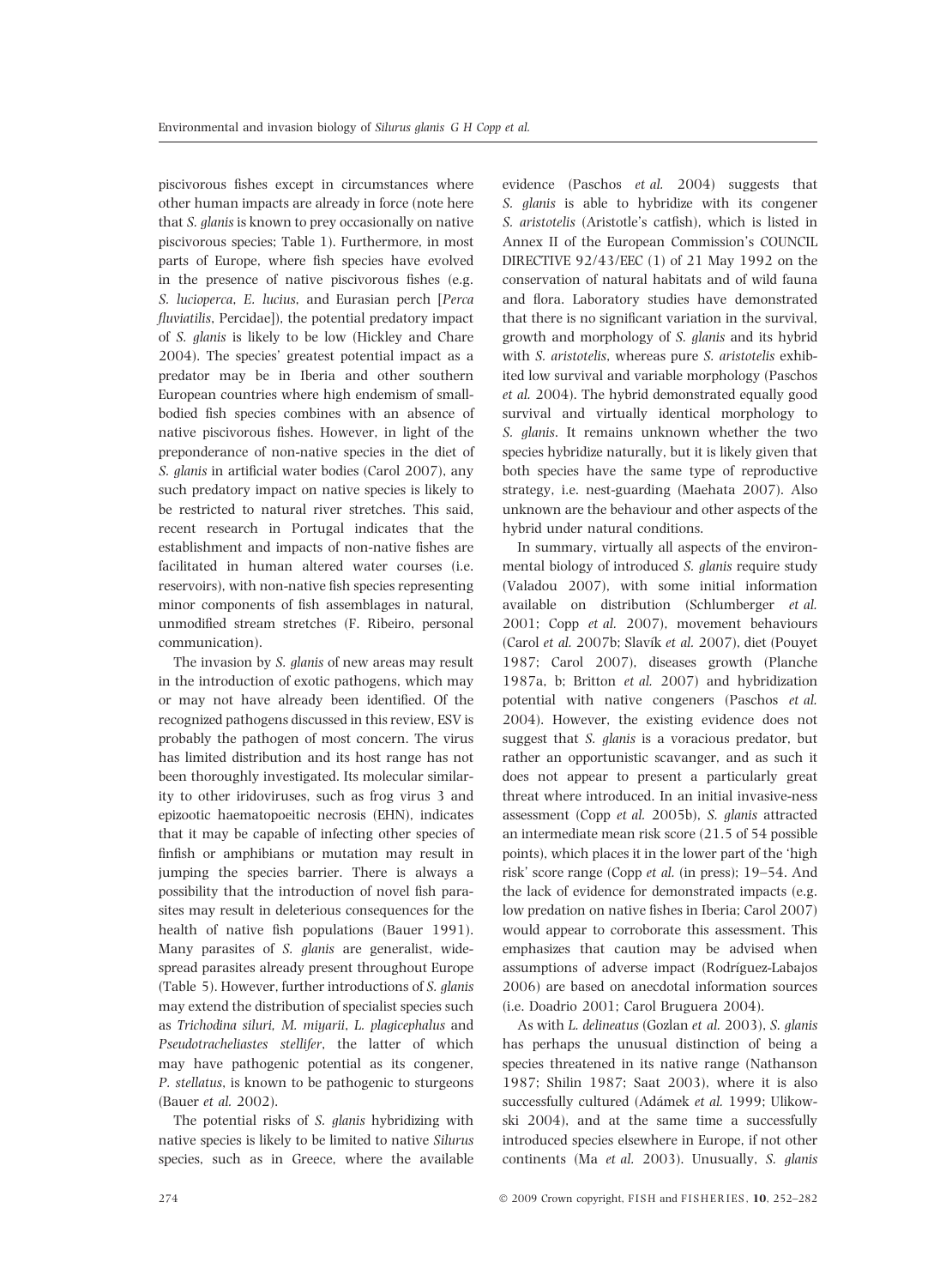piscivorous fishes except in circumstances where other human impacts are already in force (note here that *S. glanis* is known to prey occasionally on native piscivorous species; Table 1). Furthermore, in most parts of Europe, where fish species have evolved in the presence of native piscivorous fishes (e.g. *S. lucioperca*, *E. lucius*, and Eurasian perch [*Perca fluviatilis*, Percidae]), the potential predatory impact of *S. glanis* is likely to be low (Hickley and Chare 2004). The species' greatest potential impact as a predator may be in Iberia and other southern European countries where high endemism of small-bodied fish species combines with an absence of native piscivorous fishes. However, in light of the preponderance of non-native species in the diet of *S. glanis* in artificial water bodies (Carol 2007), any such predatory impact on native species is likely to be restricted to natural river stretches. This said, recent research in Portugal indicates that the establishment and impacts of non-native fishes are facilitated in human altered water courses (i.e. reservoirs), with non-native fish species representing minor components of fish assemblages in natural, unmodified stream stretches (F. Ribeiro, personal communication).

The invasion by *S. glanis* of new areas may result in the introduction of exotic pathogens, which may or may not have already been identified. Of the recognized pathogens discussed in this review, ESV is probably the pathogen of most concern. The virus has limited distribution and its host range has not been thoroughly investigated. Its molecular similarity to other iridoviruses, such as frog virus 3 and epizootic haematopoeitic necrosis (EHN), indicates that it may be capable of infecting other species of finfish or amphibians or mutation may result in jumping the species barrier. There is always a possibility that the introduction of novel fish parasites may result in deleterious consequences for the health of native fish populations (Bauer 1991). Many parasites of *S. glanis* are generalist, widespread parasites already present throughout Europe (Table 5). However, further introductions of *S. glanis* may extend the distribution of specialist species such as *Trichodina siluri*, *M. miyarii*, *L. plagicephalus* and *Pseudotracheliastes stellifer*, the latter of which may have pathogenic potential as its congener, *P. stellatus*, is known to be pathogenic to sturgeons (Bauer *et al.* 2002).

The potential risks of *S. glanis* hybridizing with native species is likely to be limited to native *Silurus* species, such as in Greece, where the available evidence (Paschos *et al.* 2004) suggests that *S. glanis* is able to hybridize with its congener *S. aristotelis* (Aristotle's catfish), which is listed in Annex II of the European Commission's COUNCIL DIRECTIVE 92/43/EEC (1) of 21 May 1992 on the conservation of natural habitats and of wild fauna and flora. Laboratory studies have demonstrated that there is no significant variation in the survival, growth and morphology of *S. glanis* and its hybrid with *S. aristotelis*, whereas pure *S. aristotelis* exhibited low survival and variable morphology (Paschos *et al.* 2004). The hybrid demonstrated equally good survival and virtually identical morphology to *S. glanis*. It remains unknown whether the two species hybridize naturally, but it is likely given that both species have the same type of reproductive strategy, i.e. nest-guarding (Maehata 2007). Also unknown are the behaviour and other aspects of the hybrid under natural conditions.

In summary, virtually all aspects of the environmental biology of introduced *S. glanis* require study (Valadou 2007), with some initial information available on distribution (Schlumberger *et al.* 2001; Copp *et al.* 2007), movement behaviours (Carol *et al.* 2007b; Slavík *et al.* 2007), diet (Pouyet 1987; Carol 2007), diseases growth (Planche 1987a, b; Britton *et al.* 2007) and hybridization potential with native congeners (Paschos *et al.* 2004). However, the existing evidence does not suggest that *S. glanis* is a voracious predator, but rather an opportunistic scavanger, and as such it does not appear to present a particularly great threat where introduced. In an initial invasive-ness assessment (Copp *et al.* 2005b), *S. glanis* attracted an intermediate mean risk score (21.5 of 54 possible points), which places it in the lower part of the 'high risk' score range (Copp *et al.* (in press); 19–54. And the lack of evidence for demonstrated impacts (e.g. low predation on native fishes in Iberia; Carol 2007) would appear to corroborate this assessment. This emphasizes that caution may be advised when assumptions of adverse impact (Rodríguez-Labajos 2006) are based on anecdotal information sources (i.e. Doadrio 2001; Carol Bruguera 2004).

As with *L. delineatus* (Gozlan *et al.* 2003), *S. glanis* has perhaps the unusual distinction of being a species threatened in its native range (Nathanson 1987; Shilin 1987; Saat 2003), where it is also successfully cultured (Adámek *et al.* 1999; Ulikowski 2004), and at the same time a successfully introduced species elsewhere in Europe, if not other continents (Ma *et al.* 2003). Unusually, *S. glanis*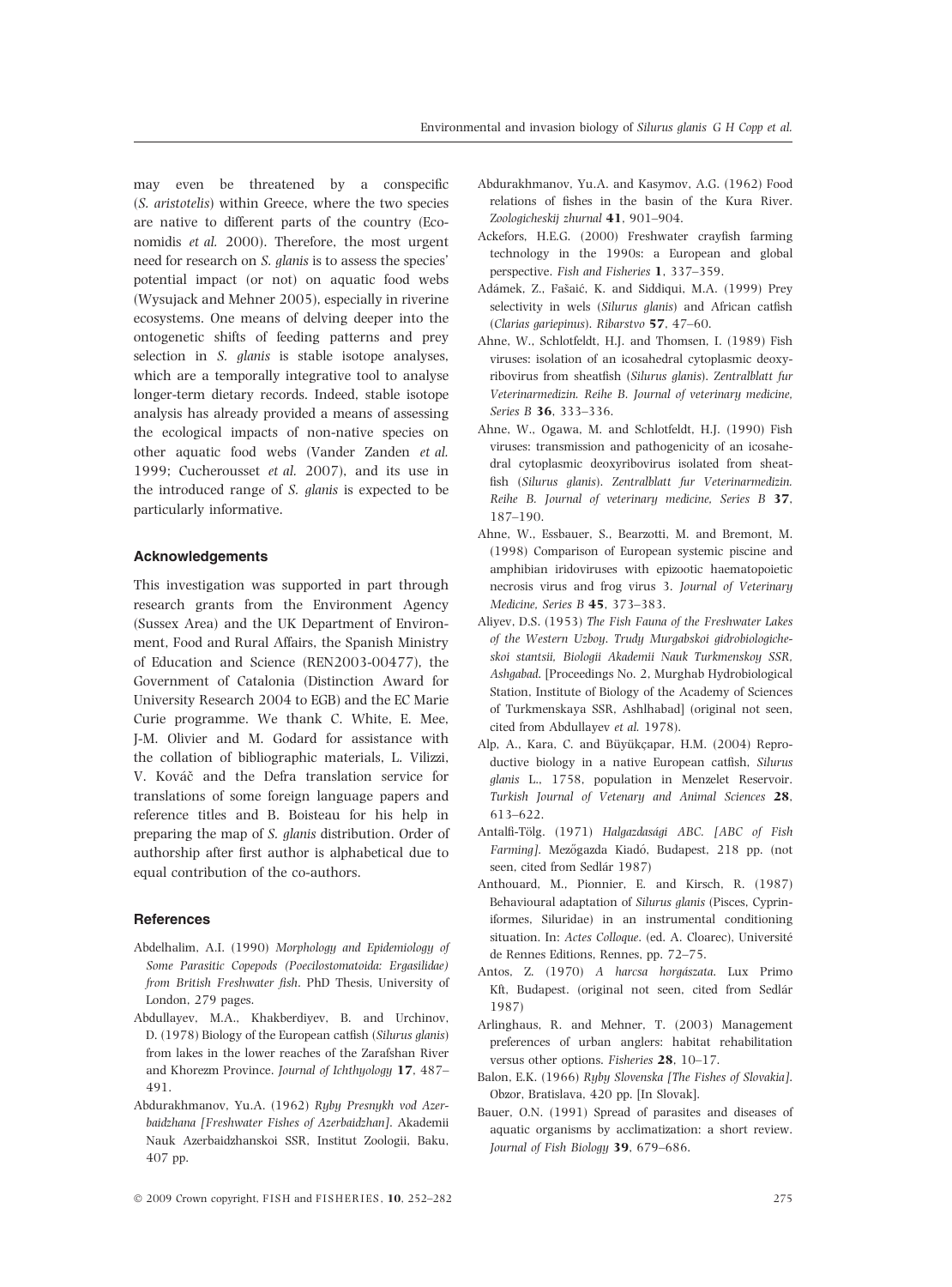may even be threatened by a conspecific (*S. aristotelis*) within Greece, where the two species are native to different parts of the country (Economidis *et al.* 2000). Therefore, the most urgent need for research on *S. glanis* is to assess the species' potential impact (or not) on aquatic food webs (Wysujack and Mehner 2005), especially in riverine ecosystems. One means of delving deeper into the ontogenetic shifts of feeding patterns and prey selection in *S. glanis* is stable isotope analyses, which are a temporally integrative tool to analyse longer-term dietary records. Indeed, stable isotope analysis has already provided a means of assessing the ecological impacts of non-native species on other aquatic food webs (Vander Zanden *et al.* 1999; Cucherousset *et al.* 2007), and its use in the introduced range of *S. glanis* is expected to be particularly informative.

## Acknowledgements

This investigation was supported in part through research grants from the Environment Agency (Sussex Area) and the UK Department of Environment, Food and Rural Affairs, the Spanish Ministry of Education and Science (REN2003-00477), the Government of Catalonia (Distinction Award for University Research 2004 to EGB) and the EC Marie Curie programme. We thank C. White, E. Mee, J-M. Olivier and M. Godard for assistance with the collation of bibliographic materials, L. Vilizzi, V. Kováč and the Defra translation service for translations of some foreign language papers and reference titles and B. Boisteau for his help in preparing the map of *S. glanis* distribution. Order of authorship after first author is alphabetical due to equal contribution of the co-authors.

## References

Abdelhalim, A.I. (1990) *Morphology and Epidemiology of Some Parasitic Copepods (Poecilostomatoida: Ergasilidae) from British Freshwater fish*. PhD Thesis, University of London, 279 pages.

Abdullayev, M.A., Khakberdiyev, B. and Urchinov, D. (1978) Biology of the European catfish (*Silurus glanis*) from lakes in the lower reaches of the Zarafshan River and Khorezm Province. *Journal of Ichthyology* **17**, 487–491.

Abdurakhmanov, Yu.A. (1962) *Ryby Presnykh vod Azerbaidzhana [Freshwater Fishes of Azerbaidzhan]*. Akademii Nauk Azerbaidzhanskoi SSR, Institut Zoologii, Baku, 407 pp.

Abdurakhmanov, Yu.A. and Kasymov, A.G. (1962) Food relations of fishes in the basin of the Kura River. *Zoologicheskij zhurnal* **41**, 901–904.

Ackefors, H.E.G. (2000) Freshwater crayfish farming technology in the 1990s: a European and global perspective. *Fish and Fisheries* **1**, 337–359.

Adámek, Z., Fašaić, K. and Siddiqui, M.A. (1999) Prey selectivity in wels (*Silurus glanis*) and African catfish (*Clarias gariepinus*). *Ribarstvo* **57**, 47–60.

Ahne, W., Schlotfeldt, H.J. and Thomsen, I. (1989) Fish viruses: isolation of an icosahedral cytoplasmic deoxyribovirus from sheatfish (*Silurus glanis*). *Zentralblatt fur Veterinarmedizin. Reihe B. Journal of veterinary medicine, Series B* **36**, 333–336.

Ahne, W., Ogawa, M. and Schlotfeldt, H.J. (1990) Fish viruses: transmission and pathogenicity of an icosahedral cytoplasmic deoxyribovirus isolated from sheatfish (*Silurus glanis*). *Zentralblatt fur Veterinarmedizin. Reihe B. Journal of veterinary medicine, Series B* **37**, 187–190.

Ahne, W., Essbauer, S., Bearzotti, M. and Bremont, M. (1998) Comparison of European systemic piscine and amphibian iridoviruses with epizootic haematopoietic necrosis virus and frog virus 3. *Journal of Veterinary Medicine, Series B* **45**, 373–383.

Aliyev, D.S. (1953) *The Fish Fauna of the Freshwater Lakes of the Western Uzboy. Trudy Murgabskoi gidrobiologicheskoi stantsii, Biologii Akademii Nauk Turkmenskoy SSR, Ashgabad*. [Proceedings No. 2, Murghab Hydrobiological Station, Institute of Biology of the Academy of Sciences of Turkmenskaya SSR, Ashlhabad] (original not seen, cited from Abdullayev *et al.* 1978).

Alp, A., Kara, C. and Büyükçapar, H.M. (2004) Reproductive biology in a native European catfish, *Silurus glanis* L., 1758, population in Menzelet Reservoir. *Turkish Journal of Vetenary and Animal Sciences* **28**, 613–622.

Antalfi-Tölg. (1971) *Halgazdasági ABC. [ABC of Fish Farming]*. Mezőgazda Kiadó, Budapest, 218 pp. (not seen, cited from Sedlár 1987)

Anthouard, M., Pionnier, E. and Kirsch, R. (1987) Behavioural adaptation of *Silurus glanis* (Pisces, Cypriniformes, Siluridae) in an instrumental conditioning situation. In: *Actes Colloque*. (ed. A. Cloarec), Université de Rennes Editions, Rennes, pp. 72–75.

Antos, Z. (1970) *A harcsa horgászata*. Lux Primo Kft, Budapest. (original not seen, cited from Sedlár 1987)

Arlinghaus, R. and Mehner, T. (2003) Management preferences of urban anglers: habitat rehabilitation versus other options. *Fisheries* **28**, 10–17.

Balon, E.K. (1966) *Ryby Slovenska [The Fishes of Slovakia]*. Obzor, Bratislava, 420 pp. [In Slovak].

Bauer, O.N. (1991) Spread of parasites and diseases of aquatic organisms by acclimatization: a short review. *Journal of Fish Biology* **39**, 679–686.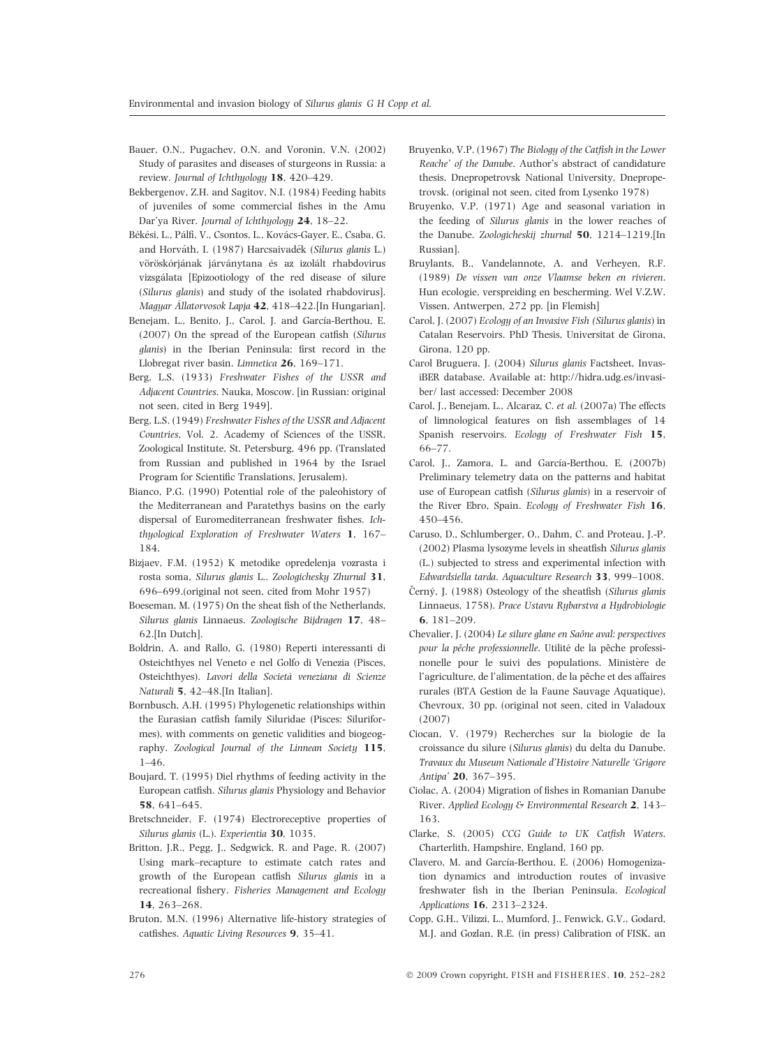Bauer, O.N., Pugachev, O.N. and Voronin, V.N. (2002) Study of parasites and diseases of sturgeons in Russia: a review. *Journal of Ichthyology* **18**, 420–429.

Bekbergenov, Z.H. and Sagitov, N.I. (1984) Feeding habits of juveniles of some commercial fishes in the Amu Dar'ya River. *Journal of Ichthyology* **24**, 18–22.

Békési, L., Pálfi, V., Csontos, L., Kovács-Gayer, E., Csaba, G. and Horváth, I. (1987) Harcsaivadék (*Silurus glanis* L.) vöröskórjának járványtana és az izolált rhabdovirus vizsgálata [Epizootiology of the red disease of silure (*Silurus glanis*) and study of the isolated rhabdovirus]. *Magyar Állatorvosok Lapja* **42**, 418–422.[In Hungarian].

Benejam, L., Benito, J., Carol, J. and García-Berthou, E. (2007) On the spread of the European catfish (*Silurus glanis*) in the Iberian Peninsula: first record in the Llobregat river basin. *Limnetica* **26**, 169–171.

Berg, L.S. (1933) *Freshwater Fishes of the USSR and Adjacent Countries*. Nauka, Moscow. [in Russian: original not seen, cited in Berg 1949].

Berg, L.S. (1949) *Freshwater Fishes of the USSR and Adjacent Countries*, Vol. 2. Academy of Sciences of the USSR, Zoological Institute, St. Petersburg, 496 pp. (Translated from Russian and published in 1964 by the Israel Program for Scientific Translations, Jerusalem).

Bianco, P.G. (1990) Potential role of the paleohistory of the Mediterranean and Paratethys basins on the early dispersal of Euromediterranean freshwater fishes. *Ichthyological Exploration of Freshwater Waters* **1**, 167–184.

Bizjaev, F.M. (1952) K metodike opredelenja vozrasta i rosta soma, *Silurus glanis* L.. *Zoologichesky Zhurnal* **31**, 696–699.(original not seen, cited from Mohr 1957)

Boeseman, M. (1975) On the sheat fish of the Netherlands, *Silurus glanis* Linnaeus. *Zoologische Bijdragen* **17**, 48–62.[In Dutch].

Boldrin, A. and Rallo, G. (1980) Reperti interessanti di Osteichthyes nel Veneto e nel Golfo di Venezia (Pisces, Osteichthyes). *Lavori della Società veneziana di Scienze Naturali* **5**, 42–48.[In Italian].

Bornbusch, A.H. (1995) Phylogenetic relationships within the Eurasian catfish family Siluridae (Pisces: Siluriformes), with comments on genetic validities and biogeography. *Zoological Journal of the Linnean Society* **115**, 1–46.

Boujard, T. (1995) Diel rhythms of feeding activity in the European catfish. *Silurus glanis* Physiology and Behavior **58**, 641–645.

Bretschneider, F. (1974) Electroreceptive properties of *Silurus glanis* (L.). *Experientia* **30**, 1035.

Britton, J.R., Pegg, J., Sedgwick, R. and Page, R. (2007) Using mark–recapture to estimate catch rates and growth of the European catfish *Silurus glanis* in a recreational fishery. *Fisheries Management and Ecology* **14**, 263–268.

Bruton, M.N. (1996) Alternative life-history strategies of catfishes. *Aquatic Living Resources* **9**, 35–41.

Bruyenko, V.P. (1967) *The Biology of the Catfish in the Lower Reache' of the Danube*. Author's abstract of candidature thesis, Dnepropetrovsk National University, Dnepropetrovsk. (original not seen, cited from Lysenko 1978)

Bruyenko, V.P. (1971) Age and seasonal variation in the feeding of *Silurus glanis* in the lower reaches of the Danube. *Zoologicheskij zhurnal* **50**, 1214–1219.[In Russian].

Bruylants, B., Vandelannote, A. and Verheyen, R.F. (1989) *De vissen van onze Vlaamse beken en rivieren.* Hun ecologie, verspreiding en bescherming. Wel V.Z.W. Vissen, Antwerpen, 272 pp. [in Flemish]

Carol, J. (2007) *Ecology of an Invasive Fish (Silurus glanis)* in Catalan Reservoirs. PhD Thesis, Universitat de Girona, Girona, 120 pp.

Carol Bruguera, J. (2004) *Silurus glanis* Factsheet, InvasiBER database. Available at: http://hidra.udg.es/invasiber/ last accessed: December 2008

Carol, J., Benejam, L., Alcaraz, C. *et al.* (2007a) The effects of limnological features on fish assemblages of 14 Spanish reservoirs. *Ecology of Freshwater Fish* **15**, 66–77.

Carol, J., Zamora, L. and García-Berthou, E. (2007b) Preliminary telemetry data on the patterns and habitat use of European catfish (*Silurus glanis*) in a reservoir of the River Ebro, Spain. *Ecology of Freshwater Fish* **16**, 450–456.

Caruso, D., Schlumberger, O., Dahm, C. and Proteau, J.-P. (2002) Plasma lysozyme levels in sheatfish *Silurus glanis* (L.) subjected to stress and experimental infection with *Edwardsiella tarda*. *Aquaculture Research* **33**, 999–1008.

Černý, J. (1988) Osteology of the sheatfish (*Silurus glanis* Linnaeus, 1758). *Prace Ustavu Rybarstva a Hydrobiologie* **6**, 181–209.

Chevalier, J. (2004) *Le silure glane en Saône aval: perspectives pour la pêche professionnelle.* Utilité de la pêche professionnelle pour le suivi des populations. Ministère de l'agriculture, de l'alimentation, de la pêche et des affaires rurales (BTA Gestion de la Faune Sauvage Aquatique), Chevroux, 30 pp. (original not seen, cited in Valadoux (2007)

Ciocan, V. (1979) Recherches sur la biologie de la croissance du silure (*Silurus glanis*) du delta du Danube. *Travaux du Museum Nationale d'Histoire Naturelle 'Grigore Antipa'* **20**, 367–395.

Ciolac, A. (2004) Migration of fishes in Romanian Danube River. *Applied Ecology & Environmental Research* **2**, 143–163.

Clarke, S. (2005) *CCG Guide to UK Catfish Waters.* Charterlith, Hampshire, England, 160 pp.

Clavero, M. and García-Berthou, E. (2006) Homogenization dynamics and introduction routes of invasive freshwater fish in the Iberian Peninsula. *Ecological Applications* **16**, 2313–2324.

Copp, G.H., Vilizzi, L., Mumford, J., Fenwick, G.V., Godard, M.J. and Gozlan, R.E. (in press) Calibration of FISK, an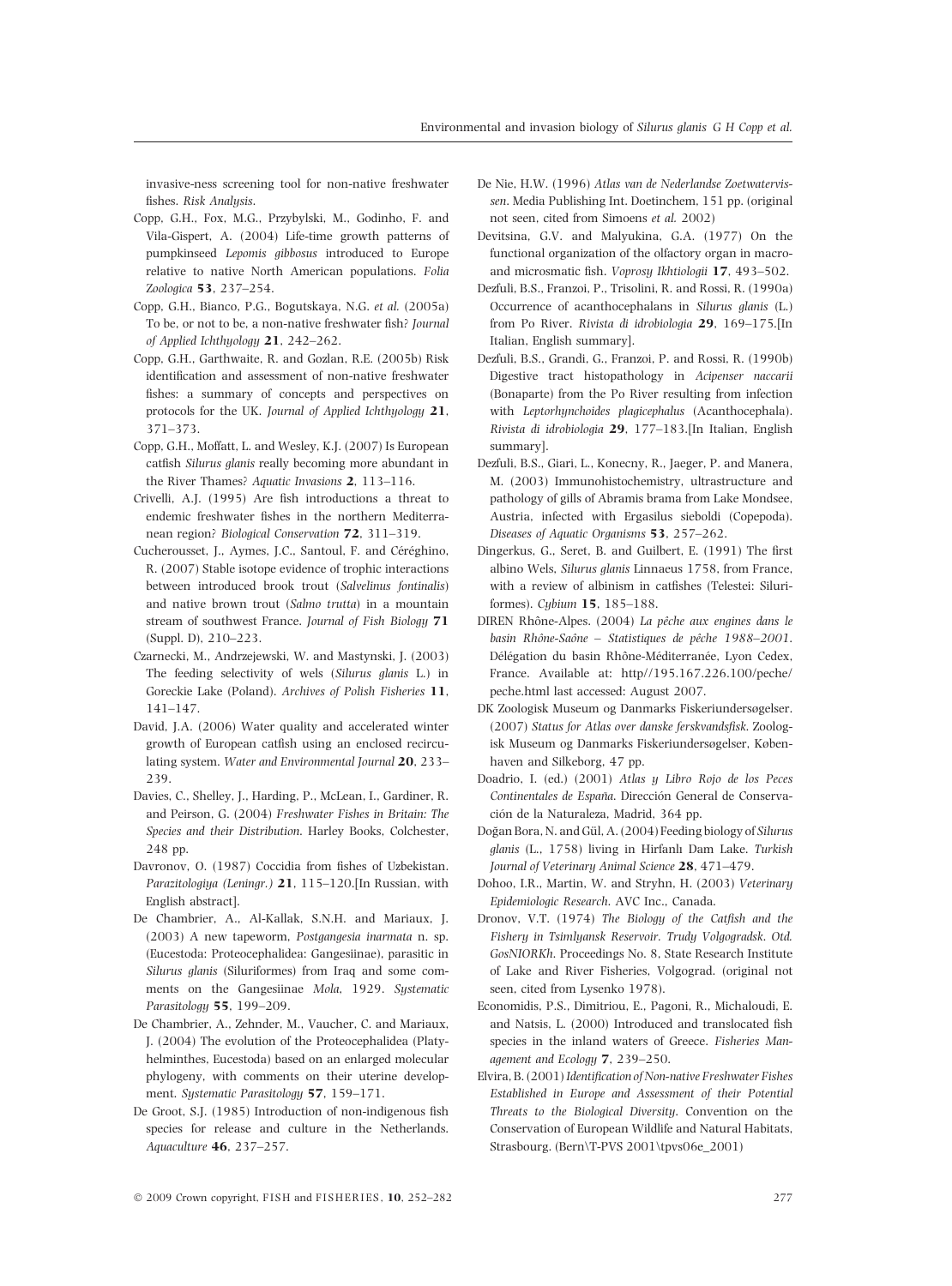invasive-ness screening tool for non-native freshwater fishes. *Risk Analysis*.

Copp, G.H., Fox, M.G., Przybylski, M., Godinho, F. and Vila-Gispert, A. (2004) Life-time growth patterns of pumpkinseed *Lepomis gibbosus* introduced to Europe relative to native North American populations. *Folia Zoologica* **53**, 237–254.

Copp, G.H., Bianco, P.G., Bogutskaya, N.G. *et al.* (2005a) To be, or not to be, a non-native freshwater fish? *Journal of Applied Ichthyology* **21**, 242–262.

Copp, G.H., Garthwaite, R. and Gozlan, R.E. (2005b) Risk identification and assessment of non-native freshwater fishes: a summary of concepts and perspectives on protocols for the UK. *Journal of Applied Ichthyology* **21**, 371–373.

Copp, G.H., Moffatt, L. and Wesley, K.J. (2007) Is European catfish *Silurus glanis* really becoming more abundant in the River Thames? *Aquatic Invasions* **2**, 113–116.

Crivelli, A.J. (1995) Are fish introductions a threat to endemic freshwater fishes in the northern Mediterranean region? *Biological Conservation* **72**, 311–319.

Cucherousset, J., Aymes, J.C., Santoul, F. and Céréghino, R. (2007) Stable isotope evidence of trophic interactions between introduced brook trout (*Salvelinus fontinalis*) and native brown trout (*Salmo trutta*) in a mountain stream of southwest France. *Journal of Fish Biology* **71** (Suppl. D), 210–223.

Czarnecki, M., Andrzejewski, W. and Mastynski, J. (2003) The feeding selectivity of wels (*Silurus glanis* L.) in Goreckie Lake (Poland). *Archives of Polish Fisheries* **11**, 141–147.

David, J.A. (2006) Water quality and accelerated winter growth of European catfish using an enclosed recirculating system. *Water and Environmental Journal* **20**, 233–239.

Davies, C., Shelley, J., Harding, P., McLean, I., Gardiner, R. and Peirson, G. (2004) *Freshwater Fishes in Britain: The Species and their Distribution*. Harley Books, Colchester, 248 pp.

Davronov, O. (1987) Coccidia from fishes of Uzbekistan. *Parazitologiya (Leningr.)* **21**, 115–120.[In Russian, with English abstract].

De Chambrier, A., Al-Kallak, S.N.H. and Mariaux, J. (2003) A new tapeworm, *Postgangesia inarmata* n. sp. (Eucestoda: Proteocephalidea: Gangesiinae), parasitic in *Silurus glanis* (Siluriformes) from Iraq and some comments on the Gangesiinae *Mola*, 1929. *Systematic Parasitology* **55**, 199–209.

De Chambrier, A., Zehnder, M., Vaucher, C. and Mariaux, J. (2004) The evolution of the Proteocephalidea (Platyhelminthes, Eucestoda) based on an enlarged molecular phylogeny, with comments on their uterine development. *Systematic Parasitology* **57**, 159–171.

De Groot, S.J. (1985) Introduction of non-indigenous fish species for release and culture in the Netherlands. *Aquaculture* **46**, 237–257.

De Nie, H.W. (1996) *Atlas van de Nederlandse Zoetwatervissen*. Media Publishing Int. Doetinchem, 151 pp. (original not seen, cited from Simoens *et al.* 2002)

Devitsina, G.V. and Malyukina, G.A. (1977) On the functional organization of the olfactory organ in macro- and microsmatic fish. *Voprosy Ikhtiologii* **17**, 493–502.

Dezfuli, B.S., Franzoi, P., Trisolini, R. and Rossi, R. (1990a) Occurrence of acanthocephalans in *Silurus glanis* (L.) from Po River. *Rivista di idrobiologia* **29**, 169–175.[In Italian, English summary].

Dezfuli, B.S., Grandi, G., Franzoi, P. and Rossi, R. (1990b) Digestive tract histopathology in *Acipenser naccarii* (Bonaparte) from the Po River resulting from infection with *Leptorhynchoides plagicephalus* (Acanthocephala). *Rivista di idrobiologia* **29**, 177–183.[In Italian, English summary].

Dezfuli, B.S., Giari, L., Konecny, R., Jaeger, P. and Manera, M. (2003) Immunohistochemistry, ultrastructure and pathology of gills of Abramis brama from Lake Mondsee, Austria, infected with Ergasilus sieboldi (Copepoda). *Diseases of Aquatic Organisms* **53**, 257–262.

Dingerkus, G., Seret, B. and Guilbert, E. (1991) The first albino Wels, *Silurus glanis* Linnaeus 1758, from France, with a review of albinism in catfishes (Telestei: Siluriformes). *Cybium* **15**, 185–188.

DIREN Rhône-Alpes. (2004) *La pêche aux engines dans le basin Rhône-Saône – Statistiques de pêche 1988–2001*. Délégation du basin Rhône-Méditerranée, Lyon Cedex, France. Available at: http//195.167.226.100/peche/peche.html last accessed: August 2007.

DK Zoologisk Museum og Danmarks Fiskeriundersøgelser. (2007) *Status for Atlas over danske ferskvandsfisk*. Zoologisk Museum og Danmarks Fiskeriundersøgelser, København and Silkeborg, 47 pp.

Doadrio, I. (ed.) (2001) *Atlas y Libro Rojo de los Peces Continentales de España*. Dirección General de Conservación de la Naturaleza, Madrid, 364 pp.

Doğan Bora, N. and Gül, A. (2004) Feeding biology of *Silurus glanis* (L., 1758) living in Hirfanlı Dam Lake. *Turkish Journal of Veterinary Animal Science* **28**, 471–479.

Dohoo, I.R., Martin, W. and Stryhn, H. (2003) *Veterinary Epidemiologic Research*. AVC Inc., Canada.

Dronov, V.T. (1974) *The Biology of the Catfish and the Fishery in Tsimlyansk Reservoir. Trudy Volgogradsk. Otd. GosNIORKh*. Proceedings No. 8, State Research Institute of Lake and River Fisheries, Volgograd. (original not seen, cited from Lysenko 1978).

Economidis, P.S., Dimitriou, E., Pagoni, R., Michaloudi, E. and Natsis, L. (2000) Introduced and translocated fish species in the inland waters of Greece. *Fisheries Management and Ecology* **7**, 239–250.

Elvira, B. (2001) *Identification of Non-native Freshwater Fishes Established in Europe and Assessment of their Potential Threats to the Biological Diversity*. Convention on the Conservation of European Wildlife and Natural Habitats, Strasbourg. (Bern\T-PVS 2001\tpvs06e_2001)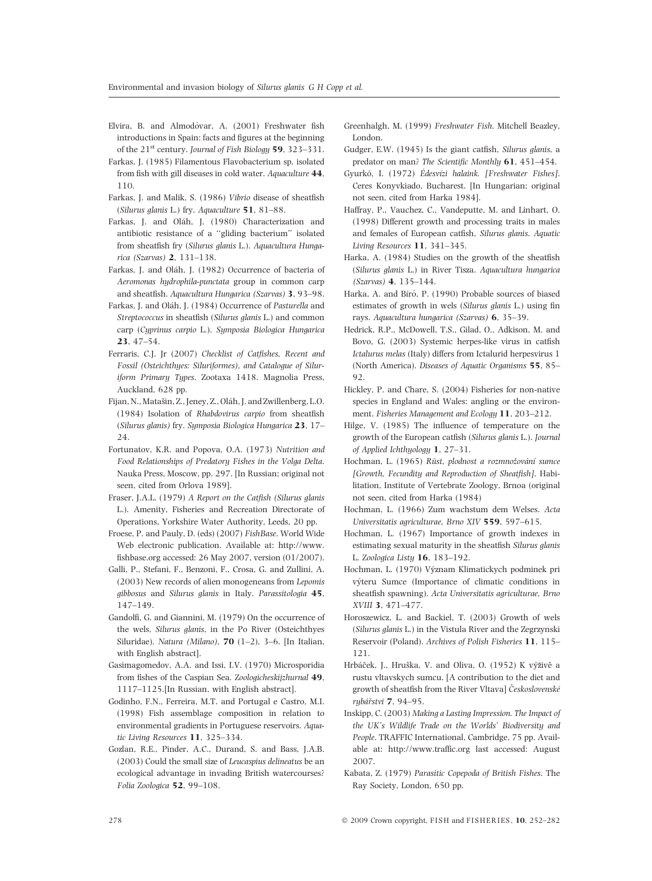Elvira, B. and Almodóvar, A. (2001) Freshwater fish introductions in Spain: facts and figures at the beginning of the 21st century. *Journal of Fish Biology* **59**, 323–331.

Farkas, J. (1985) Filamentous Flavobacterium sp. isolated from fish with gill diseases in cold water. *Aquaculture* **44**, 110.

Farkas, J. and Malik, S. (1986) *Vibrio* disease of sheatfish (*Silurus glanis* L.) fry. *Aquaculture* **51**, 81–88.

Farkas, J. and Oláh, J. (1980) Characterization and antibiotic resistance of a ''gliding bacterium'' isolated from sheatfish fry (*Silurus glanis* L.). *Aquacultura Hungarica (Szarvas)* **2**, 131–138.

Farkas, J. and Oláh, J. (1982) Occurrence of bacteria of *Aeromonas hydrophila-punctata* group in common carp and sheatfish. *Aquacultura Hungarica (Szarvas)* **3**, 93–98.

Farkas, J. and Oláh, J. (1984) Occurrence of *Pasturella* and *Streptococcus* in sheatfish (*Silurus glanis* L.) and common carp (*Cyprinus carpio* L.). *Symposia Biologica Hungarica* **23**, 47–54.

Ferraris, C.J. Jr (2007) *Checklist of Catfishes, Recent and Fossil (Osteichthyes: Siluriformes), and Catalogue of Siluriform Primary Types*. Zootaxa 1418. Magnolia Press, Auckland, 628 pp.

Fijan, N., Matašin, Z., Jeney, Z., Oláh, J. and Zwillenberg, L.O. (1984) Isolation of *Rhabdovirus carpio* from sheatfish (*Silurus glanis*) fry. *Symposia Biologica Hungarica* **23**, 17–24.

Fortunatov, K.R. and Popova, O.A. (1973) *Nutrition and Food Relationships of Predatory Fishes in the Volga Delta*. Nauka Press, Moscow, pp. 297. [In Russian; original not seen, cited from Orlova 1989].

Fraser, J.A.L. (1979) *A Report on the Catfish (Silurus glanis L.)*. Amenity, Fisheries and Recreation Directorate of Operations, Yorkshire Water Authority, Leeds, 20 pp.

Froese, P. and Pauly, D. (eds) (2007) *FishBase*. World Wide Web electronic publication. Available at: http://www.fishbase.org accessed: 26 May 2007, version (01/2007).

Galli, P., Stefani, F., Benzoni, F., Crosa, G. and Zullini, A. (2003) New records of alien monogeneans from *Lepomis gibbosus* and *Silurus glanis* in Italy. *Parassitologia* **45**, 147–149.

Gandolfi, G. and Giannini, M. (1979) On the occurrence of the wels, *Silurus glanis*, in the Po River (Osteichthyes Siluridae). *Natura (Milano)*, **70** (1–2), 3–6. [In Italian, with English abstract].

Gasimagomedov, A.A. and Issi, I.V. (1970) Microsporidia from fishes of the Caspian Sea. *Zoologicheskijzhurnal* **49**, 1117–1125.[In Russian, with English abstract].

Godinho, F.N., Ferreira, M.T. and Portugal e Castro, M.I. (1998) Fish assemblage composition in relation to environmental gradients in Portuguese reservoirs. *Aquatic Living Resources* **11**, 325–334.

Gozlan, R.E., Pinder, A.C., Durand, S. and Bass, J.A.B. (2003) Could the small size of *Leucaspius delineatus* be an ecological advantage in invading British watercourses? *Folia Zoologica* **52**, 99–108.

Greenhalgh, M. (1999) *Freshwater Fish*. Mitchell Beazley, London.

Gudger, E.W. (1945) Is the giant catfish, *Silurus glanis*, a predator on man? *The Scientific Monthly* **61**, 451–454.

Gyurkó, I. (1972) *Édesvízi halaink. [Freshwater Fishes]*. Ceres Konyvkiado, Bucharest. [In Hungarian; original not seen, cited from Harka 1984].

Haffray, P., Vauchez, C., Vandeputte, M. and Linhart, O. (1998) Different growth and processing traits in males and females of European catfish, *Silurus glanis*. *Aquatic Living Resources* **11**, 341–345.

Harka, A. (1984) Studies on the growth of the sheatfish (*Silurus glanis* L.) in River Tisza. *Aquacultura hungarica (Szarvas)* **4**, 135–144.

Harka, A. and Bíró, P. (1990) Probable sources of biased estimates of growth in wels (*Silurus glanis* L.) using fin rays. *Aquacultura hungarica (Szarvas)* **6**, 35–39.

Hedrick, R.P., McDowell, T.S., Gilad, O., Adkison, M. and Bovo, G. (2003) Systemic herpes-like virus in catfish *Ictalurus melas* (Italy) differs from Ictalurid herpesvirus 1 (North America). *Diseases of Aquatic Organisms* **55**, 85–92.

Hickley, P. and Chare, S. (2004) Fisheries for non-native species in England and Wales: angling or the environment. *Fisheries Management and Ecology* **11**, 203–212.

Hilge, V. (1985) The influence of temperature on the growth of the European catfish (*Silurus glanis* L.). *Journal of Applied Ichthyology* **1**, 27–31.

Hochman, L. (1965) *Růst, plodnost a rozmnožování sumce [Growth, Fecundity and Reproduction of Sheatfish]*. Habilitation, Institute of Vertebrate Zoology, Brnoa (original not seen, cited from Harka (1984)

Hochman, L. (1966) Zum wachstum dem Welses. *Acta Universitatis agriculturae, Brno XIV* **559**, 597–615.

Hochman, L. (1967) Importance of growth indexes in estimating sexual maturity in the sheatfish *Silurus glanis* L. *Zoologica Listy* **16**, 183–192.

Hochman, L. (1970) Význam Klimatickych podminek pri výteru Sumce (Importance of climatic conditions in sheatfish spawning). *Acta Universitatis agriculturae, Brno XVIII* **3**, 471–477.

Horoszewicz, L. and Backiel, T. (2003) Growth of wels (*Silurus glanis* L.) in the Vistula River and the Zegrzynski Reservoir (Poland). *Archives of Polish Fisheries* **11**, 115–121.

Hrbáček, J., Hruška, V. and Oliva, O. (1952) K výživě a rustu vltavskych sumcu. [A contribution to the diet and growth of sheatfish from the River Vltava] *Československé rybářstvi* **7**, 94–95.

Inskipp, C. (2003) *Making a Lasting Impression. The Impact of the UK's Wildlife Trade on the Worlds' Biodiversity and People*. TRAFFIC International, Cambridge, 75 pp. Available at: http://www.traffic.org last accessed: August 2007.

Kabata, Z. (1979) *Parasitic Copepoda of British Fishes*. The Ray Society, London, 650 pp.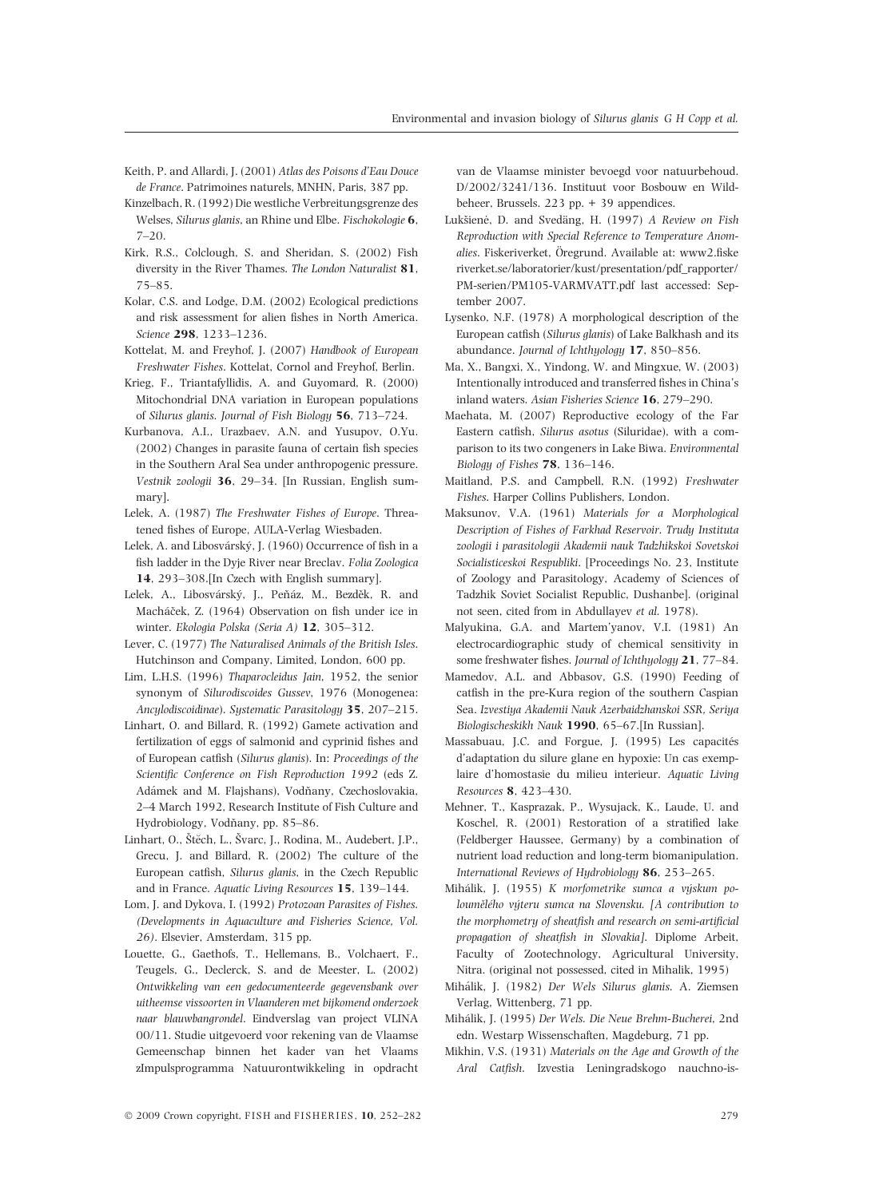Keith, P. and Allardi, J. (2001) *Atlas des Poisons d'Eau Douce de France*. Patrimoines naturels, MNHN, Paris, 387 pp.

Kinzelbach, R. (1992) Die westliche Verbreitungsgrenze des Welses, *Silurus glanis*, an Rhine und Elbe. *Fischokologie* **6**, 7–20.

Kirk, R.S., Colclough, S. and Sheridan, S. (2002) Fish diversity in the River Thames. *The London Naturalist* **81**, 75–85.

Kolar, C.S. and Lodge, D.M. (2002) Ecological predictions and risk assessment for alien fishes in North America. *Science* **298**, 1233–1236.

Kottelat, M. and Freyhof, J. (2007) *Handbook of European Freshwater Fishes*. Kottelat, Cornol and Freyhof, Berlin.

Krieg, F., Triantafyllidis, A. and Guyomard, R. (2000) Mitochondrial DNA variation in European populations of *Silurus glanis*. *Journal of Fish Biology* **56**, 713–724.

Kurbanova, A.I., Urazbaev, A.N. and Yusupov, O.Yu. (2002) Changes in parasite fauna of certain fish species in the Southern Aral Sea under anthropogenic pressure. *Vestnik zoologii* **36**, 29–34. [In Russian, English summary].

Lelek, A. (1987) *The Freshwater Fishes of Europe*. Threatened fishes of Europe, AULA-Verlag Wiesbaden.

Lelek, A. and Libosvárský, J. (1960) Occurrence of fish in a fish ladder in the Dyje River near Breclav. *Folia Zoologica* **14**, 293–308.[In Czech with English summary].

Lelek, A., Libosvárský, J., Peňáz, M., Bezděk, R. and Macháček, Z. (1964) Observation on fish under ice in winter. *Ekologia Polska (Seria A)* **12**, 305–312.

Lever, C. (1977) *The Naturalised Animals of the British Isles*. Hutchinson and Company, Limited, London, 600 pp.

Lim, L.H.S. (1996) *Thaparocleidus Jain*, 1952, the senior synonym of *Silurodiscoides Gussev*, 1976 (Monogenea: *Ancylodiscoidinae*). *Systematic Parasitology* **35**, 207–215.

Linhart, O. and Billard, R. (1992) Gamete activation and fertilization of eggs of salmonid and cyprinid fishes and of European catfish (*Silurus glanis*). In: *Proceedings of the Scientific Conference on Fish Reproduction 1992* (eds Z. Adámek and M. Flajshans), Vodňany, Czechoslovakia, 2–4 March 1992, Research Institute of Fish Culture and Hydrobiology, Vodňany, pp. 85–86.

Linhart, O., Štěch, L., Švarc, J., Rodina, M., Audebert, J.P., Grecu, J. and Billard, R. (2002) The culture of the European catfish, *Silurus glanis*, in the Czech Republic and in France. *Aquatic Living Resources* **15**, 139–144.

Lom, J. and Dykova, I. (1992) *Protozoan Parasites of Fishes. (Developments in Aquaculture and Fisheries Science, Vol. 26)*. Elsevier, Amsterdam, 315 pp.

Louette, G., Gaethofs, T., Hellemans, B., Volchaert, F., Teugels, G., Declerck, S. and de Meester, L. (2002) *Ontwikkeling van een gedocumenteerde gegevensbank over uitheemse vissoorten in Vlaanderen met bijkomend onderzoek naar blauwbangrondel*. Eindverslag van project VLINA 00/11. Studie uitgevoerd voor rekening van de Vlaamse Gemeenschap binnen het kader van het Vlaams zImpulsprogramma Natuurontwikkeling in opdracht van de Vlaamse minister bevoegd voor natuurbehoud. D/2002/3241/136. Instituut voor Bosbouw en Wildbeheer. Brussels. 223 pp. + 39 appendices.

Lukšienė, D. and Svedäng, H. (1997) *A Review on Fish Reproduction with Special Reference to Temperature Anomalies*. Fiskeriverket, Öregrund. Available at: www2.fiskeriverket.se/laboratorier/kust/presentation/pdf_rapporter/PM-serien/PM105-VARMVATT.pdf last accessed: September 2007.

Lysenko, N.F. (1978) A morphological description of the European catfish (*Silurus glanis*) of Lake Balkhash and its abundance. *Journal of Ichthyology* **17**, 850–856.

Ma, X., Bangxi, X., Yindong, W. and Mingxue, W. (2003) Intentionally introduced and transferred fishes in China's inland waters. *Asian Fisheries Science* **16**, 279–290.

Maehata, M. (2007) Reproductive ecology of the Far Eastern catfish, *Silurus asotus* (Siluridae), with a comparison to its two congeners in Lake Biwa. *Environmental Biology of Fishes* **78**, 136–146.

Maitland, P.S. and Campbell, R.N. (1992) *Freshwater Fishes*. Harper Collins Publishers, London.

Maksunov, V.A. (1961) *Materials for a Morphological Description of Fishes of Farkhad Reservoir*. *Trudy Instituta zoologii i parasitologii Akademii nauk Tadzhikskoi Sovetskoi Socialisticeskoi Respubliki*. [Proceedings No. 23, Institute of Zoology and Parasitology, Academy of Sciences of Tadzhik Soviet Socialist Republic, Dushanbe]. (original not seen, cited from in Abdullayev *et al.* 1978).

Malyukina, G.A. and Martem'yanov, V.I. (1981) An electrocardiographic study of chemical sensitivity in some freshwater fishes. *Journal of Ichthyology* **21**, 77–84.

Mamedov, A.L. and Abbasov, G.S. (1990) Feeding of catfish in the pre-Kura region of the southern Caspian Sea. *Izvestiya Akademii Nauk Azerbaidzhanskoi SSR, Seriya Biologischeskikh Nauk* **1990**, 65–67.[In Russian].

Massabuau, J.C. and Forgue, J. (1995) Les capacités d'adaptation du silure glane en hypoxie: Un cas exemplaire d'homostasie du milieu interieur. *Aquatic Living Resources* **8**, 423–430.

Mehner, T., Kasprazak, P., Wysujack, K., Laude, U. and Koschel, R. (2001) Restoration of a stratified lake (Feldberger Haussee, Germany) by a combination of nutrient load reduction and long-term biomanipulation. *International Reviews of Hydrobiology* **86**, 253–265.

Mihálik, J. (1955) *K morfometrike sumca a výskum pooloumělého výteru sumca na Slovensku. [A contribution to the morphometry of sheatfish and research on semi-artificial propagation of sheatfish in Slovakia]*. Diplome Arbeit, Faculty of Zootechnology, Agricultural University, Nitra. (original not possessed, cited in Mihalik, 1995)

Mihálik, J. (1982) *Der Wels Silurus glanis*. A. Ziemsen Verlag, Wittenberg, 71 pp.

Mihálik, J. (1995) *Der Wels. Die Neue Brehm-Bucherei*, 2nd edn. Westarp Wissenschaften, Magdeburg, 71 pp.

Mikhin, V.S. (1931) *Materials on the Age and Growth of the Aral Catfish*. Izvestia Leningradskogo nauchno-is-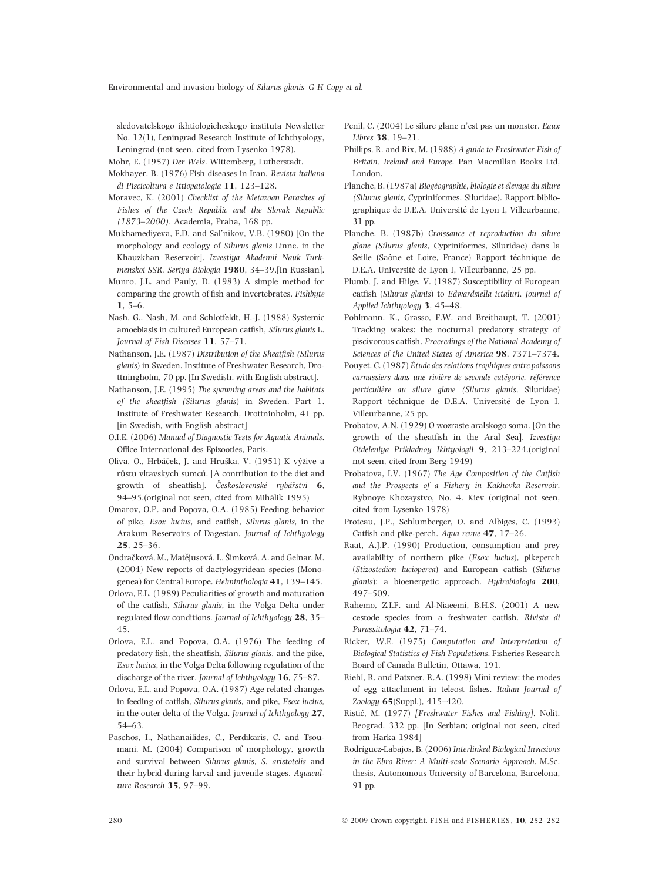sledovatelskogo ikhtiologicheskogo instituta Newsletter No. 12(1), Leningrad Research Institute of Ichthyology, Leningrad (not seen, cited from Lysenko 1978).

Mohr, E. (1957) *Der Wels*. Wittemberg, Lutherstadt.

Mokhayer, B. (1976) Fish diseases in Iran. *Revista italiana di Piscicoltura e Ittiopatologia* **11**, 123–128.

Moravec, K. (2001) *Checklist of the Metazoan Parasites of Fishes of the Czech Republic and the Slovak Republic (1873–2000)*. Academia, Praha, 168 pp.

Mukhamediyeva, F.D. and Sal'nikov, V.B. (1980) [On the morphology and ecology of *Silurus glanis* Linne. in the Khauzkhan Reservoir]. *Izvestiya Akademii Nauk Turkmenskoi SSR, Seriya Biologia* **1980**, 34–39.[In Russian].

Munro, J.L. and Pauly, D. (1983) A simple method for comparing the growth of fish and invertebrates. *Fishbyte* **1**, 5–6.

Nash, G., Nash, M. and Schlotfeldt, H.-J. (1988) Systemic amoebiasis in cultured European catfish, *Silurus glanis* L. *Journal of Fish Diseases* **11**, 57–71.

Nathanson, J.E. (1987) *Distribution of the Sheatfish (Silurus glanis) in Sweden*. Institute of Freshwater Research, Drottningholm, 70 pp. [In Swedish, with English abstract].

Nathanson, J.E. (1995) *The spawning areas and the habitats of the sheatfish (Silurus glanis) in Sweden. Part 1*. Institute of Freshwater Research, Drottninholm, 41 pp. [in Swedish, with English abstract]

O.I.E. (2006) *Manual of Diagnostic Tests for Aquatic Animals*. Office International des Epizooties, Paris.

Oliva, O., Hrbáček, J. and Hruška, V. (1951) K výžive a růstu vltavskych sumců. [A contribution to the diet and growth of sheatfish]. *Československé rybářstvi* **6**, 94–95.(original not seen, cited from Mihálik 1995)

Omarov, O.P. and Popova, O.A. (1985) Feeding behavior of pike, *Esox lucius*, and catfish, *Silurus glanis*, in the Arakum Reservoirs of Dagestan. *Journal of Ichthyology* **25**, 25–36.

Ondračková, M., Matějusová, I., Šimková, A. and Gelnar, M. (2004) New reports of dactylogyridean species (Monogenea) for Central Europe. *Helminthologia* **41**, 139–145.

Orlova, E.L. (1989) Peculiarities of growth and maturation of the catfish, *Silurus glanis*, in the Volga Delta under regulated flow conditions. *Journal of Ichthyology* **28**, 35–45.

Orlova, E.L. and Popova, O.A. (1976) The feeding of predatory fish, the sheatfish, *Silurus glanis*, and the pike, *Esox lucius*, in the Volga Delta following regulation of the discharge of the river. *Journal of Ichthyology* **16**, 75–87.

Orlova, E.L. and Popova, O.A. (1987) Age related changes in feeding of catfish, *Silurus glanis*, and pike, *Esox lucius*, in the outer delta of the Volga. *Journal of Ichthyology* **27**, 54–63.

Paschos, I., Nathanailides, C., Perdikaris, C. and Tsoumani, M. (2004) Comparison of morphology, growth and survival between *Silurus glanis*, *S. aristotelis* and their hybrid during larval and juvenile stages. *Aquaculture Research* **35**, 97–99.

Penil, C. (2004) Le silure glane n'est pas un monster. *Eaux Libres* **38**, 19–21.

Phillips, R. and Rix, M. (1988) *A guide to Freshwater Fish of Britain, Ireland and Europe*. Pan Macmillan Books Ltd, London.

Planche, B. (1987a) *Biogéographie, biologie et élevage du silure (Silurus glanis, Cypriniformes, Siluridae)*. Rapport bibliographique de D.E.A. Université de Lyon I, Villeurbanne, 31 pp.

Planche, B. (1987b) *Croissance et reproduction du silure glane (Silurus glanis, Cypriniformes, Siluridae) dans la Seille (Saône et Loire, France)* Rapport téchnique de D.E.A. Université de Lyon I, Villeurbanne, 25 pp.

Plumb, J. and Hilge, V. (1987) Susceptibility of European catfish (*Silurus glanis*) to *Edwardsiella ictaluri*. *Journal of Applied Ichthyology* **3**, 45–48.

Pohlmann, K., Grasso, F.W. and Breithaupt, T. (2001) Tracking wakes: the nocturnal predatory strategy of piscivorous catfish. *Proceedings of the National Academy of Sciences of the United States of America* **98**, 7371–7374.

Pouyet, C. (1987) *Étude des relations trophiques entre poissons carnassiers dans une rivière de seconde catégorie, référence particulière au silure glane (Silurus glanis, Siluridae)* Rapport téchnique de D.E.A. Université de Lyon I, Villeurbanne, 25 pp.

Probatov, A.N. (1929) O wozraste aralskogo soma. [On the growth of the sheatfish in the Aral Sea]. *Izvestiya Otdeleniya Prikladnoy Ikhtyologii* **9**, 213–224.(original not seen, cited from Berg 1949)

Probatova, I.V. (1967) *The Age Composition of the Catfish and the Prospects of a Fishery in Kakhovka Reservoir*. Rybnoye Khozaystvo, No. 4. Kiev (original not seen, cited from Lysenko 1978)

Proteau, J.P., Schlumberger, O. and Albiges, C. (1993) Catfish and pike-perch. *Aqua revue* **47**, 17–26.

Raat, A.J.P. (1990) Production, consumption and prey availability of northern pike (*Esox lucius*), pikeperch (*Stizostedion lucioperca*) and European catfish (*Silurus glanis*): a bioenergetic approach. *Hydrobiologia* **200**, 497–509.

Rahemo, Z.I.F. and Al-Niaeemi, B.H.S. (2001) A new cestode species from a freshwater catfish. *Rivista di Parassitologia* **42**, 71–74.

Ricker, W.E. (1975) *Computation and Interpretation of Biological Statistics of Fish Populations*. Fisheries Research Board of Canada Bulletin, Ottawa, 191.

Riehl, R. and Patzner, R.A. (1998) Mini review: the modes of egg attachment in teleost fishes. *Italian Journal of Zoology* **65**(Suppl.), 415–420.

Ristić, M. (1977) *[Freshwater Fishes and Fishing]*. Nolit, Beograd, 332 pp. [In Serbian; original not seen, cited from Harka 1984]

Rodríguez-Labajos, B. (2006) *Interlinked Biological Invasions in the Ebro River: A Multi-scale Scenario Approach*. M.Sc. thesis, Autonomous University of Barcelona, Barcelona, 91 pp.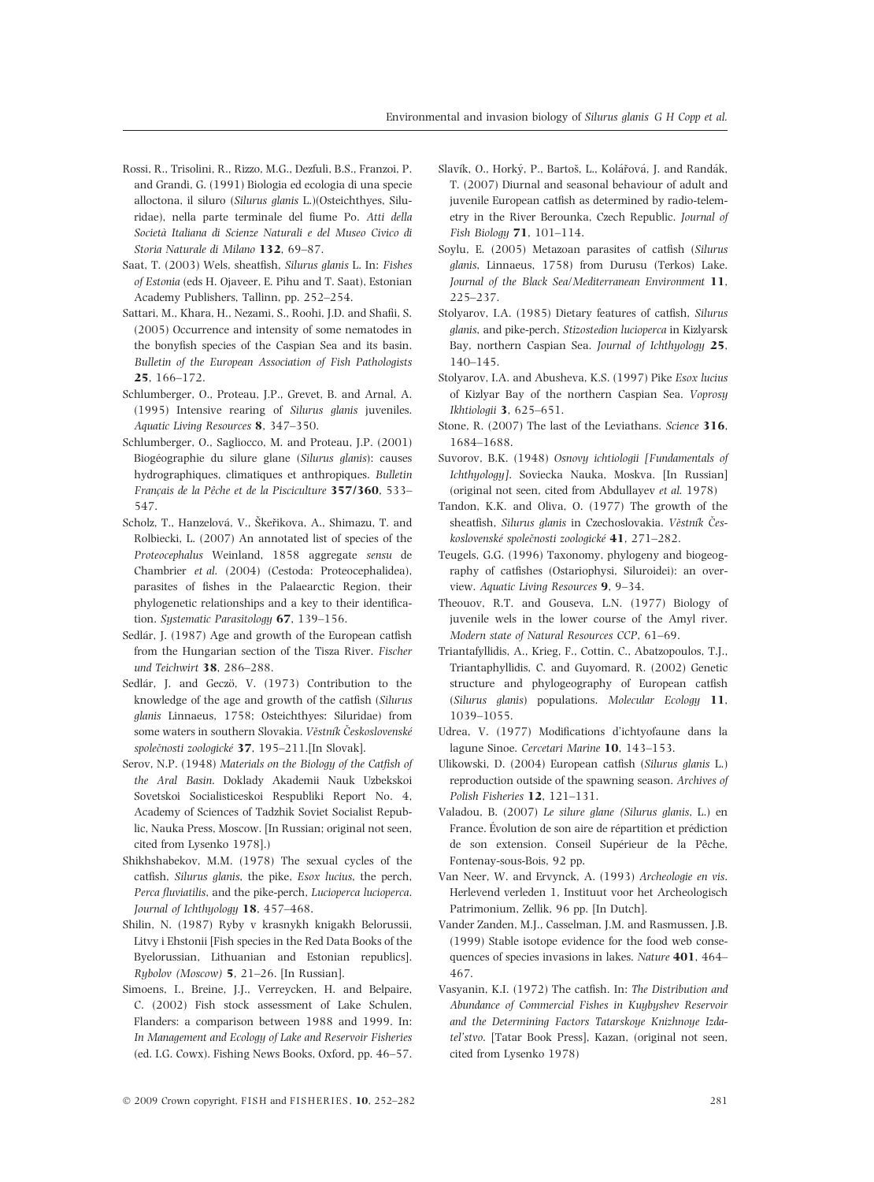Rossi, R., Trisolini, R., Rizzo, M.G., Dezfuli, B.S., Franzoi, P. and Grandi, G. (1991) Biologia ed ecologia di una specie alloctona, il siluro (*Silurus glanis* L.)(Osteichthyes, Siluridae), nella parte terminale del fiume Po. *Atti della Società Italiana di Scienze Naturali e del Museo Civico di Storia Naturale di Milano* **132**, 69–87.

Saat, T. (2003) Wels, sheatfish, *Silurus glanis* L. In: *Fishes of Estonia* (eds H. Ojaveer, E. Pihu and T. Saat), Estonian Academy Publishers, Tallinn, pp. 252–254.

Sattari, M., Khara, H., Nezami, S., Roohi, J.D. and Shafii, S. (2005) Occurrence and intensity of some nematodes in the bonyfish species of the Caspian Sea and its basin. *Bulletin of the European Association of Fish Pathologists* **25**, 166–172.

Schlumberger, O., Proteau, J.P., Grevet, B. and Arnal, A. (1995) Intensive rearing of *Silurus glanis* juveniles. *Aquatic Living Resources* **8**, 347–350.

Schlumberger, O., Sagliocco, M. and Proteau, J.P. (2001) Biogéographie du silure glane (*Silurus glanis*): causes hydrographiques, climatiques et anthropiques. *Bulletin Français de la Pêche et de la Pisciculture* **357/360**, 533–547.

Scholz, T., Hanzelová, V., Škeříkova, A., Shimazu, T. and Rolbiecki, L. (2007) An annotated list of species of the *Proteocephalus* Weinland, 1858 aggregate *sensu* de Chambrier *et al.* (2004) (Cestoda: Proteocephalidea), parasites of fishes in the Palaearctic Region, their phylogenetic relationships and a key to their identification. *Systematic Parasitology* **67**, 139–156.

Sedlár, J. (1987) Age and growth of the European catfish from the Hungarian section of the Tisza River. *Fischer und Teichwirt* **38**, 286–288.

Sedlár, J. and Geczö, V. (1973) Contribution to the knowledge of the age and growth of the catfish (*Silurus glanis* Linnaeus, 1758; Osteichthyes: Siluridae) from some waters in southern Slovakia. *Věstník Československé společnosti zoologické* **37**, 195–211.[In Slovak].

Serov, N.P. (1948) *Materials on the Biology of the Catfish of the Aral Basin.* Doklady Akademii Nauk Uzbekskoi Sovetskoi Socialisticeskoi Respubliki Report No. 4, Academy of Sciences of Tadzhik Soviet Socialist Republic, Nauka Press, Moscow. [In Russian; original not seen, cited from Lysenko 1978].)

Shikhshabekov, M.M. (1978) The sexual cycles of the catfish, *Silurus glanis*, the pike, *Esox lucius*, the perch, *Perca fluviatilis*, and the pike-perch, *Lucioperca lucioperca*. *Journal of Ichthyology* **18**, 457–468.

Shilin, N. (1987) Ryby v krasnykh knigakh Belorussii, Litvy i Ehstonii [Fish species in the Red Data Books of the Byelorussian, Lithuanian and Estonian republics]. *Rybolov (Moscow)* **5**, 21–26. [In Russian].

Simoens, I., Breine, J.J., Verreycken, H. and Belpaire, C. (2002) Fish stock assessment of Lake Schulen, Flanders: a comparison between 1988 and 1999. In: *In Management and Ecology of Lake and Reservoir Fisheries* (ed. I.G. Cowx). Fishing News Books, Oxford, pp. 46–57.

Slavík, O., Horký, P., Bartoš, L., Kolářová, J. and Randák, T. (2007) Diurnal and seasonal behaviour of adult and juvenile European catfish as determined by radio-telemetry in the River Berounka, Czech Republic. *Journal of Fish Biology* **71**, 101–114.

Soylu, E. (2005) Metazoan parasites of catfish (*Silurus glanis*, Linnaeus, 1758) from Durusu (Terkos) Lake. *Journal of the Black Sea/Mediterranean Environment* **11**, 225–237.

Stolyarov, I.A. (1985) Dietary features of catfish, *Silurus glanis*, and pike-perch, *Stizostedion lucioperca* in Kizlyarsk Bay, northern Caspian Sea. *Journal of Ichthyology* **25**, 140–145.

Stolyarov, I.A. and Abusheva, K.S. (1997) Pike *Esox lucius* of Kizlyar Bay of the northern Caspian Sea. *Voprosy Ikhtiologii* **3**, 625–651.

Stone, R. (2007) The last of the Leviathans. *Science* **316**, 1684–1688.

Suvorov, B.K. (1948) *Osnovy ichtiologii [Fundamentals of Ichthyology]*. Soviecka Nauka, Moskva. [In Russian] (original not seen, cited from Abdullayev *et al.* 1978)

Tandon, K.K. and Oliva, O. (1977) The growth of the sheatfish, *Silurus glanis* in Czechoslovakia. *Věstník Československé společnosti zoologické* **41**, 271–282.

Teugels, G.G. (1996) Taxonomy, phylogeny and biogeography of catfishes (Ostariophysi, Siluroidei): an overview. *Aquatic Living Resources* **9**, 9–34.

Theouov, R.T. and Gouseva, L.N. (1977) Biology of juvenile wels in the lower course of the Amyl river. *Modern state of Natural Resources CCP*, 61–69.

Triantafyllidis, A., Krieg, F., Cottin, C., Abatzopoulos, T.J., Triantaphyllidis, C. and Guyomard, R. (2002) Genetic structure and phylogeography of European catfish (*Silurus glanis*) populations. *Molecular Ecology* **11**, 1039–1055.

Udrea, V. (1977) Modifications d'ichtyofaune dans la lagune Sinoe. *Cercetari Marine* **10**, 143–153.

Ulikowski, D. (2004) European catfish (*Silurus glanis* L.) reproduction outside of the spawning season. *Archives of Polish Fisheries* **12**, 121–131.

Valadou, B. (2007) *Le silure glane (Silurus glanis, L.) en France. Évolution de son aire de répartition et prédiction de son extension.* Conseil Supérieur de la Pêche, Fontenay-sous-Bois, 92 pp.

Van Neer, W. and Ervynck, A. (1993) *Archeologie en vis*. Herlevend verleden 1, Instituut voor het Archeologisch Patrimonium, Zellik, 96 pp. [In Dutch].

Vander Zanden, M.J., Casselman, J.M. and Rasmussen, J.B. (1999) Stable isotope evidence for the food web consequences of species invasions in lakes. *Nature* **401**, 464–467.

Vasyanin, K.I. (1972) The catfish. In: *The Distribution and Abundance of Commercial Fishes in Kuybyshev Reservoir and the Determining Factors Tatarskoye Knizhnoye Izdatel'stvo*. [Tatar Book Press], Kazan, (original not seen, cited from Lysenko 1978)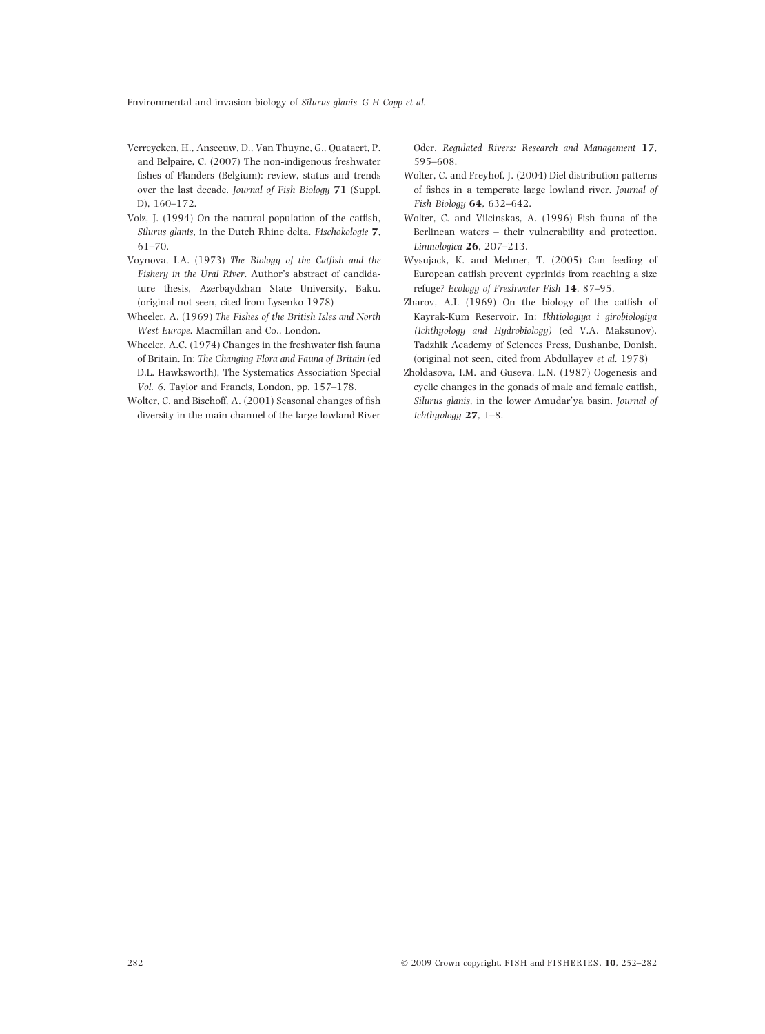Verreycken, H., Anseeuw, D., Van Thuyne, G., Quataert, P. and Belpaire, C. (2007) The non-indigenous freshwater fishes of Flanders (Belgium): review, status and trends over the last decade. *Journal of Fish Biology* **71** (Suppl. D), 160–172.

Volz, J. (1994) On the natural population of the catfish, *Silurus glanis*, in the Dutch Rhine delta. *Fischokologie* **7**, 61–70.

Voynova, I.A. (1973) *The Biology of the Catfish and the Fishery in the Ural River*. Author's abstract of candidature thesis, Azerbaydzhan State University, Baku. (original not seen, cited from Lysenko 1978)

Wheeler, A. (1969) *The Fishes of the British Isles and North West Europe*. Macmillan and Co., London.

Wheeler, A.C. (1974) Changes in the freshwater fish fauna of Britain. In: *The Changing Flora and Fauna of Britain* (ed D.L. Hawksworth), The Systematics Association Special *Vol. 6*. Taylor and Francis, London, pp. 157–178.

Wolter, C. and Bischoff, A. (2001) Seasonal changes of fish diversity in the main channel of the large lowland River Oder. *Regulated Rivers: Research and Management* **17**, 595–608.

Wolter, C. and Freyhof, J. (2004) Diel distribution patterns of fishes in a temperate large lowland river. *Journal of Fish Biology* **64**, 632–642.

Wolter, C. and Vilcinskas, A. (1996) Fish fauna of the Berlinean waters – their vulnerability and protection. *Limnologica* **26**, 207–213.

Wysujack, K. and Mehner, T. (2005) Can feeding of European catfish prevent cyprinids from reaching a size refuge? *Ecology of Freshwater Fish* **14**, 87–95.

Zharov, A.I. (1969) On the biology of the catfish of Kayrak-Kum Reservoir. In: *Ikhtiologiya i girobiologiya (Ichthyology and Hydrobiology)* (ed V.A. Maksunov). Tadzhik Academy of Sciences Press, Dushanbe, Donish. (original not seen, cited from Abdullayev *et al.* 1978)

Zholdasova, I.M. and Guseva, L.N. (1987) Oogenesis and cyclic changes in the gonads of male and female catfish, *Silurus glanis*, in the lower Amudar'ya basin. *Journal of Ichthyology* **27**, 1–8.